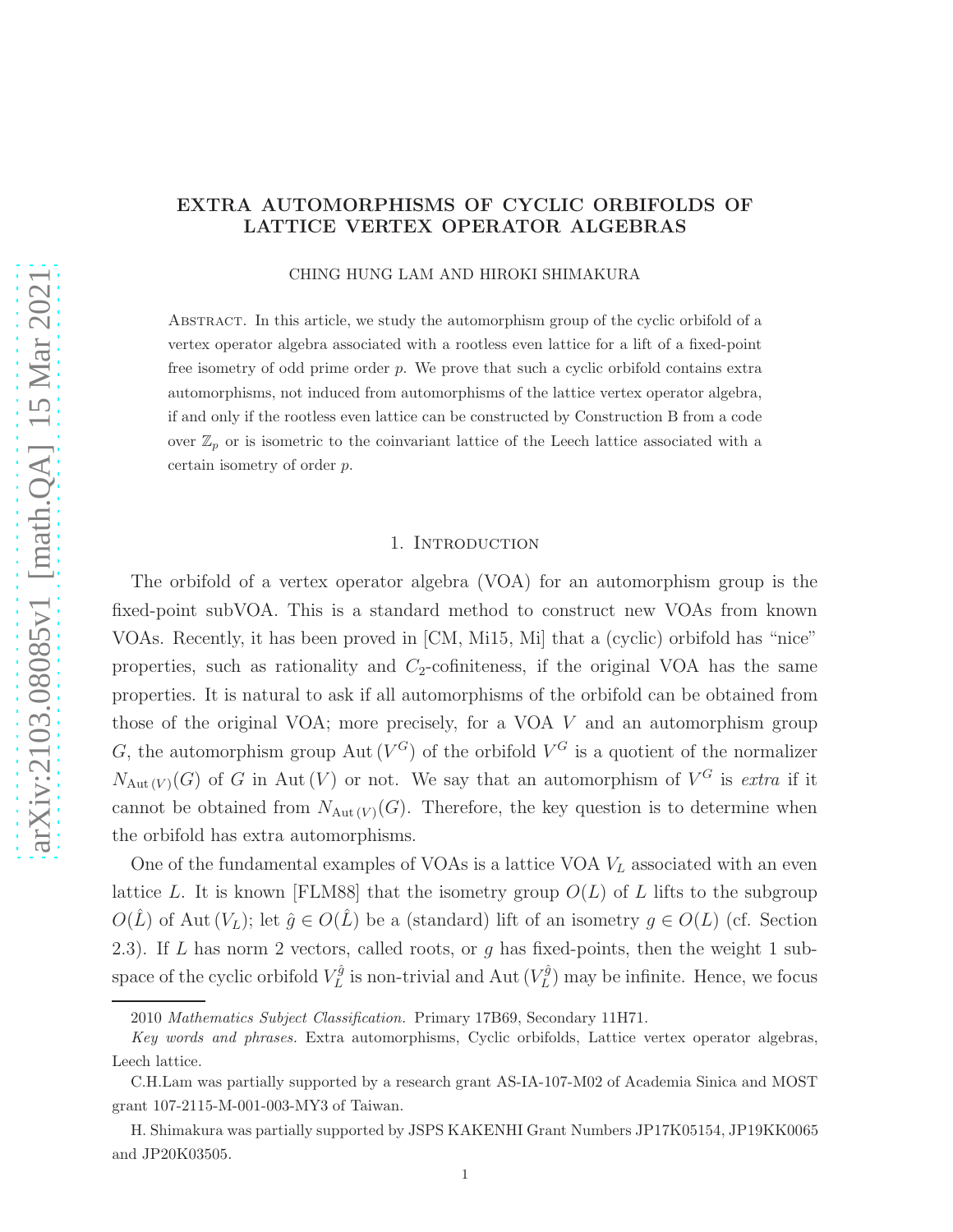# EXTRA AUTOMORPHISMS OF CYCLIC ORBIFOLDS OF LATTICE VERTEX OPERATOR ALGEBRAS

CHING HUNG LAM AND HIROKI SHIMAKURA

Abstract. In this article, we study the automorphism group of the cyclic orbifold of a vertex operator algebra associated with a rootless even lattice for a lift of a fixed-point free isometry of odd prime order $p$. We prove that such a cyclic orbifold contains extra automorphisms, not induced from automorphisms of the lattice vertex operator algebra, if and only if the rootless even lattice can be constructed by Construction B from a code over $\mathbb{Z}_p$ or is isometric to the coinvariant lattice of the Leech lattice associated with a certain isometry of order $p$.

## 1. Introduction

The orbifold of a vertex operator algebra (VOA) for an automorphism group is the fixed-point subVOA. This is a standard method to construct new VOAs from known VOAs. Recently, it has been proved in [CM, Mi15, Mi] that a (cyclic) orbifold has "nice" properties, such as rationality and $C_2$-cofiniteness, if the original VOA has the same properties. It is natural to ask if all automorphisms of the orbifold can be obtained from those of the original VOA; more precisely, for a VOA $V$ and an automorphism group $G$, the automorphism group $\mathrm{Aut}\,(V^G)$ of the orbifold $V^G$ is a quotient of the normalizer $N_{\mathrm{Aut}\,(V)}(G)$ of $G$ in $\mathrm{Aut}\,(V)$ or not. We say that an automorphism of $V^G$ is *extra* if it cannot be obtained from $N_{\mathrm{Aut}\,(V)}(G)$. Therefore, the key question is to determine when the orbifold has extra automorphisms.

One of the fundamental examples of VOAs is a lattice VOA $V_L$ associated with an even lattice $L$. It is known [FLM88] that the isometry group $O(L)$ of $L$ lifts to the subgroup $O(\hat{L})$ of $\mathrm{Aut}\,(V_L)$; let $\hat{g} \in O(\hat{L})$ be a (standard) lift of an isometry $g \in O(L)$ (cf. Section 2.3). If $L$ has norm 2 vectors, called roots, or $g$ has fixed-points, then the weight 1 subspace of the cyclic orbifold $V_L^{\hat{g}}$ is non-trivial and $\mathrm{Aut}\,(V_L^{\hat{g}})$ may be infinite. Hence, we focus

2010 *Mathematics Subject Classification.* Primary 17B69, Secondary 11H71.

*Key words and phrases.* Extra automorphisms, Cyclic orbifolds, Lattice vertex operator algebras, Leech lattice.

C.H.Lam was partially supported by a research grant AS-IA-107-M02 of Academia Sinica and MOST grant 107-2115-M-001-003-MY3 of Taiwan.

H. Shimakura was partially supported by JSPS KAKENHI Grant Numbers JP17K05154, JP19KK0065 and JP20K03505.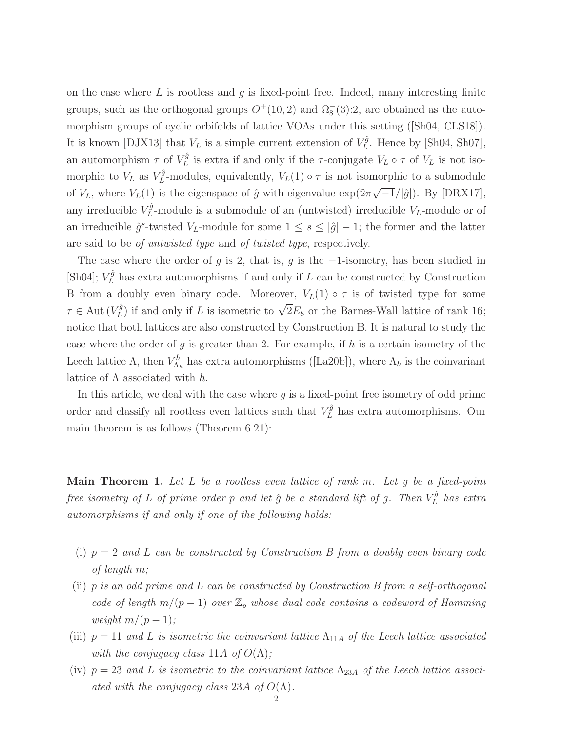on the case where $L$ is rootless and $g$ is fixed-point free. Indeed, many interesting finite groups, such as the orthogonal groups $O^+(10,2)$ and $\Omega_8^-(3){:}2$, are obtained as the automorphism groups of cyclic orbifolds of lattice VOAs under this setting ([Sh04, CLS18]). It is known [DJX13] that $V_L$ is a simple current extension of $V_L^{\hat{g}}$. Hence by [Sh04, Sh07], an automorphism $\tau$ of $V_L^{\hat{g}}$ is extra if and only if the $\tau$-conjugate $V_L \circ \tau$ of $V_L$ is not isomorphic to $V_L$ as $V_L^{\hat{g}}$-modules, equivalently, $V_L(1) \circ \tau$ is not isomorphic to a submodule of $V_L$, where $V_L(1)$ is the eigenspace of $\hat{g}$ with eigenvalue $\exp(2\pi\sqrt{-1}/|\hat{g}|)$. By [DRX17], any irreducible $V_L^{\hat{g}}$-module is a submodule of an (untwisted) irreducible $V_L$-module or of an irreducible $\hat{g}^s$-twisted $V_L$-module for some $1 \le s \le |\hat{g}|-1$; the former and the latter are said to be *of untwisted type* and *of twisted type*, respectively.

The case where the order of $g$ is 2, that is, $g$ is the $-1$-isometry, has been studied in [Sh04]; $V_L^{\hat{g}}$ has extra automorphisms if and only if $L$ can be constructed by Construction B from a doubly even binary code. Moreover, $V_L(1) \circ \tau$ is of twisted type for some $\tau \in \mathrm{Aut}\,(V_L^{\hat{g}})$ if and only if $L$ is isometric to $\sqrt{2}E_8$ or the Barnes-Wall lattice of rank 16; notice that both lattices are also constructed by Construction B. It is natural to study the case where the order of $g$ is greater than 2. For example, if $h$ is a certain isometry of the Leech lattice $\Lambda$, then $V_{\Lambda_h}^{\hat{h}}$ has extra automorphisms ([La20b]), where $\Lambda_h$ is the coinvariant lattice of $\Lambda$ associated with $h$.

In this article, we deal with the case where $g$ is a fixed-point free isometry of odd prime order and classify all rootless even lattices such that $V_L^{\hat{g}}$ has extra automorphisms. Our main theorem is as follows (Theorem 6.21):

**Main Theorem 1.** *Let $L$ be a rootless even lattice of rank $m$. Let $g$ be a fixed-point free isometry of $L$ of prime order $p$ and let $\hat{g}$ be a standard lift of $g$. Then $V_L^{\hat{g}}$ has extra automorphisms if and only if one of the following holds:*

- (i) *$p = 2$ and $L$ can be constructed by Construction B from a doubly even binary code of length $m$;*
- (ii) *$p$ is an odd prime and $L$ can be constructed by Construction B from a self-orthogonal code of length $m/(p-1)$ over $\mathbb{Z}_p$ whose dual code contains a codeword of Hamming weight $m/(p-1)$;*
- (iii) *$p = 11$ and $L$ is isometric the coinvariant lattice $\Lambda_{11A}$ of the Leech lattice associated with the conjugacy class $11A$ of $O(\Lambda)$;*
- (iv) *$p = 23$ and $L$ is isometric to the coinvariant lattice $\Lambda_{23A}$ of the Leech lattice associated with the conjugacy class $23A$ of $O(\Lambda)$.*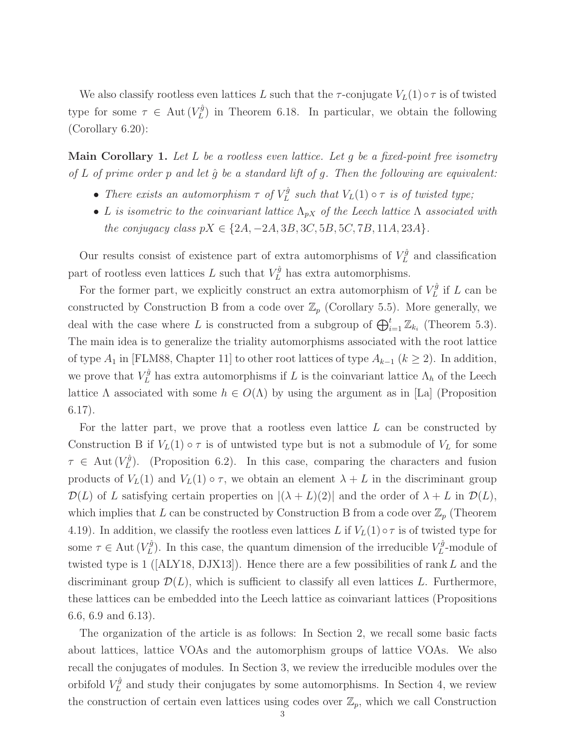We also classify rootless even lattices $L$ such that the $\tau$-conjugate $V_L(1) \circ \tau$ is of twisted type for some $\tau \in \operatorname{Aut}(V_L^{\hat{g}})$ in Theorem 6.18. In particular, we obtain the following (Corollary 6.20):

**Main Corollary 1.** *Let $L$ be a rootless even lattice. Let $g$ be a fixed-point free isometry of $L$ of prime order $p$ and let $\hat{g}$ be a standard lift of $g$. Then the following are equivalent:*

- *There exists an automorphism $\tau$ of $V_L^{\hat{g}}$ such that $V_L(1) \circ \tau$ is of twisted type;*
- *$L$ is isometric to the coinvariant lattice $\Lambda_{pX}$ of the Leech lattice $\Lambda$ associated with the conjugacy class $pX \in \{2A, -2A, 3B, 3C, 5B, 5C, 7B, 11A, 23A\}$.*

Our results consist of existence part of extra automorphisms of $V_L^{\hat{g}}$ and classification part of rootless even lattices $L$ such that $V_L^{\hat{g}}$ has extra automorphisms.

For the former part, we explicitly construct an extra automorphism of $V_L^{\hat{g}}$ if $L$ can be constructed by Construction B from a code over $\mathbb{Z}_p$ (Corollary 5.5). More generally, we deal with the case where $L$ is constructed from a subgroup of $\bigoplus_{i=1}^{t} \mathbb{Z}_{k_i}$ (Theorem 5.3). The main idea is to generalize the triality automorphisms associated with the root lattice of type $A_1$ in [FLM88, Chapter 11] to other root lattices of type $A_{k-1}$ ($k \geq 2$). In addition, we prove that $V_L^{\hat{g}}$ has extra automorphisms if $L$ is the coinvariant lattice $\Lambda_h$ of the Leech lattice $\Lambda$ associated with some $h \in O(\Lambda)$ by using the argument as in [La] (Proposition 6.17).

For the latter part, we prove that a rootless even lattice $L$ can be constructed by Construction B if $V_L(1) \circ \tau$ is of untwisted type but is not a submodule of $V_L$ for some $\tau \in \operatorname{Aut}(V_L^{\hat{g}})$. (Proposition 6.2). In this case, comparing the characters and fusion products of $V_L(1)$ and $V_L(1) \circ \tau$, we obtain an element $\lambda + L$ in the discriminant group $\mathcal{D}(L)$ of $L$ satisfying certain properties on $|(\lambda + L)(2)|$ and the order of $\lambda + L$ in $\mathcal{D}(L)$, which implies that $L$ can be constructed by Construction B from a code over $\mathbb{Z}_p$ (Theorem 4.19). In addition, we classify the rootless even lattices $L$ if $V_L(1) \circ \tau$ is of twisted type for some $\tau \in \operatorname{Aut}(V_L^{\hat{g}})$. In this case, the quantum dimension of the irreducible $V_L^{\hat{g}}$-module of twisted type is 1 ([ALY18, DJX13]). Hence there are a few possibilities of $\operatorname{rank} L$ and the discriminant group $\mathcal{D}(L)$, which is sufficient to classify all even lattices $L$. Furthermore, these lattices can be embedded into the Leech lattice as coinvariant lattices (Propositions 6.6, 6.9 and 6.13).

The organization of the article is as follows: In Section 2, we recall some basic facts about lattices, lattice VOAs and the automorphism groups of lattice VOAs. We also recall the conjugates of modules. In Section 3, we review the irreducible modules over the orbifold $V_L^{\hat{g}}$ and study their conjugates by some automorphisms. In Section 4, we review the construction of certain even lattices using codes over $\mathbb{Z}_p$, which we call Construction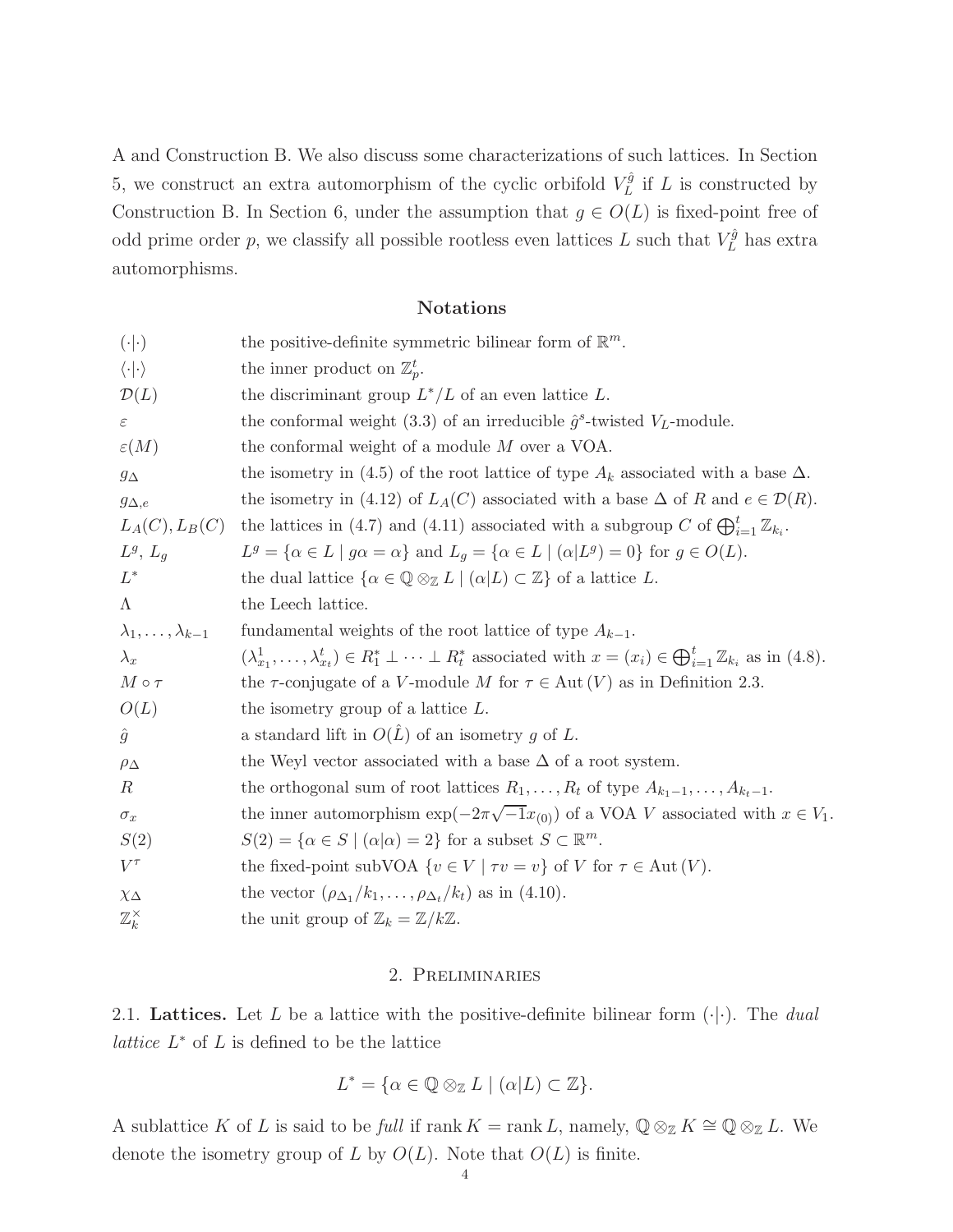A and Construction B. We also discuss some characterizations of such lattices. In Section 5, we construct an extra automorphism of the cyclic orbifold $V_L^{\hat{g}}$ if $L$ is constructed by Construction B. In Section 6, under the assumption that $g \in O(L)$ is fixed-point free of odd prime order $p$, we classify all possible rootless even lattices $L$ such that $V_L^{\hat{g}}$ has extra automorphisms.

### Notations

| | |
|---|---|
| $(\cdot\|\cdot)$ | the positive-definite symmetric bilinear form of $\mathbb{R}^m$. |
| $\langle\cdot\|\cdot\rangle$ | the inner product on $\mathbb{Z}_p^t$. |
| $\mathcal{D}(L)$ | the discriminant group $L^*/L$ of an even lattice $L$. |
| $\varepsilon$ | the conformal weight (3.3) of an irreducible $\hat{g}^s$-twisted $V_L$-module. |
| $\varepsilon(M)$ | the conformal weight of a module $M$ over a VOA. |
| $g_\Delta$ | the isometry in (4.5) of the root lattice of type $A_k$ associated with a base $\Delta$. |
| $g_{\Delta,e}$ | the isometry in (4.12) of $L_A(C)$ associated with a base $\Delta$ of $R$ and $e \in \mathcal{D}(R)$. |
| $L_A(C), L_B(C)$ | the lattices in (4.7) and (4.11) associated with a subgroup $C$ of $\bigoplus_{i=1}^t \mathbb{Z}_{k_i}$. |
| $L^g$, $L_g$ | $L^g = \{\alpha \in L \mid g\alpha = \alpha\}$ and $L_g = \{\alpha \in L \mid (\alpha\|L^g) = 0\}$ for $g \in O(L)$. |
| $L^*$ | the dual lattice $\{\alpha \in \mathbb{Q} \otimes_{\mathbb{Z}} L \mid (\alpha\|L) \subset \mathbb{Z}\}$ of a lattice $L$. |
| $\Lambda$ | the Leech lattice. |
| $\lambda_1, \dots, \lambda_{k-1}$ | fundamental weights of the root lattice of type $A_{k-1}$. |
| $\lambda_x$ | $(\lambda_{x_1}^1, \dots, \lambda_{x_t}^t) \in R_1^* \perp \cdots \perp R_t^*$ associated with $x = (x_i) \in \bigoplus_{i=1}^t \mathbb{Z}_{k_i}$ as in (4.8). |
| $M \circ \tau$ | the $\tau$-conjugate of a $V$-module $M$ for $\tau \in \mathrm{Aut}(V)$ as in Definition 2.3. |
| $O(L)$ | the isometry group of a lattice $L$. |
| $\hat{g}$ | a standard lift in $O(\hat{L})$ of an isometry $g$ of $L$. |
| $\rho_\Delta$ | the Weyl vector associated with a base $\Delta$ of a root system. |
| $R$ | the orthogonal sum of root lattices $R_1, \dots, R_t$ of type $A_{k_1-1}, \dots, A_{k_t-1}$. |
| $\sigma_x$ | the inner automorphism $\exp(-2\pi\sqrt{-1}x_{(0)})$ of a VOA $V$ associated with $x \in V_1$. |
| $S(2)$ | $S(2) = \{\alpha \in S \mid (\alpha\|\alpha) = 2\}$ for a subset $S \subset \mathbb{R}^m$. |
| $V^\tau$ | the fixed-point subVOA $\{v \in V \mid \tau v = v\}$ of $V$ for $\tau \in \mathrm{Aut}(V)$. |
| $\chi_\Delta$ | the vector $(\rho_{\Delta_1}/k_1, \dots, \rho_{\Delta_t}/k_t)$ as in (4.10). |
| $\mathbb{Z}_k^\times$ | the unit group of $\mathbb{Z}_k = \mathbb{Z}/k\mathbb{Z}$. |

## 2. Preliminaries

2.1. **Lattices.** Let $L$ be a lattice with the positive-definite bilinear form $(\cdot|\cdot)$. The *dual lattice* $L^*$ of $L$ is defined to be the lattice

$$L^* = \{\alpha \in \mathbb{Q} \otimes_{\mathbb{Z}} L \mid (\alpha|L) \subset \mathbb{Z}\}.$$

A sublattice $K$ of $L$ is said to be *full* if $\operatorname{rank} K = \operatorname{rank} L$, namely, $\mathbb{Q} \otimes_{\mathbb{Z}} K \cong \mathbb{Q} \otimes_{\mathbb{Z}} L$. We denote the isometry group of $L$ by $O(L)$. Note that $O(L)$ is finite.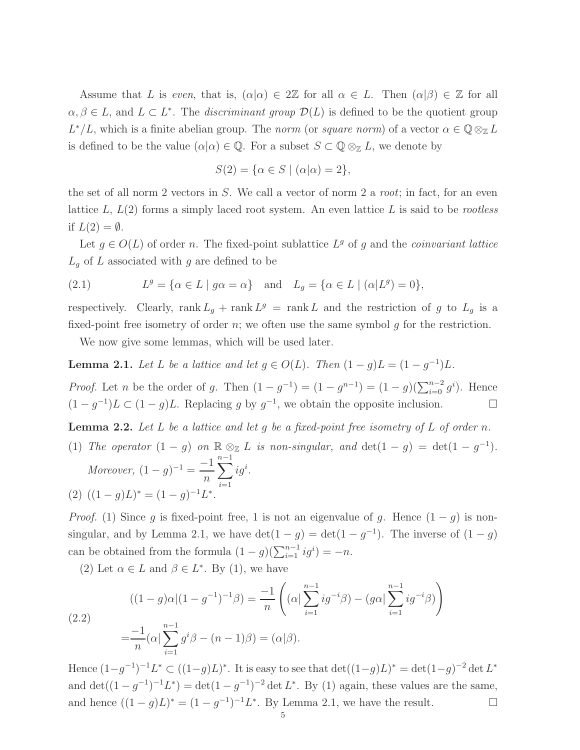Assume that $L$ is *even*, that is, $(\alpha|\alpha) \in 2\mathbb{Z}$ for all $\alpha \in L$. Then $(\alpha|\beta) \in \mathbb{Z}$ for all $\alpha, \beta \in L$, and $L \subset L^*$. The *discriminant group* $\mathcal{D}(L)$ is defined to be the quotient group $L^*/L$, which is a finite abelian group. The *norm* (or *square norm*) of a vector $\alpha \in \mathbb{Q} \otimes_{\mathbb{Z}} L$ is defined to be the value $(\alpha|\alpha) \in \mathbb{Q}$. For a subset $S \subset \mathbb{Q} \otimes_{\mathbb{Z}} L$, we denote by

$$S(2) = \{\alpha \in S \mid (\alpha|\alpha) = 2\},$$

the set of all norm 2 vectors in $S$. We call a vector of norm 2 a *root*; in fact, for an even lattice $L$, $L(2)$ forms a simply laced root system. An even lattice $L$ is said to be *rootless* if $L(2) = \emptyset$.

Let $g \in O(L)$ of order $n$. The fixed-point sublattice $L^g$ of $g$ and the *coinvariant lattice* $L_g$ of $L$ associated with $g$ are defined to be

$$L^g = \{\alpha \in L \mid g\alpha = \alpha\} \quad \text{and} \quad L_g = \{\alpha \in L \mid (\alpha|L^g) = 0\}, \tag{2.1}$$

respectively. Clearly, $\operatorname{rank} L_g + \operatorname{rank} L^g = \operatorname{rank} L$ and the restriction of $g$ to $L_g$ is a fixed-point free isometry of order $n$; we often use the same symbol $g$ for the restriction.

We now give some lemmas, which will be used later.

**Lemma 2.1.** *Let $L$ be a lattice and let $g \in O(L)$. Then $(1-g)L = (1-g^{-1})L$.*

*Proof.* Let $n$ be the order of $g$. Then $(1-g^{-1}) = (1-g^{n-1}) = (1-g)(\sum_{i=0}^{n-2} g^i)$. Hence $(1-g^{-1})L \subset (1-g)L$. Replacing $g$ by $g^{-1}$, we obtain the opposite inclusion. □

**Lemma 2.2.** *Let $L$ be a lattice and let $g$ be a fixed-point free isometry of $L$ of order $n$.*

(1) *The operator $(1-g)$ on $\mathbb{R} \otimes_{\mathbb{Z}} L$ is non-singular, and $\det(1-g) = \det(1-g^{-1})$. Moreover, $(1-g)^{-1} = \dfrac{-1}{n} \displaystyle\sum_{i=1}^{n-1} ig^i$.*

(2) *$((1-g)L)^* = (1-g)^{-1}L^*$.*

*Proof.* (1) Since $g$ is fixed-point free, 1 is not an eigenvalue of $g$. Hence $(1-g)$ is non-singular, and by Lemma 2.1, we have $\det(1-g) = \det(1-g^{-1})$. The inverse of $(1-g)$ can be obtained from the formula $(1-g)(\sum_{i=1}^{n-1} ig^i) = -n$.

(2) Let $\alpha \in L$ and $\beta \in L^*$. By (1), we have

$$\begin{aligned} ((1-g)\alpha|(1-g^{-1})^{-1}\beta) &= \frac{-1}{n}\left((\alpha|\sum_{i=1}^{n-1} ig^{-i}\beta) - (g\alpha|\sum_{i=1}^{n-1} ig^{-i}\beta)\right) \\ &= \frac{-1}{n}(\alpha|\sum_{i=1}^{n-1} g^i\beta - (n-1)\beta) = (\alpha|\beta). \end{aligned} \tag{2.2}$$

Hence $(1-g^{-1})^{-1}L^* \subset ((1-g)L)^*$. It is easy to see that $\det((1-g)L)^* = \det(1-g)^{-2}\det L^*$ and $\det((1-g^{-1})^{-1}L^*) = \det(1-g^{-1})^{-2}\det L^*$. By (1) again, these values are the same, and hence $((1-g)L)^* = (1-g^{-1})^{-1}L^*$. By Lemma 2.1, we have the result. □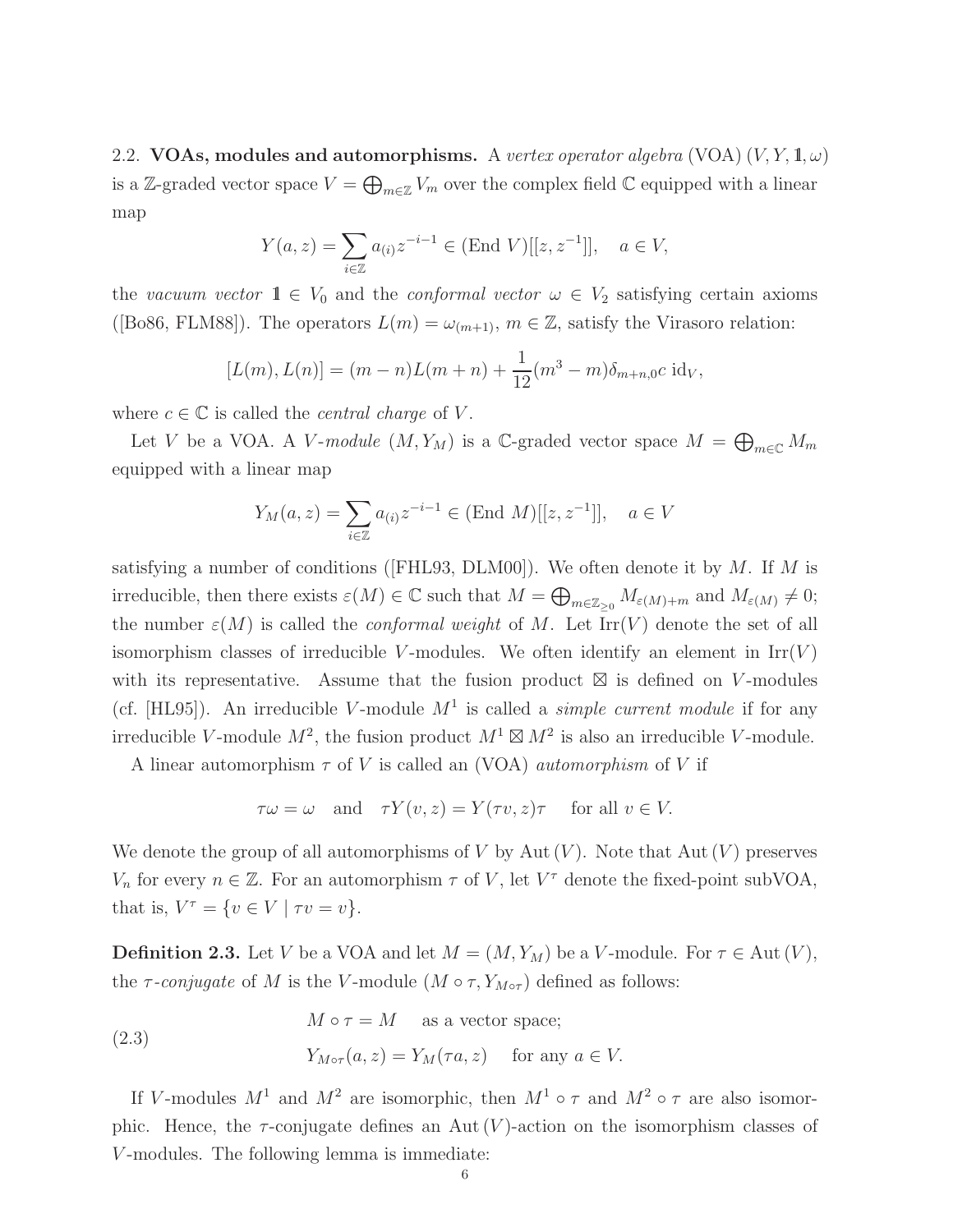2.2. **VOAs, modules and automorphisms.** A *vertex operator algebra* (VOA) $(V, Y, \mathbb{1}, \omega)$ is a $\mathbb{Z}$-graded vector space $V = \bigoplus_{m\in\mathbb{Z}} V_m$ over the complex field $\mathbb{C}$ equipped with a linear map

$$Y(a, z) = \sum_{i\in\mathbb{Z}} a_{(i)} z^{-i-1} \in (\mathrm{End}\ V)[[z, z^{-1}]], \quad a \in V,$$

the *vacuum vector* $\mathbb{1} \in V_0$ and the *conformal vector* $\omega \in V_2$ satisfying certain axioms ([Bo86, FLM88]). The operators $L(m) = \omega_{(m+1)}$, $m \in \mathbb{Z}$, satisfy the Virasoro relation:

$$[L(m), L(n)] = (m - n)L(m + n) + \frac{1}{12}(m^3 - m)\delta_{m+n,0} c\ \mathrm{id}_V,$$

where $c \in \mathbb{C}$ is called the *central charge* of $V$.

Let $V$ be a VOA. A *$V$-module* $(M, Y_M)$ is a $\mathbb{C}$-graded vector space $M = \bigoplus_{m\in\mathbb{C}} M_m$ equipped with a linear map

$$Y_M(a, z) = \sum_{i\in\mathbb{Z}} a_{(i)} z^{-i-1} \in (\mathrm{End}\ M)[[z, z^{-1}]], \quad a \in V$$

satisfying a number of conditions ([FHL93, DLM00]). We often denote it by $M$. If $M$ is irreducible, then there exists $\varepsilon(M) \in \mathbb{C}$ such that $M = \bigoplus_{m\in\mathbb{Z}_{\geq 0}} M_{\varepsilon(M)+m}$ and $M_{\varepsilon(M)} \neq 0$; the number $\varepsilon(M)$ is called the *conformal weight* of $M$. Let $\mathrm{Irr}(V)$ denote the set of all isomorphism classes of irreducible $V$-modules. We often identify an element in $\mathrm{Irr}(V)$ with its representative. Assume that the fusion product $\boxtimes$ is defined on $V$-modules (cf. [HL95]). An irreducible $V$-module $M^1$ is called a *simple current module* if for any irreducible $V$-module $M^2$, the fusion product $M^1 \boxtimes M^2$ is also an irreducible $V$-module.

A linear automorphism $\tau$ of $V$ is called an (VOA) *automorphism* of $V$ if

$$\tau\omega = \omega \quad \text{and} \quad \tau Y(v, z) = Y(\tau v, z)\tau \quad \text{for all } v \in V.$$

We denote the group of all automorphisms of $V$ by $\mathrm{Aut}\,(V)$. Note that $\mathrm{Aut}\,(V)$ preserves $V_n$ for every $n \in \mathbb{Z}$. For an automorphism $\tau$ of $V$, let $V^\tau$ denote the fixed-point subVOA, that is, $V^\tau = \{v \in V \mid \tau v = v\}$.

**Definition 2.3.** Let $V$ be a VOA and let $M = (M, Y_M)$ be a $V$-module. For $\tau \in \mathrm{Aut}\,(V)$, the *$\tau$-conjugate* of $M$ is the $V$-module $(M \circ \tau, Y_{M\circ\tau})$ defined as follows:

$$\begin{aligned} &M \circ \tau = M \quad \text{as a vector space;} \\ &Y_{M\circ\tau}(a, z) = Y_M(\tau a, z) \quad \text{for any } a \in V. \end{aligned} \tag{2.3}$$

If $V$-modules $M^1$ and $M^2$ are isomorphic, then $M^1 \circ \tau$ and $M^2 \circ \tau$ are also isomorphic. Hence, the $\tau$-conjugate defines an $\mathrm{Aut}\,(V)$-action on the isomorphism classes of $V$-modules. The following lemma is immediate: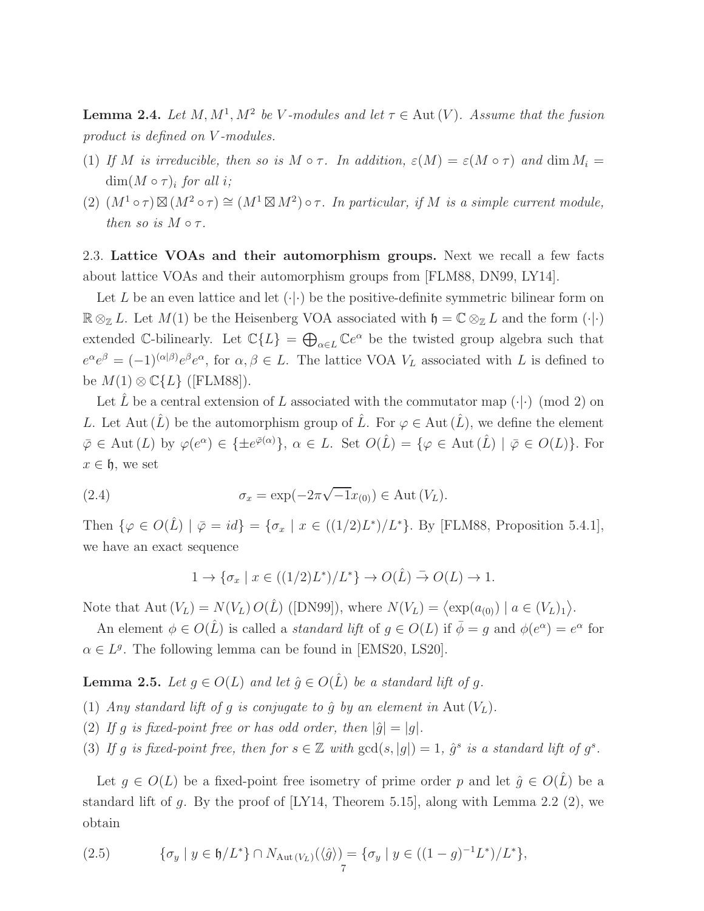**Lemma 2.4.** *Let $M, M^1, M^2$ be $V$-modules and let $\tau \in \mathrm{Aut}\,(V)$. Assume that the fusion product is defined on $V$-modules.*

(1) *If $M$ is irreducible, then so is $M \circ \tau$. In addition, $\varepsilon(M) = \varepsilon(M \circ \tau)$ and $\dim M_i = \dim(M \circ \tau)_i$ for all $i$;*
(2) *$(M^1 \circ \tau) \boxtimes (M^2 \circ \tau) \cong (M^1 \boxtimes M^2) \circ \tau$. In particular, if $M$ is a simple current module, then so is $M \circ \tau$.*

2.3. **Lattice VOAs and their automorphism groups.** Next we recall a few facts about lattice VOAs and their automorphism groups from [FLM88, DN99, LY14].

Let $L$ be an even lattice and let $(\cdot|\cdot)$ be the positive-definite symmetric bilinear form on $\mathbb{R} \otimes_{\mathbb{Z}} L$. Let $M(1)$ be the Heisenberg VOA associated with $\mathfrak{h} = \mathbb{C} \otimes_{\mathbb{Z}} L$ and the form $(\cdot|\cdot)$ extended $\mathbb{C}$-bilinearly. Let $\mathbb{C}\{L\} = \bigoplus_{\alpha \in L} \mathbb{C}e^{\alpha}$ be the twisted group algebra such that $e^{\alpha}e^{\beta} = (-1)^{(\alpha|\beta)}e^{\beta}e^{\alpha}$, for $\alpha, \beta \in L$. The lattice VOA $V_L$ associated with $L$ is defined to be $M(1) \otimes \mathbb{C}\{L\}$ ([FLM88]).

Let $\hat{L}$ be a central extension of $L$ associated with the commutator map $(\cdot|\cdot) \pmod 2$ on $L$. Let $\mathrm{Aut}\,(\hat{L})$ be the automorphism group of $\hat{L}$. For $\varphi \in \mathrm{Aut}\,(\hat{L})$, we define the element $\bar{\varphi} \in \mathrm{Aut}\,(L)$ by $\varphi(e^{\alpha}) \in \{\pm e^{\bar{\varphi}(\alpha)}\}$, $\alpha \in L$. Set $O(\hat{L}) = \{\varphi \in \mathrm{Aut}\,(\hat{L}) \mid \bar{\varphi} \in O(L)\}$. For $x \in \mathfrak{h}$, we set

$$\sigma_x = \exp(-2\pi\sqrt{-1}x_{(0)}) \in \mathrm{Aut}\,(V_L). \tag{2.4}$$

Then $\{\varphi \in O(\hat{L}) \mid \bar{\varphi} = id\} = \{\sigma_x \mid x \in ((1/2)L^*)/L^*\}$. By [FLM88, Proposition 5.4.1], we have an exact sequence

$$1 \to \{\sigma_x \mid x \in ((1/2)L^*)/L^*\} \to O(\hat{L}) \xrightarrow{\bar{\ }} O(L) \to 1.$$

Note that $\mathrm{Aut}\,(V_L) = N(V_L)\, O(\hat{L})$ ([DN99]), where $N(V_L) = \langle \exp(a_{(0)}) \mid a \in (V_L)_1 \rangle$.

An element $\phi \in O(\hat{L})$ is called a *standard lift* of $g \in O(L)$ if $\bar{\phi} = g$ and $\phi(e^{\alpha}) = e^{\alpha}$ for $\alpha \in L^g$. The following lemma can be found in [EMS20, LS20].

**Lemma 2.5.** *Let $g \in O(L)$ and let $\hat{g} \in O(\hat{L})$ be a standard lift of $g$.*

(1) *Any standard lift of $g$ is conjugate to $\hat{g}$ by an element in $\mathrm{Aut}\,(V_L)$.*
(2) *If $g$ is fixed-point free or has odd order, then $|\hat{g}| = |g|$.*
(3) *If $g$ is fixed-point free, then for $s \in \mathbb{Z}$ with $\gcd(s, |g|) = 1$, $\hat{g}^s$ is a standard lift of $g^s$.*

Let $g \in O(L)$ be a fixed-point free isometry of prime order $p$ and let $\hat{g} \in O(\hat{L})$ be a standard lift of $g$. By the proof of [LY14, Theorem 5.15], along with Lemma 2.2 (2), we obtain

$$\{\sigma_y \mid y \in \mathfrak{h}/L^*\} \cap N_{\mathrm{Aut}\,(V_L)}(\langle \hat{g} \rangle) = \{\sigma_y \mid y \in ((1-g)^{-1}L^*)/L^*\}, \tag{2.5}$$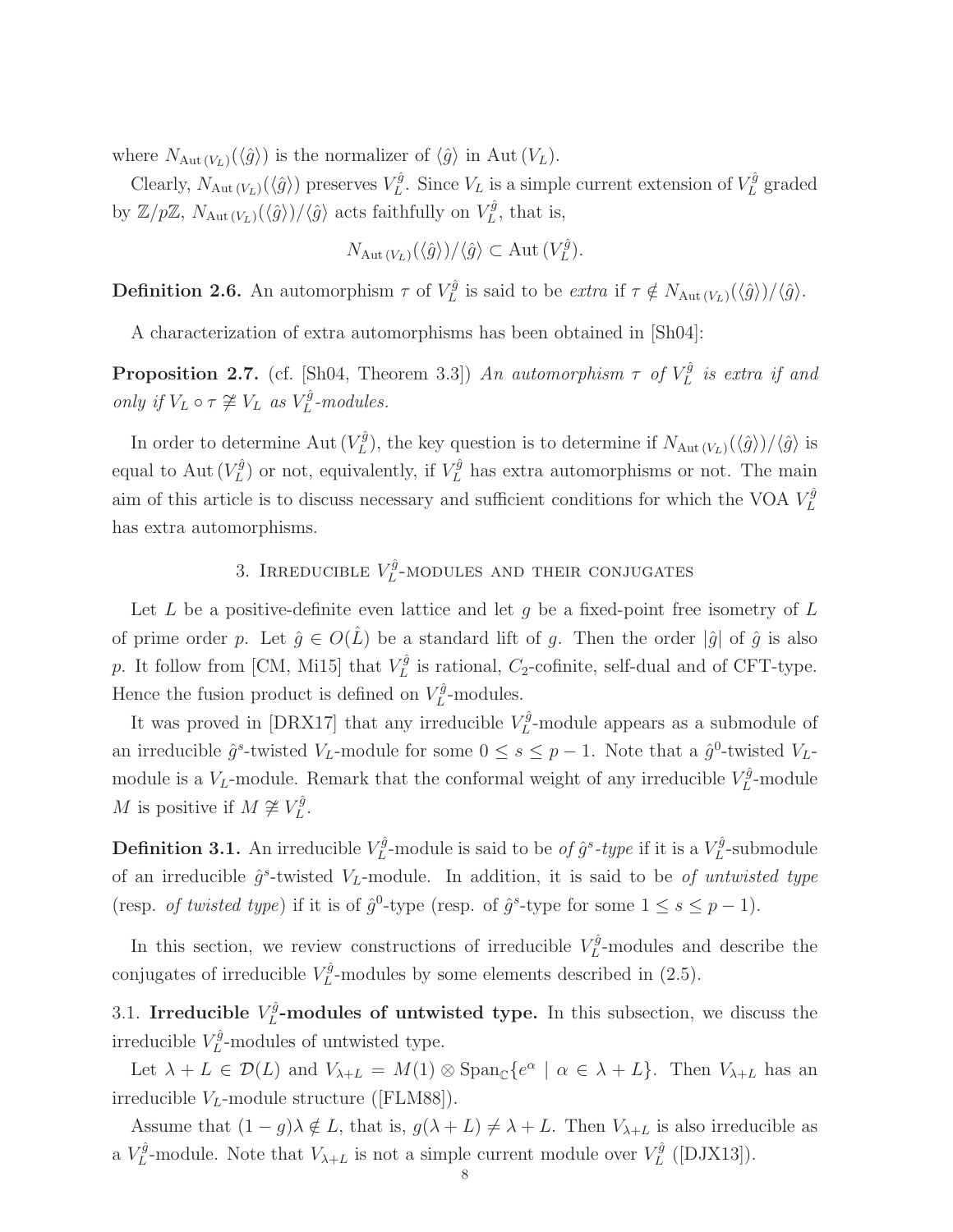where $N_{\mathrm{Aut}\,(V_L)}(\langle \hat{g}\rangle)$ is the normalizer of $\langle \hat{g}\rangle$ in $\mathrm{Aut}\,(V_L)$.

Clearly, $N_{\mathrm{Aut}\,(V_L)}(\langle \hat{g}\rangle)$ preserves $V_L^{\hat{g}}$. Since $V_L$ is a simple current extension of $V_L^{\hat{g}}$ graded by $\mathbb{Z}/p\mathbb{Z}$, $N_{\mathrm{Aut}\,(V_L)}(\langle \hat{g}\rangle)/\langle \hat{g}\rangle$ acts faithfully on $V_L^{\hat{g}}$, that is,

$$N_{\mathrm{Aut}\,(V_L)}(\langle \hat{g}\rangle)/\langle \hat{g}\rangle \subset \mathrm{Aut}\,(V_L^{\hat{g}}).$$

**Definition 2.6.** An automorphism $\tau$ of $V_L^{\hat{g}}$ is said to be *extra* if $\tau \notin N_{\mathrm{Aut}\,(V_L)}(\langle \hat{g}\rangle)/\langle \hat{g}\rangle$.

A characterization of extra automorphisms has been obtained in [Sh04]:

**Proposition 2.7.** (cf. [Sh04, Theorem 3.3]) *An automorphism $\tau$ of $V_L^{\hat{g}}$ is extra if and only if $V_L \circ \tau \not\cong V_L$ as $V_L^{\hat{g}}$-modules.*

In order to determine $\mathrm{Aut}\,(V_L^{\hat{g}})$, the key question is to determine if $N_{\mathrm{Aut}\,(V_L)}(\langle \hat{g}\rangle)/\langle \hat{g}\rangle$ is equal to $\mathrm{Aut}\,(V_L^{\hat{g}})$ or not, equivalently, if $V_L^{\hat{g}}$ has extra automorphisms or not. The main aim of this article is to discuss necessary and sufficient conditions for which the VOA $V_L^{\hat{g}}$ has extra automorphisms.

## 3. Irreducible $V_L^{\hat{g}}$-modules and their conjugates

Let $L$ be a positive-definite even lattice and let $g$ be a fixed-point free isometry of $L$ of prime order $p$. Let $\hat{g} \in O(\hat{L})$ be a standard lift of $g$. Then the order $|\hat{g}|$ of $\hat{g}$ is also $p$. It follow from [CM, Mi15] that $V_L^{\hat{g}}$ is rational, $C_2$-cofinite, self-dual and of CFT-type. Hence the fusion product is defined on $V_L^{\hat{g}}$-modules.

It was proved in [DRX17] that any irreducible $V_L^{\hat{g}}$-module appears as a submodule of an irreducible $\hat{g}^s$-twisted $V_L$-module for some $0 \le s \le p-1$. Note that a $\hat{g}^0$-twisted $V_L$-module is a $V_L$-module. Remark that the conformal weight of any irreducible $V_L^{\hat{g}}$-module $M$ is positive if $M \not\cong V_L^{\hat{g}}$.

**Definition 3.1.** An irreducible $V_L^{\hat{g}}$-module is said to be *of $\hat{g}^s$-type* if it is a $V_L^{\hat{g}}$-submodule of an irreducible $\hat{g}^s$-twisted $V_L$-module. In addition, it is said to be *of untwisted type* (resp. *of twisted type*) if it is of $\hat{g}^0$-type (resp. of $\hat{g}^s$-type for some $1 \le s \le p-1$).

In this section, we review constructions of irreducible $V_L^{\hat{g}}$-modules and describe the conjugates of irreducible $V_L^{\hat{g}}$-modules by some elements described in (2.5).

### 3.1. Irreducible $V_L^{\hat{g}}$-modules of untwisted type.

In this subsection, we discuss the irreducible $V_L^{\hat{g}}$-modules of untwisted type.

Let $\lambda + L \in \mathcal{D}(L)$ and $V_{\lambda+L} = M(1) \otimes \mathrm{Span}_{\mathbb{C}}\{e^{\alpha} \mid \alpha \in \lambda + L\}$. Then $V_{\lambda+L}$ has an irreducible $V_L$-module structure ([FLM88]).

Assume that $(1-g)\lambda \notin L$, that is, $g(\lambda + L) \neq \lambda + L$. Then $V_{\lambda+L}$ is also irreducible as a $V_L^{\hat{g}}$-module. Note that $V_{\lambda+L}$ is not a simple current module over $V_L^{\hat{g}}$ ([DJX13]).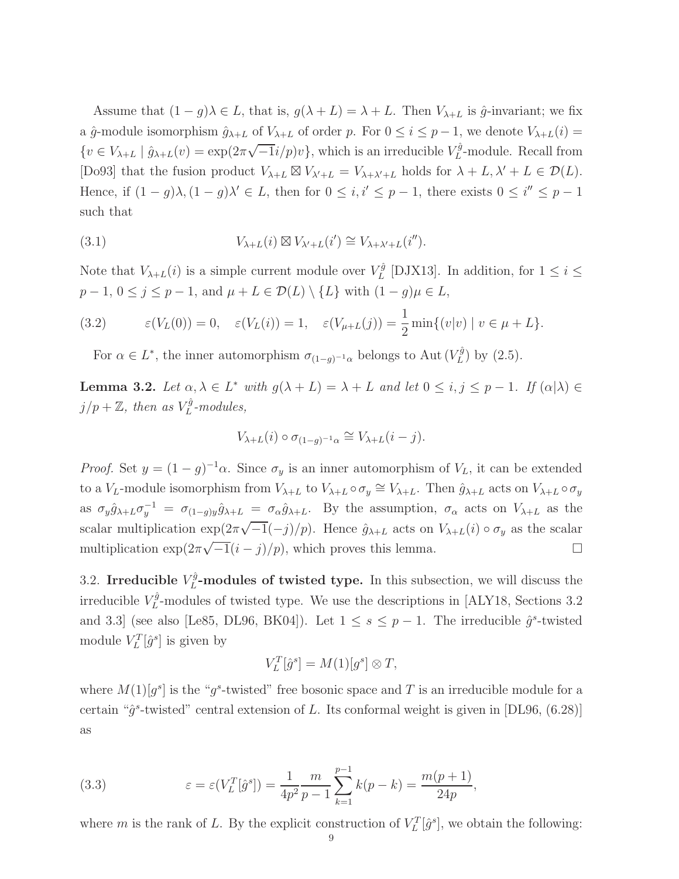Assume that $(1-g)\lambda \in L$, that is, $g(\lambda + L) = \lambda + L$. Then $V_{\lambda+L}$ is $\hat{g}$-invariant; we fix a $\hat{g}$-module isomorphism $\hat{g}_{\lambda+L}$ of $V_{\lambda+L}$ of order $p$. For $0 \le i \le p-1$, we denote $V_{\lambda+L}(i) = \{v \in V_{\lambda+L} \mid \hat{g}_{\lambda+L}(v) = \exp(2\pi\sqrt{-1}i/p)v\}$, which is an irreducible $V_L^{\hat{g}}$-module. Recall from [Do93] that the fusion product $V_{\lambda+L} \boxtimes V_{\lambda'+L} = V_{\lambda+\lambda'+L}$ holds for $\lambda + L, \lambda' + L \in \mathcal{D}(L)$. Hence, if $(1-g)\lambda, (1-g)\lambda' \in L$, then for $0 \le i, i' \le p-1$, there exists $0 \le i'' \le p-1$ such that

$$V_{\lambda+L}(i) \boxtimes V_{\lambda'+L}(i') \cong V_{\lambda+\lambda'+L}(i''). \tag{3.1}$$

Note that $V_{\lambda+L}(i)$ is a simple current module over $V_L^{\hat{g}}$ [DJX13]. In addition, for $1 \le i \le p-1$, $0 \le j \le p-1$, and $\mu + L \in \mathcal{D}(L) \setminus \{L\}$ with $(1-g)\mu \in L$,

$$\varepsilon(V_L(0)) = 0, \quad \varepsilon(V_L(i)) = 1, \quad \varepsilon(V_{\mu+L}(j)) = \frac{1}{2}\min\{(v|v) \mid v \in \mu + L\}. \tag{3.2}$$

For $\alpha \in L^*$, the inner automorphism $\sigma_{(1-g)^{-1}\alpha}$ belongs to $\mathrm{Aut}\,(V_L^{\hat{g}})$ by (2.5).

**Lemma 3.2.** *Let $\alpha, \lambda \in L^*$ with $g(\lambda + L) = \lambda + L$ and let $0 \le i, j \le p-1$. If $(\alpha|\lambda) \in j/p + \mathbb{Z}$, then as $V_L^{\hat{g}}$-modules,*

$$V_{\lambda+L}(i) \circ \sigma_{(1-g)^{-1}\alpha} \cong V_{\lambda+L}(i-j).$$

*Proof.* Set $y = (1-g)^{-1}\alpha$. Since $\sigma_y$ is an inner automorphism of $V_L$, it can be extended to a $V_L$-module isomorphism from $V_{\lambda+L}$ to $V_{\lambda+L} \circ \sigma_y \cong V_{\lambda+L}$. Then $\hat{g}_{\lambda+L}$ acts on $V_{\lambda+L} \circ \sigma_y$ as $\sigma_y \hat{g}_{\lambda+L} \sigma_y^{-1} = \sigma_{(1-g)y} \hat{g}_{\lambda+L} = \sigma_\alpha \hat{g}_{\lambda+L}$. By the assumption, $\sigma_\alpha$ acts on $V_{\lambda+L}$ as the scalar multiplication $\exp(2\pi\sqrt{-1}(-j)/p)$. Hence $\hat{g}_{\lambda+L}$ acts on $V_{\lambda+L}(i) \circ \sigma_y$ as the scalar multiplication $\exp(2\pi\sqrt{-1}(i-j)/p)$, which proves this lemma. □

3.2. **Irreducible $V_L^{\hat{g}}$-modules of twisted type.** In this subsection, we will discuss the irreducible $V_L^{\hat{g}}$-modules of twisted type. We use the descriptions in [ALY18, Sections 3.2 and 3.3] (see also [Le85, DL96, BK04]). Let $1 \le s \le p-1$. The irreducible $\hat{g}^s$-twisted module $V_L^T[\hat{g}^s]$ is given by

$$V_L^T[\hat{g}^s] = M(1)[g^s] \otimes T,$$

where $M(1)[g^s]$ is the "$g^s$-twisted" free bosonic space and $T$ is an irreducible module for a certain "$\hat{g}^s$-twisted" central extension of $L$. Its conformal weight is given in [DL96, (6.28)] as

$$\varepsilon = \varepsilon(V_L^T[\hat{g}^s]) = \frac{1}{4p^2}\frac{m}{p-1}\sum_{k=1}^{p-1} k(p-k) = \frac{m(p+1)}{24p}, \tag{3.3}$$

where $m$ is the rank of $L$. By the explicit construction of $V_L^T[\hat{g}^s]$, we obtain the following: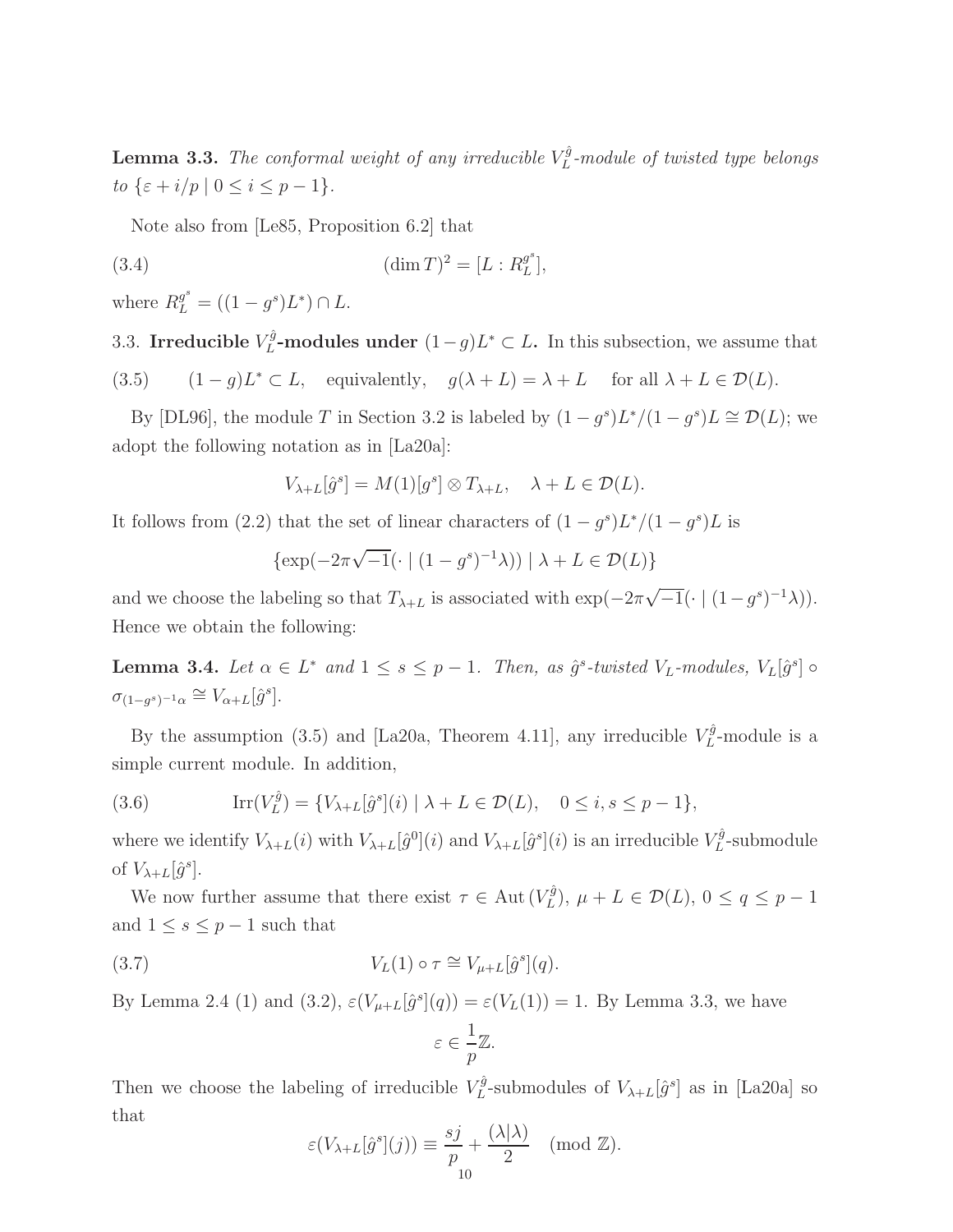**Lemma 3.3.** *The conformal weight of any irreducible $V_L^{\hat{g}}$-module of twisted type belongs to $\{\varepsilon + i/p \mid 0 \le i \le p-1\}$.*

Note also from [Le85, Proposition 6.2] that

$$(\dim T)^2 = [L : R_L^{g^s}], \tag{3.4}$$

where $R_L^{g^s} = ((1-g^s)L^*) \cap L$.

3.3. **Irreducible $V_L^{\hat{g}}$-modules under $(1-g)L^* \subset L$.** In this subsection, we assume that

$$(1-g)L^* \subset L, \quad \text{equivalently,} \quad g(\lambda + L) = \lambda + L \quad \text{for all } \lambda + L \in \mathcal{D}(L). \tag{3.5}$$

By [DL96], the module $T$ in Section 3.2 is labeled by $(1-g^s)L^*/(1-g^s)L \cong \mathcal{D}(L)$; we adopt the following notation as in [La20a]:

$$V_{\lambda+L}[\hat{g}^s] = M(1)[g^s] \otimes T_{\lambda+L}, \quad \lambda + L \in \mathcal{D}(L).$$

It follows from (2.2) that the set of linear characters of $(1-g^s)L^*/(1-g^s)L$ is

$$\{\exp(-2\pi\sqrt{-1}(\cdot \mid (1-g^s)^{-1}\lambda)) \mid \lambda + L \in \mathcal{D}(L)\}$$

and we choose the labeling so that $T_{\lambda+L}$ is associated with $\exp(-2\pi\sqrt{-1}(\cdot \mid (1-g^s)^{-1}\lambda))$. Hence we obtain the following:

**Lemma 3.4.** *Let $\alpha \in L^*$ and $1 \le s \le p-1$. Then, as $\hat{g}^s$-twisted $V_L$-modules, $V_L[\hat{g}^s] \circ \sigma_{(1-g^s)^{-1}\alpha} \cong V_{\alpha+L}[\hat{g}^s]$.*

By the assumption (3.5) and [La20a, Theorem 4.11], any irreducible $V_L^{\hat{g}}$-module is a simple current module. In addition,

$$\mathrm{Irr}(V_L^{\hat{g}}) = \{V_{\lambda+L}[\hat{g}^s](i) \mid \lambda + L \in \mathcal{D}(L), \quad 0 \le i, s \le p-1\}, \tag{3.6}$$

where we identify $V_{\lambda+L}(i)$ with $V_{\lambda+L}[\hat{g}^0](i)$ and $V_{\lambda+L}[\hat{g}^s](i)$ is an irreducible $V_L^{\hat{g}}$-submodule of $V_{\lambda+L}[\hat{g}^s]$.

We now further assume that there exist $\tau \in \mathrm{Aut}\,(V_L^{\hat{g}})$, $\mu + L \in \mathcal{D}(L)$, $0 \le q \le p-1$ and $1 \le s \le p-1$ such that

$$V_L(1) \circ \tau \cong V_{\mu+L}[\hat{g}^s](q). \tag{3.7}$$

By Lemma 2.4 (1) and (3.2), $\varepsilon(V_{\mu+L}[\hat{g}^s](q)) = \varepsilon(V_L(1)) = 1$. By Lemma 3.3, we have

$$\varepsilon \in \frac{1}{p}\mathbb{Z}.$$

Then we choose the labeling of irreducible $V_L^{\hat{g}}$-submodules of $V_{\lambda+L}[\hat{g}^s]$ as in [La20a] so that

$$\varepsilon(V_{\lambda+L}[\hat{g}^s](j)) \equiv \frac{sj}{p} + \frac{(\lambda|\lambda)}{2} \pmod{\mathbb{Z}}.$$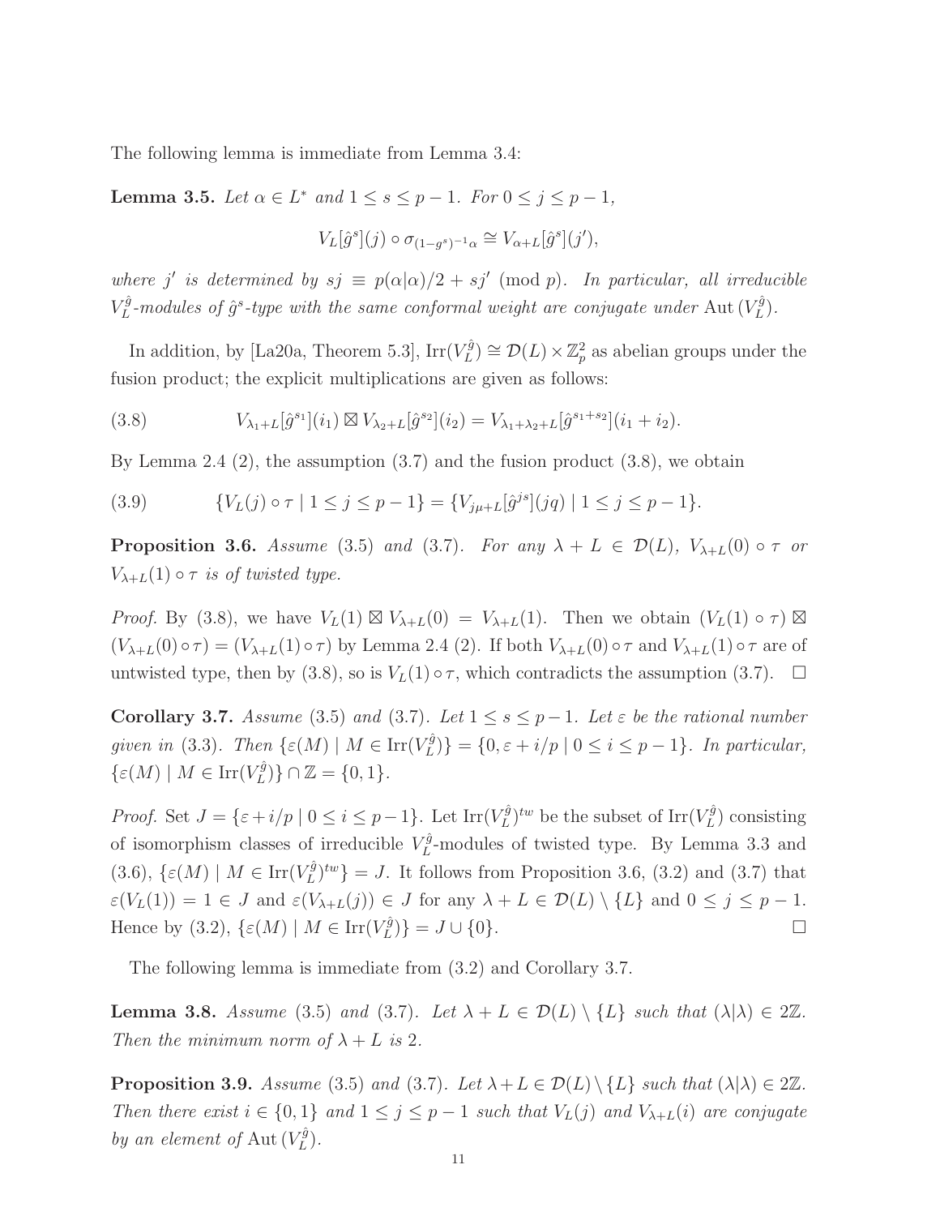The following lemma is immediate from Lemma 3.4:

**Lemma 3.5.** *Let $\alpha \in L^*$ and $1 \le s \le p-1$. For $0 \le j \le p-1$,*

$$V_L[\hat{g}^s](j) \circ \sigma_{(1-g^s)^{-1}\alpha} \cong V_{\alpha+L}[\hat{g}^s](j'),$$

*where $j'$ is determined by $sj \equiv p(\alpha|\alpha)/2 + sj' \pmod p$. In particular, all irreducible $V_L^{\hat{g}}$-modules of $\hat{g}^s$-type with the same conformal weight are conjugate under $\mathrm{Aut}\,(V_L^{\hat{g}})$.*

In addition, by [La20a, Theorem 5.3], $\mathrm{Irr}(V_L^{\hat{g}}) \cong \mathcal{D}(L) \times \mathbb{Z}_p^2$ as abelian groups under the fusion product; the explicit multiplications are given as follows:

$$V_{\lambda_1+L}[\hat{g}^{s_1}](i_1) \boxtimes V_{\lambda_2+L}[\hat{g}^{s_2}](i_2) = V_{\lambda_1+\lambda_2+L}[\hat{g}^{s_1+s_2}](i_1+i_2). \tag{3.8}$$

By Lemma 2.4 (2), the assumption (3.7) and the fusion product (3.8), we obtain

$$\{V_L(j) \circ \tau \mid 1 \le j \le p-1\} = \{V_{j\mu+L}[\hat{g}^{js}](jq) \mid 1 \le j \le p-1\}. \tag{3.9}$$

**Proposition 3.6.** *Assume (3.5) and (3.7). For any $\lambda + L \in \mathcal{D}(L)$, $V_{\lambda+L}(0) \circ \tau$ or $V_{\lambda+L}(1) \circ \tau$ is of twisted type.*

*Proof.* By (3.8), we have $V_L(1) \boxtimes V_{\lambda+L}(0) = V_{\lambda+L}(1)$. Then we obtain $(V_L(1) \circ \tau) \boxtimes (V_{\lambda+L}(0) \circ \tau) = (V_{\lambda+L}(1) \circ \tau)$ by Lemma 2.4 (2). If both $V_{\lambda+L}(0) \circ \tau$ and $V_{\lambda+L}(1) \circ \tau$ are of untwisted type, then by (3.8), so is $V_L(1) \circ \tau$, which contradicts the assumption (3.7). $\square$

**Corollary 3.7.** *Assume (3.5) and (3.7). Let $1 \le s \le p-1$. Let $\varepsilon$ be the rational number given in (3.3). Then $\{\varepsilon(M) \mid M \in \mathrm{Irr}(V_L^{\hat{g}})\} = \{0, \varepsilon + i/p \mid 0 \le i \le p-1\}$. In particular, $\{\varepsilon(M) \mid M \in \mathrm{Irr}(V_L^{\hat{g}})\} \cap \mathbb{Z} = \{0, 1\}$.*

*Proof.* Set $J = \{\varepsilon + i/p \mid 0 \le i \le p-1\}$. Let $\mathrm{Irr}(V_L^{\hat{g}})^{tw}$ be the subset of $\mathrm{Irr}(V_L^{\hat{g}})$ consisting of isomorphism classes of irreducible $V_L^{\hat{g}}$-modules of twisted type. By Lemma 3.3 and (3.6), $\{\varepsilon(M) \mid M \in \mathrm{Irr}(V_L^{\hat{g}})^{tw}\} = J$. It follows from Proposition 3.6, (3.2) and (3.7) that $\varepsilon(V_L(1)) = 1 \in J$ and $\varepsilon(V_{\lambda+L}(j)) \in J$ for any $\lambda + L \in \mathcal{D}(L) \setminus \{L\}$ and $0 \le j \le p-1$. Hence by (3.2), $\{\varepsilon(M) \mid M \in \mathrm{Irr}(V_L^{\hat{g}})\} = J \cup \{0\}$. $\square$

The following lemma is immediate from (3.2) and Corollary 3.7.

**Lemma 3.8.** *Assume (3.5) and (3.7). Let $\lambda + L \in \mathcal{D}(L) \setminus \{L\}$ such that $(\lambda|\lambda) \in 2\mathbb{Z}$. Then the minimum norm of $\lambda + L$ is 2.*

**Proposition 3.9.** *Assume (3.5) and (3.7). Let $\lambda + L \in \mathcal{D}(L) \setminus \{L\}$ such that $(\lambda|\lambda) \in 2\mathbb{Z}$. Then there exist $i \in \{0, 1\}$ and $1 \le j \le p-1$ such that $V_L(j)$ and $V_{\lambda+L}(i)$ are conjugate by an element of $\mathrm{Aut}\,(V_L^{\hat{g}})$.*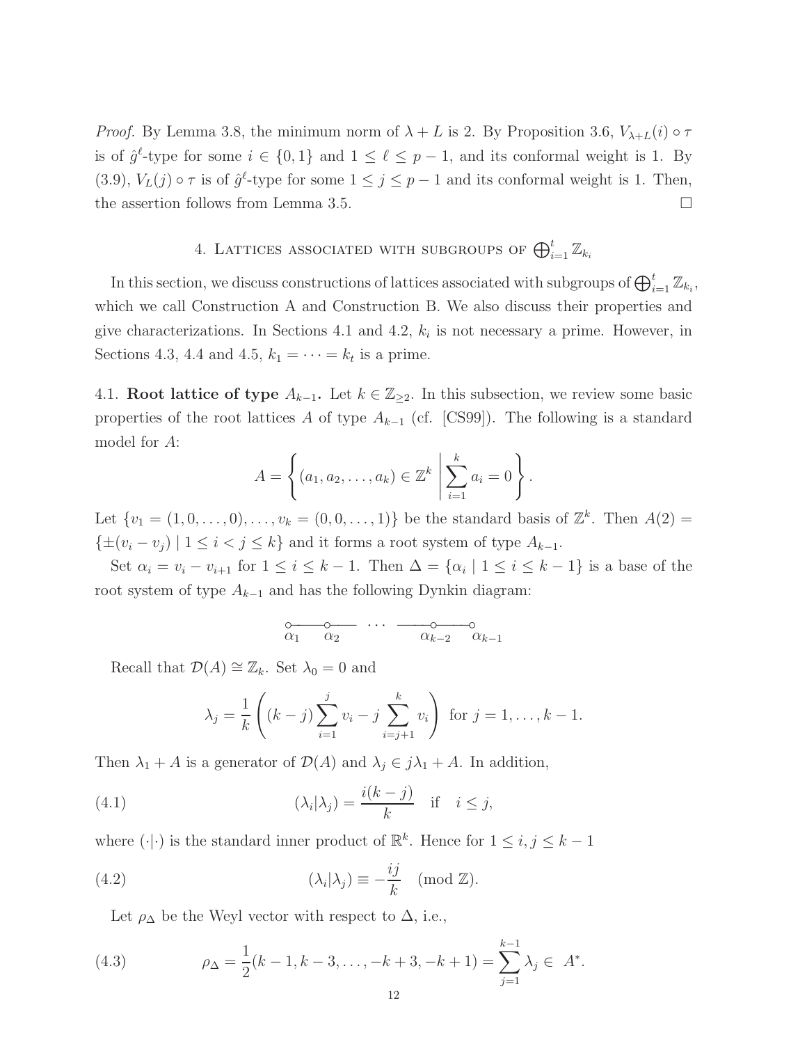*Proof.* By Lemma 3.8, the minimum norm of $\lambda + L$ is 2. By Proposition 3.6, $V_{\lambda+L}(i) \circ \tau$ is of $\hat{g}^\ell$-type for some $i \in \{0, 1\}$ and $1 \le \ell \le p-1$, and its conformal weight is 1. By (3.9), $V_L(j) \circ \tau$ is of $\hat{g}^\ell$-type for some $1 \le j \le p-1$ and its conformal weight is 1. Then, the assertion follows from Lemma 3.5. $\square$

## 4. Lattices associated with subgroups of $\bigoplus_{i=1}^t \mathbb{Z}_{k_i}$

In this section, we discuss constructions of lattices associated with subgroups of $\bigoplus_{i=1}^t \mathbb{Z}_{k_i}$, which we call Construction A and Construction B. We also discuss their properties and give characterizations. In Sections 4.1 and 4.2, $k_i$ is not necessary a prime. However, in Sections 4.3, 4.4 and 4.5, $k_1 = \cdots = k_t$ is a prime.

4.1. **Root lattice of type** $A_{k-1}$**.** Let $k \in \mathbb{Z}_{\ge 2}$. In this subsection, we review some basic properties of the root lattices $A$ of type $A_{k-1}$ (cf. [CS99]). The following is a standard model for $A$:

$$A = \left\{ (a_1, a_2, \ldots, a_k) \in \mathbb{Z}^k \;\middle|\; \sum_{i=1}^k a_i = 0 \right\}.$$

Let $\{v_1 = (1, 0, \ldots, 0), \ldots, v_k = (0, 0, \ldots, 1)\}$ be the standard basis of $\mathbb{Z}^k$. Then $A(2) = \{\pm(v_i - v_j) \mid 1 \le i < j \le k\}$ and it forms a root system of type $A_{k-1}$.

Set $\alpha_i = v_i - v_{i+1}$ for $1 \le i \le k-1$. Then $\Delta = \{\alpha_i \mid 1 \le i \le k-1\}$ is a base of the root system of type $A_{k-1}$ and has the following Dynkin diagram:

$\alpha_1$ — $\alpha_2$ — $\cdots$ — $\alpha_{k-2}$ — $\alpha_{k-1}$

Recall that $\mathcal{D}(A) \cong \mathbb{Z}_k$. Set $\lambda_0 = 0$ and

$$\lambda_j = \frac{1}{k}\left( (k-j)\sum_{i=1}^j v_i - j \sum_{i=j+1}^k v_i \right) \text{ for } j = 1, \ldots, k-1.$$

Then $\lambda_1 + A$ is a generator of $\mathcal{D}(A)$ and $\lambda_j \in j\lambda_1 + A$. In addition,

$$(\lambda_i|\lambda_j) = \frac{i(k-j)}{k} \quad \text{if} \quad i \le j, \tag{4.1}$$

where $(\cdot|\cdot)$ is the standard inner product of $\mathbb{R}^k$. Hence for $1 \le i, j \le k-1$

$$(\lambda_i|\lambda_j) \equiv -\frac{ij}{k} \pmod{\mathbb{Z}}. \tag{4.2}$$

Let $\rho_\Delta$ be the Weyl vector with respect to $\Delta$, i.e.,

$$\rho_\Delta = \frac{1}{2}(k-1, k-3, \ldots, -k+3, -k+1) = \sum_{j=1}^{k-1} \lambda_j \in A^*. \tag{4.3}$$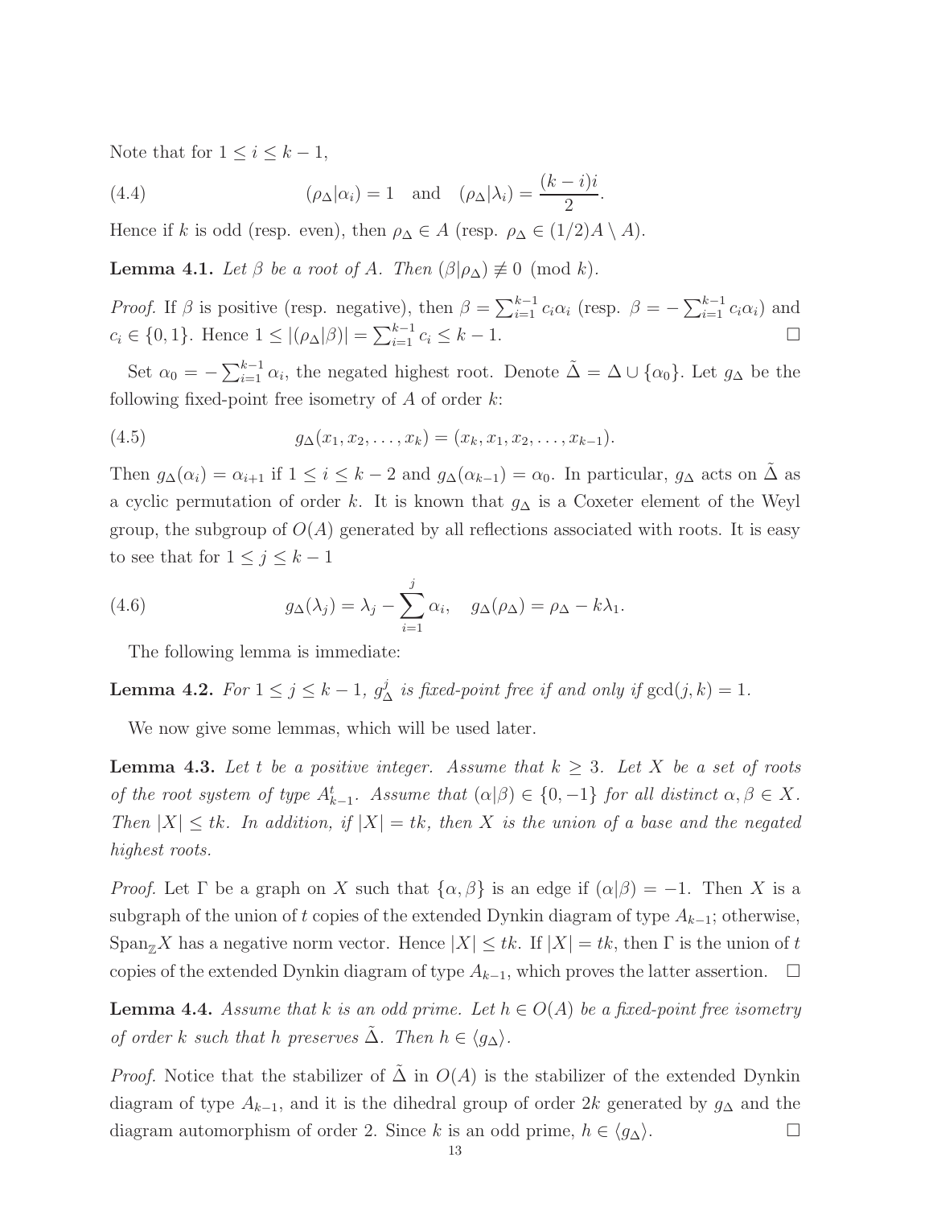Note that for $1 \le i \le k-1$,

$$(\rho_\Delta|\alpha_i) = 1 \quad \text{and} \quad (\rho_\Delta|\lambda_i) = \frac{(k-i)i}{2}. \tag{4.4}$$

Hence if $k$ is odd (resp. even), then $\rho_\Delta \in A$ (resp. $\rho_\Delta \in (1/2)A \setminus A$).

**Lemma 4.1.** *Let $\beta$ be a root of $A$. Then $(\beta|\rho_\Delta) \not\equiv 0 \pmod{k}$.*

*Proof.* If $\beta$ is positive (resp. negative), then $\beta = \sum_{i=1}^{k-1} c_i\alpha_i$ (resp. $\beta = -\sum_{i=1}^{k-1} c_i\alpha_i$) and $c_i \in \{0, 1\}$. Hence $1 \le |(\rho_\Delta|\beta)| = \sum_{i=1}^{k-1} c_i \le k-1$. □

Set $\alpha_0 = -\sum_{i=1}^{k-1} \alpha_i$, the negated highest root. Denote $\tilde{\Delta} = \Delta \cup \{\alpha_0\}$. Let $g_\Delta$ be the following fixed-point free isometry of $A$ of order $k$:

$$g_\Delta(x_1, x_2, \ldots, x_k) = (x_k, x_1, x_2, \ldots, x_{k-1}). \tag{4.5}$$

Then $g_\Delta(\alpha_i) = \alpha_{i+1}$ if $1 \le i \le k-2$ and $g_\Delta(\alpha_{k-1}) = \alpha_0$. In particular, $g_\Delta$ acts on $\tilde{\Delta}$ as a cyclic permutation of order $k$. It is known that $g_\Delta$ is a Coxeter element of the Weyl group, the subgroup of $O(A)$ generated by all reflections associated with roots. It is easy to see that for $1 \le j \le k-1$

$$g_\Delta(\lambda_j) = \lambda_j - \sum_{i=1}^{j} \alpha_i, \quad g_\Delta(\rho_\Delta) = \rho_\Delta - k\lambda_1. \tag{4.6}$$

The following lemma is immediate:

**Lemma 4.2.** *For $1 \le j \le k-1$, $g_\Delta^j$ is fixed-point free if and only if $\gcd(j, k) = 1$.*

We now give some lemmas, which will be used later.

**Lemma 4.3.** *Let $t$ be a positive integer. Assume that $k \ge 3$. Let $X$ be a set of roots of the root system of type $A_{k-1}^t$. Assume that $(\alpha|\beta) \in \{0, -1\}$ for all distinct $\alpha, \beta \in X$. Then $|X| \le tk$. In addition, if $|X| = tk$, then $X$ is the union of a base and the negated highest roots.*

*Proof.* Let $\Gamma$ be a graph on $X$ such that $\{\alpha, \beta\}$ is an edge if $(\alpha|\beta) = -1$. Then $X$ is a subgraph of the union of $t$ copies of the extended Dynkin diagram of type $A_{k-1}$; otherwise, $\mathrm{Span}_{\mathbb{Z}} X$ has a negative norm vector. Hence $|X| \le tk$. If $|X| = tk$, then $\Gamma$ is the union of $t$ copies of the extended Dynkin diagram of type $A_{k-1}$, which proves the latter assertion. □

**Lemma 4.4.** *Assume that $k$ is an odd prime. Let $h \in O(A)$ be a fixed-point free isometry of order $k$ such that $h$ preserves $\tilde{\Delta}$. Then $h \in \langle g_\Delta \rangle$.*

*Proof.* Notice that the stabilizer of $\tilde{\Delta}$ in $O(A)$ is the stabilizer of the extended Dynkin diagram of type $A_{k-1}$, and it is the dihedral group of order $2k$ generated by $g_\Delta$ and the diagram automorphism of order 2. Since $k$ is an odd prime, $h \in \langle g_\Delta \rangle$. □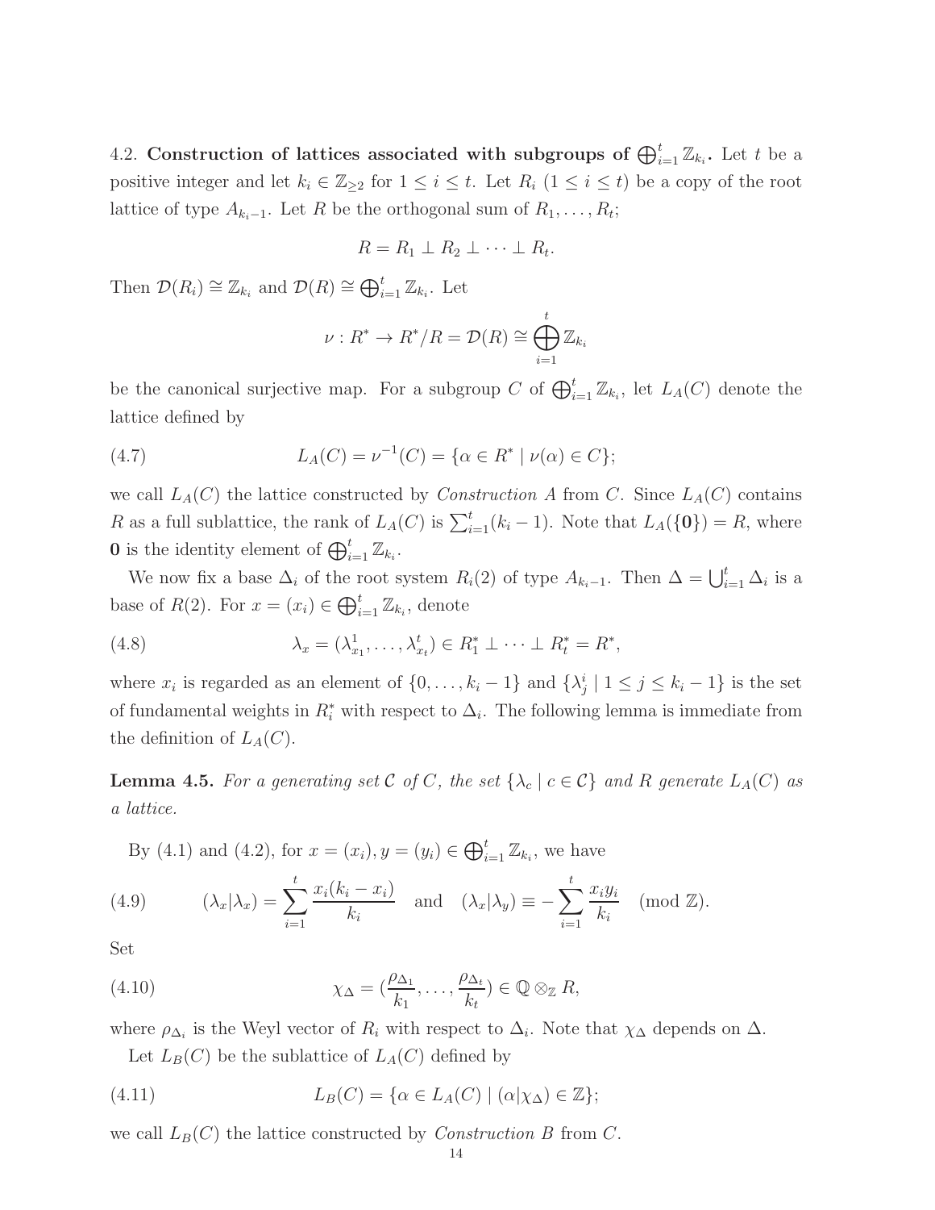4.2. **Construction of lattices associated with subgroups of $\bigoplus_{i=1}^t \mathbb{Z}_{k_i}$.** Let $t$ be a positive integer and let $k_i \in \mathbb{Z}_{\geq 2}$ for $1 \leq i \leq t$. Let $R_i$ ($1 \leq i \leq t$) be a copy of the root lattice of type $A_{k_i-1}$. Let $R$ be the orthogonal sum of $R_1, \ldots, R_t$;

$$R = R_1 \perp R_2 \perp \cdots \perp R_t.$$

Then $\mathcal{D}(R_i) \cong \mathbb{Z}_{k_i}$ and $\mathcal{D}(R) \cong \bigoplus_{i=1}^t \mathbb{Z}_{k_i}$. Let

$$\nu : R^* \to R^*/R = \mathcal{D}(R) \cong \bigoplus_{i=1}^t \mathbb{Z}_{k_i}$$

be the canonical surjective map. For a subgroup $C$ of $\bigoplus_{i=1}^t \mathbb{Z}_{k_i}$, let $L_A(C)$ denote the lattice defined by

$$L_A(C) = \nu^{-1}(C) = \{\alpha \in R^* \mid \nu(\alpha) \in C\}; \tag{4.7}$$

we call $L_A(C)$ the lattice constructed by *Construction A* from $C$. Since $L_A(C)$ contains $R$ as a full sublattice, the rank of $L_A(C)$ is $\sum_{i=1}^t (k_i - 1)$. Note that $L_A(\{\mathbf{0}\}) = R$, where $\mathbf{0}$ is the identity element of $\bigoplus_{i=1}^t \mathbb{Z}_{k_i}$.

We now fix a base $\Delta_i$ of the root system $R_i(2)$ of type $A_{k_i-1}$. Then $\Delta = \bigcup_{i=1}^t \Delta_i$ is a base of $R(2)$. For $x = (x_i) \in \bigoplus_{i=1}^t \mathbb{Z}_{k_i}$, denote

$$\lambda_x = (\lambda^1_{x_1}, \ldots, \lambda^t_{x_t}) \in R_1^* \perp \cdots \perp R_t^* = R^*, \tag{4.8}$$

where $x_i$ is regarded as an element of $\{0, \ldots, k_i - 1\}$ and $\{\lambda^i_j \mid 1 \leq j \leq k_i - 1\}$ is the set of fundamental weights in $R_i^*$ with respect to $\Delta_i$. The following lemma is immediate from the definition of $L_A(C)$.

**Lemma 4.5.** *For a generating set $\mathcal{C}$ of $C$, the set $\{\lambda_c \mid c \in \mathcal{C}\}$ and $R$ generate $L_A(C)$ as a lattice.*

By (4.1) and (4.2), for $x = (x_i), y = (y_i) \in \bigoplus_{i=1}^t \mathbb{Z}_{k_i}$, we have

$$(\lambda_x|\lambda_x) = \sum_{i=1}^t \frac{x_i(k_i - x_i)}{k_i} \quad \text{and} \quad (\lambda_x|\lambda_y) \equiv -\sum_{i=1}^t \frac{x_i y_i}{k_i} \pmod{\mathbb{Z}}. \tag{4.9}$$

Set

$$\chi_\Delta = \left(\frac{\rho_{\Delta_1}}{k_1}, \ldots, \frac{\rho_{\Delta_t}}{k_t}\right) \in \mathbb{Q} \otimes_{\mathbb{Z}} R, \tag{4.10}$$

where $\rho_{\Delta_i}$ is the Weyl vector of $R_i$ with respect to $\Delta_i$. Note that $\chi_\Delta$ depends on $\Delta$.

Let $L_B(C)$ be the sublattice of $L_A(C)$ defined by

$$L_B(C) = \{\alpha \in L_A(C) \mid (\alpha|\chi_\Delta) \in \mathbb{Z}\}; \tag{4.11}$$

we call $L_B(C)$ the lattice constructed by *Construction B* from $C$.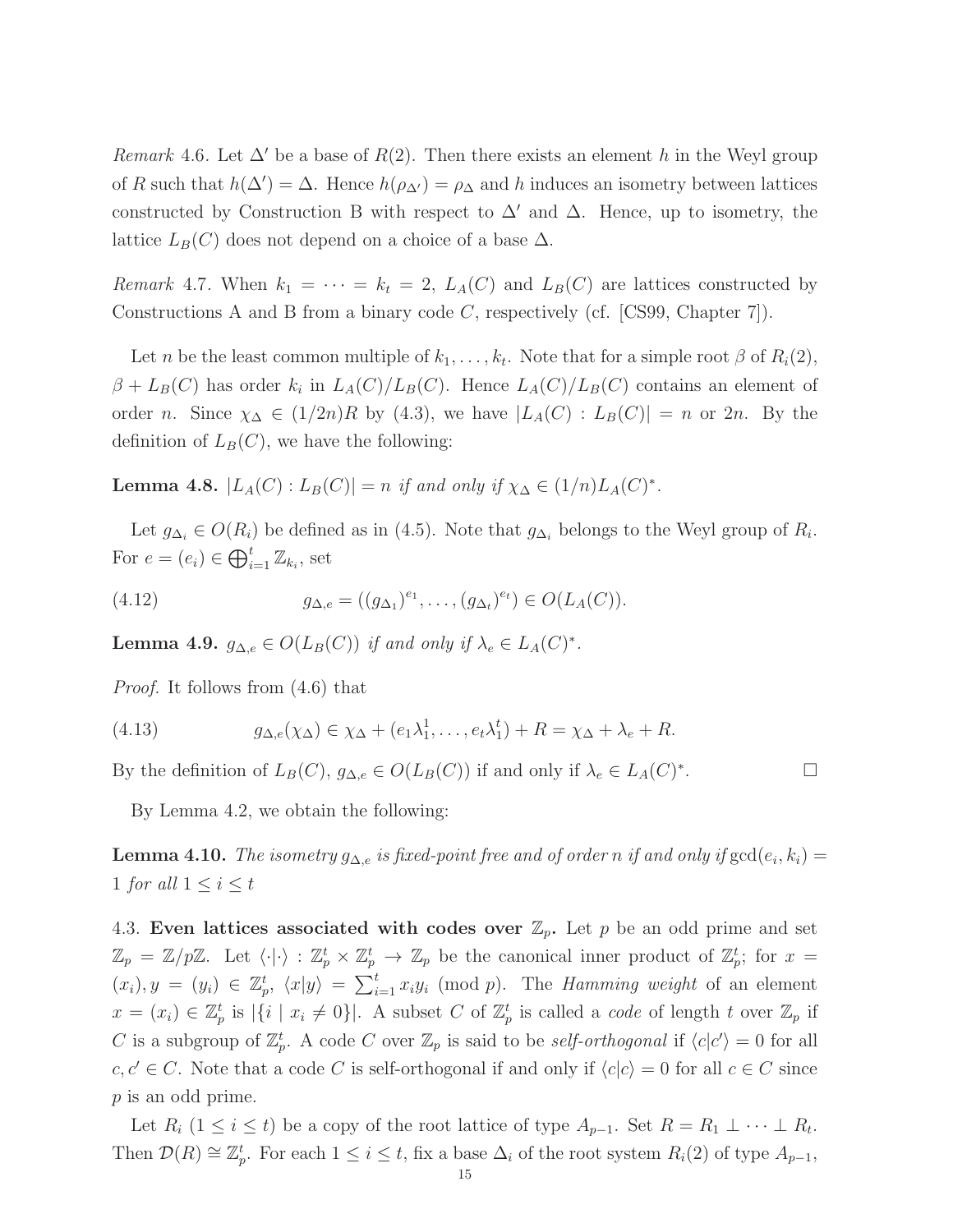*Remark* 4.6. Let $\Delta'$ be a base of $R(2)$. Then there exists an element $h$ in the Weyl group of $R$ such that $h(\Delta') = \Delta$. Hence $h(\rho_{\Delta'}) = \rho_\Delta$ and $h$ induces an isometry between lattices constructed by Construction B with respect to $\Delta'$ and $\Delta$. Hence, up to isometry, the lattice $L_B(C)$ does not depend on a choice of a base $\Delta$.

*Remark* 4.7. When $k_1 = \cdots = k_t = 2$, $L_A(C)$ and $L_B(C)$ are lattices constructed by Constructions A and B from a binary code $C$, respectively (cf. [CS99, Chapter 7]).

Let $n$ be the least common multiple of $k_1, \ldots, k_t$. Note that for a simple root $\beta$ of $R_i(2)$, $\beta + L_B(C)$ has order $k_i$ in $L_A(C)/L_B(C)$. Hence $L_A(C)/L_B(C)$ contains an element of order $n$. Since $\chi_\Delta \in (1/2n)R$ by (4.3), we have $|L_A(C) : L_B(C)| = n$ or $2n$. By the definition of $L_B(C)$, we have the following:

**Lemma 4.8.** *$|L_A(C) : L_B(C)| = n$ if and only if $\chi_\Delta \in (1/n)L_A(C)^*$.*

Let $g_{\Delta_i} \in O(R_i)$ be defined as in (4.5). Note that $g_{\Delta_i}$ belongs to the Weyl group of $R_i$. For $e = (e_i) \in \bigoplus_{i=1}^t \mathbb{Z}_{k_i}$, set

$$g_{\Delta,e} = ((g_{\Delta_1})^{e_1}, \ldots, (g_{\Delta_t})^{e_t}) \in O(L_A(C)). \tag{4.12}$$

**Lemma 4.9.** *$g_{\Delta,e} \in O(L_B(C))$ if and only if $\lambda_e \in L_A(C)^*$.*

*Proof.* It follows from (4.6) that

$$g_{\Delta,e}(\chi_\Delta) \in \chi_\Delta + (e_1\lambda_1^1, \ldots, e_t\lambda_1^t) + R = \chi_\Delta + \lambda_e + R. \tag{4.13}$$

By the definition of $L_B(C)$, $g_{\Delta,e} \in O(L_B(C))$ if and only if $\lambda_e \in L_A(C)^*$. □

By Lemma 4.2, we obtain the following:

**Lemma 4.10.** *The isometry $g_{\Delta,e}$ is fixed-point free and of order $n$ if and only if $\gcd(e_i, k_i) = 1$ for all $1 \le i \le t$*

4.3. **Even lattices associated with codes over $\mathbb{Z}_p$.** Let $p$ be an odd prime and set $\mathbb{Z}_p = \mathbb{Z}/p\mathbb{Z}$. Let $\langle\cdot|\cdot\rangle : \mathbb{Z}_p^t \times \mathbb{Z}_p^t \to \mathbb{Z}_p$ be the canonical inner product of $\mathbb{Z}_p^t$; for $x = (x_i), y = (y_i) \in \mathbb{Z}_p^t$, $\langle x|y\rangle = \sum_{i=1}^t x_i y_i \pmod p$. The *Hamming weight* of an element $x = (x_i) \in \mathbb{Z}_p^t$ is $|\{i \mid x_i \neq 0\}|$. A subset $C$ of $\mathbb{Z}_p^t$ is called a *code* of length $t$ over $\mathbb{Z}_p$ if $C$ is a subgroup of $\mathbb{Z}_p^t$. A code $C$ over $\mathbb{Z}_p$ is said to be *self-orthogonal* if $\langle c|c'\rangle = 0$ for all $c, c' \in C$. Note that a code $C$ is self-orthogonal if and only if $\langle c|c\rangle = 0$ for all $c \in C$ since $p$ is an odd prime.

Let $R_i$ $(1 \le i \le t)$ be a copy of the root lattice of type $A_{p-1}$. Set $R = R_1 \perp \cdots \perp R_t$. Then $\mathcal{D}(R) \cong \mathbb{Z}_p^t$. For each $1 \le i \le t$, fix a base $\Delta_i$ of the root system $R_i(2)$ of type $A_{p-1}$,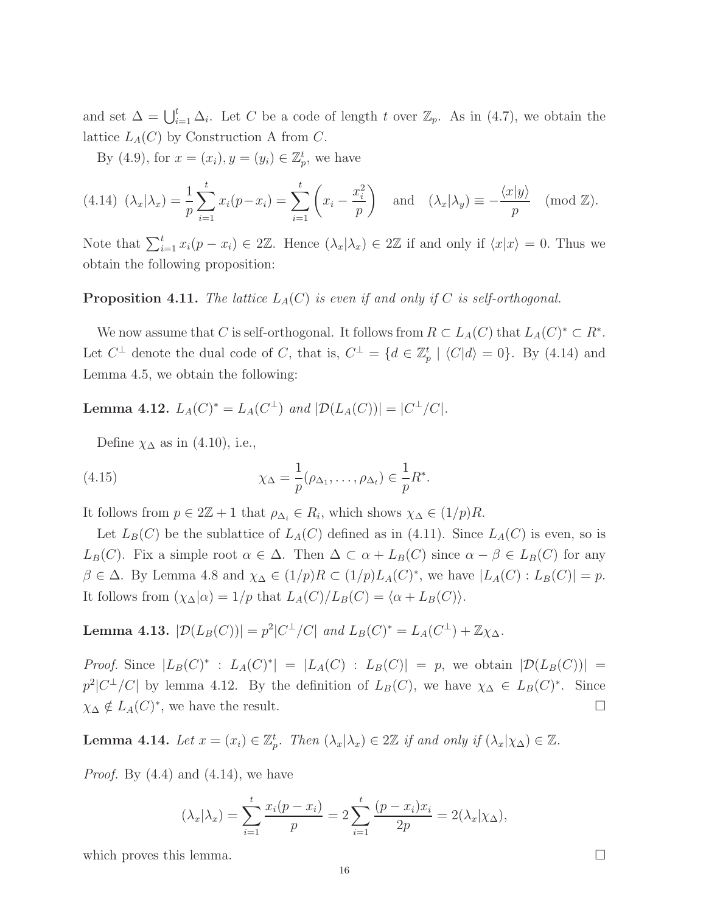and set $\Delta = \bigcup_{i=1}^{t} \Delta_i$. Let $C$ be a code of length $t$ over $\mathbb{Z}_p$. As in (4.7), we obtain the lattice $L_A(C)$ by Construction A from $C$.

By (4.9), for $x = (x_i), y = (y_i) \in \mathbb{Z}_p^t$, we have

$$(4.14)\quad (\lambda_x|\lambda_x) = \frac{1}{p}\sum_{i=1}^{t} x_i(p-x_i) = \sum_{i=1}^{t}\left(x_i - \frac{x_i^2}{p}\right) \quad \text{and} \quad (\lambda_x|\lambda_y) \equiv -\frac{\langle x|y\rangle}{p} \pmod{\mathbb{Z}}.$$

Note that $\sum_{i=1}^{t} x_i(p-x_i) \in 2\mathbb{Z}$. Hence $(\lambda_x|\lambda_x) \in 2\mathbb{Z}$ if and only if $\langle x|x\rangle = 0$. Thus we obtain the following proposition:

**Proposition 4.11.** *The lattice $L_A(C)$ is even if and only if $C$ is self-orthogonal.*

We now assume that $C$ is self-orthogonal. It follows from $R \subset L_A(C)$ that $L_A(C)^* \subset R^*$. Let $C^\perp$ denote the dual code of $C$, that is, $C^\perp = \{d \in \mathbb{Z}_p^t \mid \langle C|d\rangle = 0\}$. By (4.14) and Lemma 4.5, we obtain the following:

**Lemma 4.12.** *$L_A(C)^* = L_A(C^\perp)$ and $|\mathcal{D}(L_A(C))| = |C^\perp/C|$.*

Define $\chi_\Delta$ as in (4.10), i.e.,

$$(4.15)\qquad \chi_\Delta = \frac{1}{p}(\rho_{\Delta_1}, \ldots, \rho_{\Delta_t}) \in \frac{1}{p}R^*.$$

It follows from $p \in 2\mathbb{Z}+1$ that $\rho_{\Delta_i} \in R_i$, which shows $\chi_\Delta \in (1/p)R$.

Let $L_B(C)$ be the sublattice of $L_A(C)$ defined as in (4.11). Since $L_A(C)$ is even, so is $L_B(C)$. Fix a simple root $\alpha \in \Delta$. Then $\Delta \subset \alpha + L_B(C)$ since $\alpha - \beta \in L_B(C)$ for any $\beta \in \Delta$. By Lemma 4.8 and $\chi_\Delta \in (1/p)R \subset (1/p)L_A(C)^*$, we have $|L_A(C) : L_B(C)| = p$. It follows from $(\chi_\Delta|\alpha) = 1/p$ that $L_A(C)/L_B(C) = \langle \alpha + L_B(C)\rangle$.

**Lemma 4.13.** *$|\mathcal{D}(L_B(C))| = p^2|C^\perp/C|$ and $L_B(C)^* = L_A(C^\perp) + \mathbb{Z}\chi_\Delta$.*

*Proof.* Since $|L_B(C)^* : L_A(C)^*| = |L_A(C) : L_B(C)| = p$, we obtain $|\mathcal{D}(L_B(C))| = p^2|C^\perp/C|$ by lemma 4.12. By the definition of $L_B(C)$, we have $\chi_\Delta \in L_B(C)^*$. Since $\chi_\Delta \notin L_A(C)^*$, we have the result. □

**Lemma 4.14.** *Let $x = (x_i) \in \mathbb{Z}_p^t$. Then $(\lambda_x|\lambda_x) \in 2\mathbb{Z}$ if and only if $(\lambda_x|\chi_\Delta) \in \mathbb{Z}$.*

*Proof.* By (4.4) and (4.14), we have

$$(\lambda_x|\lambda_x) = \sum_{i=1}^{t}\frac{x_i(p-x_i)}{p} = 2\sum_{i=1}^{t}\frac{(p-x_i)x_i}{2p} = 2(\lambda_x|\chi_\Delta),$$

which proves this lemma. □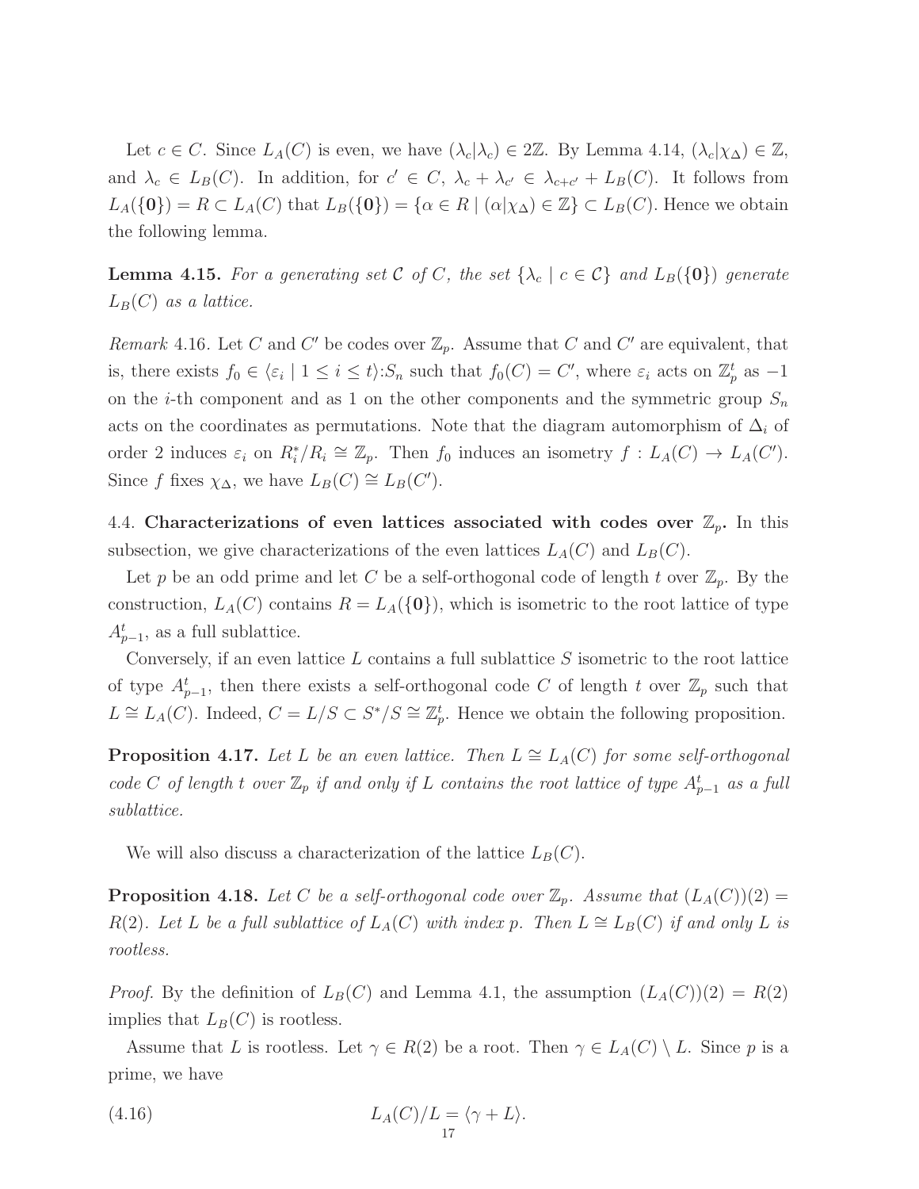Let $c \in C$. Since $L_A(C)$ is even, we have $(\lambda_c|\lambda_c) \in 2\mathbb{Z}$. By Lemma 4.14, $(\lambda_c|\chi_\Delta) \in \mathbb{Z}$, and $\lambda_c \in L_B(C)$. In addition, for $c' \in C$, $\lambda_c + \lambda_{c'} \in \lambda_{c+c'} + L_B(C)$. It follows from $L_A(\{\mathbf{0}\}) = R \subset L_A(C)$ that $L_B(\{\mathbf{0}\}) = \{\alpha \in R \mid (\alpha|\chi_\Delta) \in \mathbb{Z}\} \subset L_B(C)$. Hence we obtain the following lemma.

**Lemma 4.15.** *For a generating set $\mathcal{C}$ of $C$, the set $\{\lambda_c \mid c \in \mathcal{C}\}$ and $L_B(\{\mathbf{0}\})$ generate $L_B(C)$ as a lattice.*

*Remark* 4.16. Let $C$ and $C'$ be codes over $\mathbb{Z}_p$. Assume that $C$ and $C'$ are equivalent, that is, there exists $f_0 \in \langle \varepsilon_i \mid 1 \le i \le t\rangle{:}S_n$ such that $f_0(C) = C'$, where $\varepsilon_i$ acts on $\mathbb{Z}_p^t$ as $-1$ on the $i$-th component and as 1 on the other components and the symmetric group $S_n$ acts on the coordinates as permutations. Note that the diagram automorphism of $\Delta_i$ of order 2 induces $\varepsilon_i$ on $R_i^*/R_i \cong \mathbb{Z}_p$. Then $f_0$ induces an isometry $f : L_A(C) \to L_A(C')$. Since $f$ fixes $\chi_\Delta$, we have $L_B(C) \cong L_B(C')$.

4.4. **Characterizations of even lattices associated with codes over $\mathbb{Z}_p$.** In this subsection, we give characterizations of the even lattices $L_A(C)$ and $L_B(C)$.

Let $p$ be an odd prime and let $C$ be a self-orthogonal code of length $t$ over $\mathbb{Z}_p$. By the construction, $L_A(C)$ contains $R = L_A(\{\mathbf{0}\})$, which is isometric to the root lattice of type $A_{p-1}^t$, as a full sublattice.

Conversely, if an even lattice $L$ contains a full sublattice $S$ isometric to the root lattice of type $A_{p-1}^t$, then there exists a self-orthogonal code $C$ of length $t$ over $\mathbb{Z}_p$ such that $L \cong L_A(C)$. Indeed, $C = L/S \subset S^*/S \cong \mathbb{Z}_p^t$. Hence we obtain the following proposition.

**Proposition 4.17.** *Let $L$ be an even lattice. Then $L \cong L_A(C)$ for some self-orthogonal code $C$ of length $t$ over $\mathbb{Z}_p$ if and only if $L$ contains the root lattice of type $A_{p-1}^t$ as a full sublattice.*

We will also discuss a characterization of the lattice $L_B(C)$.

**Proposition 4.18.** *Let $C$ be a self-orthogonal code over $\mathbb{Z}_p$. Assume that $(L_A(C))(2) = R(2)$. Let $L$ be a full sublattice of $L_A(C)$ with index $p$. Then $L \cong L_B(C)$ if and only $L$ is rootless.*

*Proof.* By the definition of $L_B(C)$ and Lemma 4.1, the assumption $(L_A(C))(2) = R(2)$ implies that $L_B(C)$ is rootless.

Assume that $L$ is rootless. Let $\gamma \in R(2)$ be a root. Then $\gamma \in L_A(C) \setminus L$. Since $p$ is a prime, we have

$$L_A(C)/L = \langle \gamma + L \rangle. \tag{4.16}$$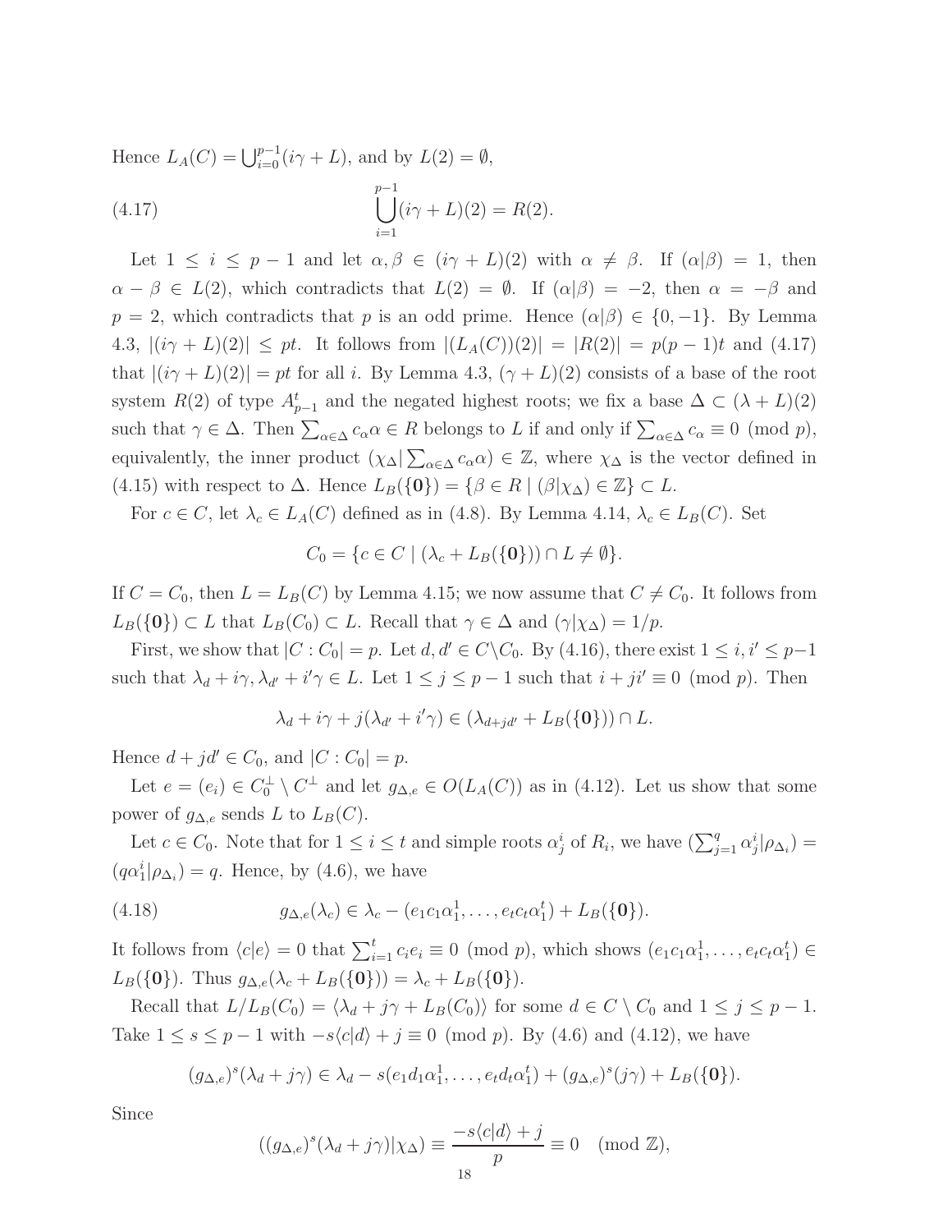Hence $L_A(C) = \bigcup_{i=0}^{p-1}(i\gamma + L)$, and by $L(2) = \emptyset$,

$$\bigcup_{i=1}^{p-1}(i\gamma + L)(2) = R(2). \tag{4.17}$$

Let $1 \le i \le p-1$ and let $\alpha, \beta \in (i\gamma + L)(2)$ with $\alpha \ne \beta$. If $(\alpha|\beta) = 1$, then $\alpha - \beta \in L(2)$, which contradicts that $L(2) = \emptyset$. If $(\alpha|\beta) = -2$, then $\alpha = -\beta$ and $p = 2$, which contradicts that $p$ is an odd prime. Hence $(\alpha|\beta) \in \{0, -1\}$. By Lemma 4.3, $|(i\gamma + L)(2)| \le pt$. It follows from $|(L_A(C))(2)| = |R(2)| = p(p-1)t$ and (4.17) that $|(i\gamma + L)(2)| = pt$ for all $i$. By Lemma 4.3, $(\gamma + L)(2)$ consists of a base of the root system $R(2)$ of type $A_{p-1}^t$ and the negated highest roots; we fix a base $\Delta \subset (\lambda + L)(2)$ such that $\gamma \in \Delta$. Then $\sum_{\alpha\in\Delta} c_\alpha \alpha \in R$ belongs to $L$ if and only if $\sum_{\alpha\in\Delta} c_\alpha \equiv 0 \pmod p$, equivalently, the inner product $(\chi_\Delta | \sum_{\alpha\in\Delta} c_\alpha \alpha) \in \mathbb{Z}$, where $\chi_\Delta$ is the vector defined in (4.15) with respect to $\Delta$. Hence $L_B(\{\mathbf{0}\}) = \{\beta \in R \mid (\beta|\chi_\Delta) \in \mathbb{Z}\} \subset L$.

For $c \in C$, let $\lambda_c \in L_A(C)$ defined as in (4.8). By Lemma 4.14, $\lambda_c \in L_B(C)$. Set

$$C_0 = \{c \in C \mid (\lambda_c + L_B(\{\mathbf{0}\})) \cap L \ne \emptyset\}.$$

If $C = C_0$, then $L = L_B(C)$ by Lemma 4.15; we now assume that $C \ne C_0$. It follows from $L_B(\{\mathbf{0}\}) \subset L$ that $L_B(C_0) \subset L$. Recall that $\gamma \in \Delta$ and $(\gamma|\chi_\Delta) = 1/p$.

First, we show that $|C : C_0| = p$. Let $d, d' \in C \setminus C_0$. By (4.16), there exist $1 \le i, i' \le p-1$ such that $\lambda_d + i\gamma, \lambda_{d'} + i'\gamma \in L$. Let $1 \le j \le p-1$ such that $i + ji' \equiv 0 \pmod p$. Then

$$\lambda_d + i\gamma + j(\lambda_{d'} + i'\gamma) \in (\lambda_{d+jd'} + L_B(\{\mathbf{0}\})) \cap L.$$

Hence $d + jd' \in C_0$, and $|C : C_0| = p$.

Let $e = (e_i) \in C_0^\perp \setminus C^\perp$ and let $g_{\Delta,e} \in O(L_A(C))$ as in (4.12). Let us show that some power of $g_{\Delta,e}$ sends $L$ to $L_B(C)$.

Let $c \in C_0$. Note that for $1 \le i \le t$ and simple roots $\alpha_j^i$ of $R_i$, we have $(\sum_{j=1}^q \alpha_j^i | \rho_{\Delta_i}) = (q\alpha_1^i | \rho_{\Delta_i}) = q$. Hence, by (4.6), we have

$$g_{\Delta,e}(\lambda_c) \in \lambda_c - (e_1 c_1 \alpha_1^1, \dots, e_t c_t \alpha_1^t) + L_B(\{\mathbf{0}\}). \tag{4.18}$$

It follows from $\langle c|e\rangle = 0$ that $\sum_{i=1}^t c_i e_i \equiv 0 \pmod p$, which shows $(e_1 c_1 \alpha_1^1, \dots, e_t c_t \alpha_1^t) \in L_B(\{\mathbf{0}\})$. Thus $g_{\Delta,e}(\lambda_c + L_B(\{\mathbf{0}\})) = \lambda_c + L_B(\{\mathbf{0}\})$.

Recall that $L/L_B(C_0) = \langle \lambda_d + j\gamma + L_B(C_0)\rangle$ for some $d \in C \setminus C_0$ and $1 \le j \le p-1$. Take $1 \le s \le p-1$ with $-s\langle c|d\rangle + j \equiv 0 \pmod p$. By (4.6) and (4.12), we have

$$(g_{\Delta,e})^s(\lambda_d + j\gamma) \in \lambda_d - s(e_1 d_1 \alpha_1^1, \dots, e_t d_t \alpha_1^t) + (g_{\Delta,e})^s(j\gamma) + L_B(\{\mathbf{0}\}).$$

Since

$$((g_{\Delta,e})^s(\lambda_d + j\gamma)|\chi_\Delta) \equiv \frac{-s\langle c|d\rangle + j}{p} \equiv 0 \pmod{\mathbb{Z}},$$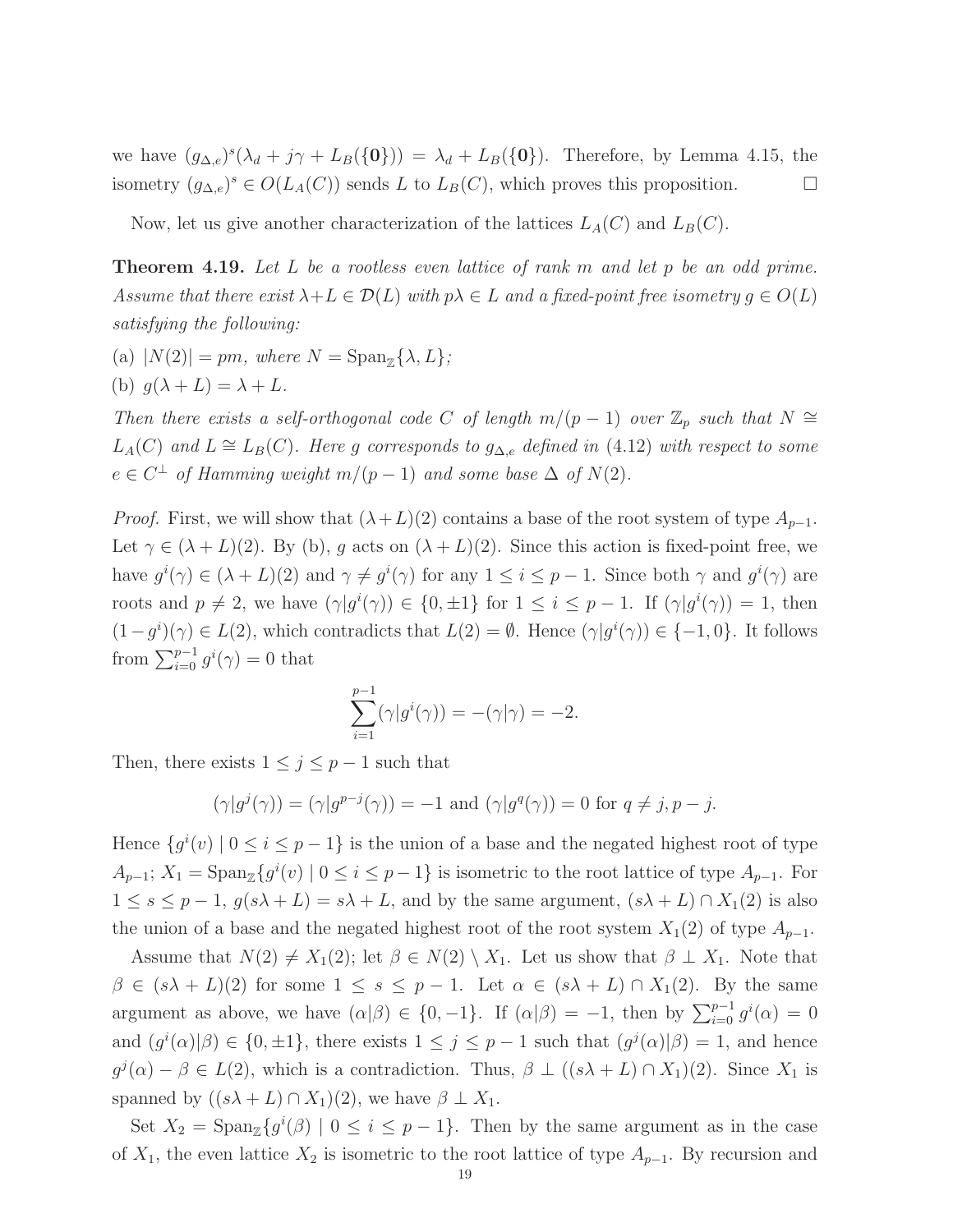we have $(g_{\Delta,e})^s(\lambda_d + j\gamma + L_B(\{\mathbf{0}\})) = \lambda_d + L_B(\{\mathbf{0}\})$. Therefore, by Lemma 4.15, the isometry $(g_{\Delta,e})^s \in O(L_A(C))$ sends $L$ to $L_B(C)$, which proves this proposition. □

Now, let us give another characterization of the lattices $L_A(C)$ and $L_B(C)$.

**Theorem 4.19.** *Let $L$ be a rootless even lattice of rank $m$ and let $p$ be an odd prime. Assume that there exist $\lambda + L \in \mathcal{D}(L)$ with $p\lambda \in L$ and a fixed-point free isometry $g \in O(L)$ satisfying the following:*

*(a) $|N(2)| = pm$, where $N = \mathrm{Span}_{\mathbb{Z}}\{\lambda, L\}$;*

*(b) $g(\lambda + L) = \lambda + L$.*

*Then there exists a self-orthogonal code $C$ of length $m/(p-1)$ over $\mathbb{Z}_p$ such that $N \cong L_A(C)$ and $L \cong L_B(C)$. Here $g$ corresponds to $g_{\Delta,e}$ defined in (4.12) with respect to some $e \in C^\perp$ of Hamming weight $m/(p-1)$ and some base $\Delta$ of $N(2)$.*

*Proof.* First, we will show that $(\lambda+L)(2)$ contains a base of the root system of type $A_{p-1}$. Let $\gamma \in (\lambda + L)(2)$. By (b), $g$ acts on $(\lambda+L)(2)$. Since this action is fixed-point free, we have $g^i(\gamma) \in (\lambda + L)(2)$ and $\gamma \neq g^i(\gamma)$ for any $1 \le i \le p-1$. Since both $\gamma$ and $g^i(\gamma)$ are roots and $p \neq 2$, we have $(\gamma | g^i(\gamma)) \in \{0, \pm 1\}$ for $1 \le i \le p-1$. If $(\gamma|g^i(\gamma)) = 1$, then $(1-g^i)(\gamma) \in L(2)$, which contradicts that $L(2) = \emptyset$. Hence $(\gamma|g^i(\gamma)) \in \{-1, 0\}$. It follows from $\sum_{i=0}^{p-1} g^i(\gamma) = 0$ that

$$\sum_{i=1}^{p-1} (\gamma | g^i(\gamma)) = -(\gamma|\gamma) = -2.$$

Then, there exists $1 \le j \le p-1$ such that

$$(\gamma|g^j(\gamma)) = (\gamma|g^{p-j}(\gamma)) = -1 \text{ and } (\gamma|g^q(\gamma)) = 0 \text{ for } q \neq j, p-j.$$

Hence $\{g^i(v) \mid 0 \le i \le p-1\}$ is the union of a base and the negated highest root of type $A_{p-1}$; $X_1 = \mathrm{Span}_{\mathbb{Z}}\{g^i(v) \mid 0 \le i \le p-1\}$ is isometric to the root lattice of type $A_{p-1}$. For $1 \le s \le p-1$, $g(s\lambda + L) = s\lambda + L$, and by the same argument, $(s\lambda + L) \cap X_1(2)$ is also the union of a base and the negated highest root of the root system $X_1(2)$ of type $A_{p-1}$.

Assume that $N(2) \neq X_1(2)$; let $\beta \in N(2) \setminus X_1$. Let us show that $\beta \perp X_1$. Note that $\beta \in (s\lambda + L)(2)$ for some $1 \le s \le p-1$. Let $\alpha \in (s\lambda + L) \cap X_1(2)$. By the same argument as above, we have $(\alpha|\beta) \in \{0, -1\}$. If $(\alpha|\beta) = -1$, then by $\sum_{i=0}^{p-1} g^i(\alpha) = 0$ and $(g^i(\alpha)|\beta) \in \{0, \pm 1\}$, there exists $1 \le j \le p-1$ such that $(g^j(\alpha)|\beta) = 1$, and hence $g^j(\alpha) - \beta \in L(2)$, which is a contradiction. Thus, $\beta \perp ((s\lambda + L) \cap X_1)(2)$. Since $X_1$ is spanned by $((s\lambda + L) \cap X_1)(2)$, we have $\beta \perp X_1$.

Set $X_2 = \mathrm{Span}_{\mathbb{Z}}\{g^i(\beta) \mid 0 \le i \le p-1\}$. Then by the same argument as in the case of $X_1$, the even lattice $X_2$ is isometric to the root lattice of type $A_{p-1}$. By recursion and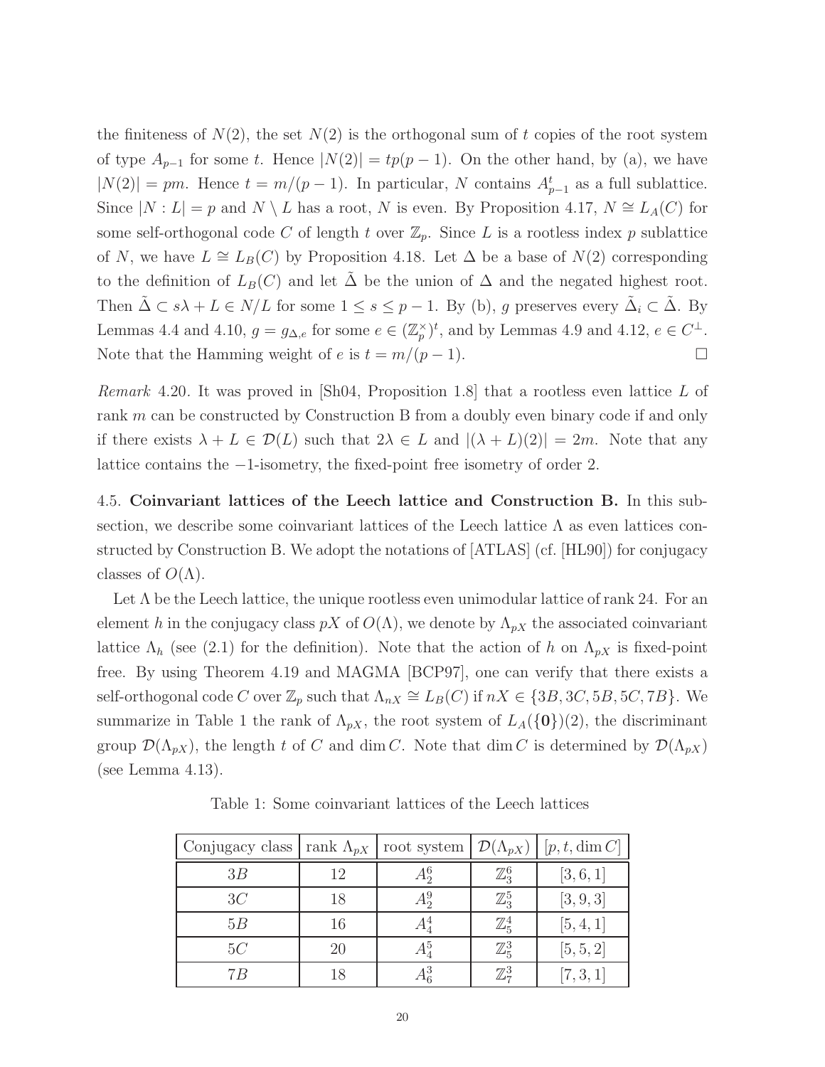the finiteness of $N(2)$, the set $N(2)$ is the orthogonal sum of $t$ copies of the root system of type $A_{p-1}$ for some $t$. Hence $|N(2)| = tp(p-1)$. On the other hand, by (a), we have $|N(2)| = pm$. Hence $t = m/(p-1)$. In particular, $N$ contains $A_{p-1}^t$ as a full sublattice. Since $|N : L| = p$ and $N \setminus L$ has a root, $N$ is even. By Proposition 4.17, $N \cong L_A(C)$ for some self-orthogonal code $C$ of length $t$ over $\mathbb{Z}_p$. Since $L$ is a rootless index $p$ sublattice of $N$, we have $L \cong L_B(C)$ by Proposition 4.18. Let $\Delta$ be a base of $N(2)$ corresponding to the definition of $L_B(C)$ and let $\tilde{\Delta}$ be the union of $\Delta$ and the negated highest root. Then $\tilde{\Delta} \subset s\lambda + L \in N/L$ for some $1 \le s \le p-1$. By (b), $g$ preserves every $\tilde{\Delta}_i \subset \tilde{\Delta}$. By Lemmas 4.4 and 4.10, $g = g_{\Delta,e}$ for some $e \in (\mathbb{Z}_p^\times)^t$, and by Lemmas 4.9 and 4.12, $e \in C^\perp$. Note that the Hamming weight of $e$ is $t = m/(p-1)$. □

*Remark* 4.20. It was proved in [Sh04, Proposition 1.8] that a rootless even lattice $L$ of rank $m$ can be constructed by Construction B from a doubly even binary code if and only if there exists $\lambda + L \in \mathcal{D}(L)$ such that $2\lambda \in L$ and $|(\lambda + L)(2)| = 2m$. Note that any lattice contains the $-1$-isometry, the fixed-point free isometry of order 2.

4.5. **Coinvariant lattices of the Leech lattice and Construction B.** In this subsection, we describe some coinvariant lattices of the Leech lattice $\Lambda$ as even lattices constructed by Construction B. We adopt the notations of [ATLAS] (cf. [HL90]) for conjugacy classes of $O(\Lambda)$.

Let $\Lambda$ be the Leech lattice, the unique rootless even unimodular lattice of rank 24. For an element $h$ in the conjugacy class $pX$ of $O(\Lambda)$, we denote by $\Lambda_{pX}$ the associated coinvariant lattice $\Lambda_h$ (see (2.1) for the definition). Note that the action of $h$ on $\Lambda_{pX}$ is fixed-point free. By using Theorem 4.19 and MAGMA [BCP97], one can verify that there exists a self-orthogonal code $C$ over $\mathbb{Z}_p$ such that $\Lambda_{nX} \cong L_B(C)$ if $nX \in \{3B, 3C, 5B, 5C, 7B\}$. We summarize in Table 1 the rank of $\Lambda_{pX}$, the root system of $L_A(\{\mathbf{0}\})(2)$, the discriminant group $\mathcal{D}(\Lambda_{pX})$, the length $t$ of $C$ and $\dim C$. Note that $\dim C$ is determined by $\mathcal{D}(\Lambda_{pX})$ (see Lemma 4.13).

Table 1: Some coinvariant lattices of the Leech lattices

| Conjugacy class | rank $\Lambda_{pX}$ | root system | $\mathcal{D}(\Lambda_{pX})$ | $[p, t, \dim C]$ |
|---|---|---|---|---|
| $3B$ | 12 | $A_2^6$ | $\mathbb{Z}_3^6$ | $[3, 6, 1]$ |
| $3C$ | 18 | $A_2^9$ | $\mathbb{Z}_3^5$ | $[3, 9, 3]$ |
| $5B$ | 16 | $A_4^4$ | $\mathbb{Z}_5^4$ | $[5, 4, 1]$ |
| $5C$ | 20 | $A_4^5$ | $\mathbb{Z}_5^3$ | $[5, 5, 2]$ |
| $7B$ | 18 | $A_6^3$ | $\mathbb{Z}_7^3$ | $[7, 3, 1]$ |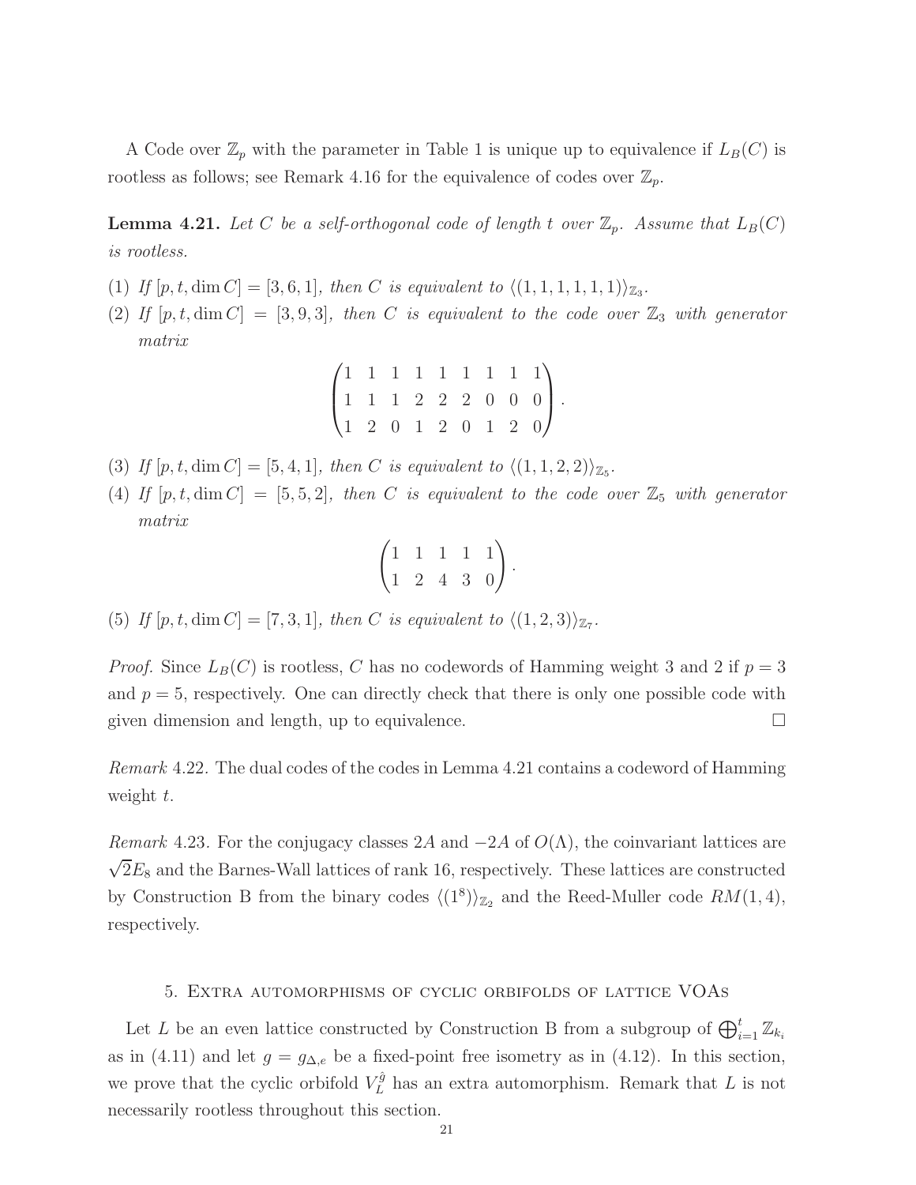A Code over $\mathbb{Z}_p$ with the parameter in Table 1 is unique up to equivalence if $L_B(C)$ is rootless as follows; see Remark 4.16 for the equivalence of codes over $\mathbb{Z}_p$.

**Lemma 4.21.** *Let $C$ be a self-orthogonal code of length $t$ over $\mathbb{Z}_p$. Assume that $L_B(C)$ is rootless.*

(1) *If $[p, t, \dim C] = [3, 6, 1]$, then $C$ is equivalent to $\langle(1, 1, 1, 1, 1, 1)\rangle_{\mathbb{Z}_3}$.*

(2) *If $[p, t, \dim C] = [3, 9, 3]$, then $C$ is equivalent to the code over $\mathbb{Z}_3$ with generator matrix*

$$\begin{pmatrix} 1 & 1 & 1 & 1 & 1 & 1 & 1 & 1 & 1 \\ 1 & 1 & 1 & 2 & 2 & 2 & 0 & 0 & 0 \\ 1 & 2 & 0 & 1 & 2 & 0 & 1 & 2 & 0 \end{pmatrix}.$$

(3) *If $[p, t, \dim C] = [5, 4, 1]$, then $C$ is equivalent to $\langle(1, 1, 2, 2)\rangle_{\mathbb{Z}_5}$.*

(4) *If $[p, t, \dim C] = [5, 5, 2]$, then $C$ is equivalent to the code over $\mathbb{Z}_5$ with generator matrix*

$$\begin{pmatrix} 1 & 1 & 1 & 1 & 1 \\ 1 & 2 & 4 & 3 & 0 \end{pmatrix}.$$

(5) *If $[p, t, \dim C] = [7, 3, 1]$, then $C$ is equivalent to $\langle(1, 2, 3)\rangle_{\mathbb{Z}_7}$.*

*Proof.* Since $L_B(C)$ is rootless, $C$ has no codewords of Hamming weight 3 and 2 if $p = 3$ and $p = 5$, respectively. One can directly check that there is only one possible code with given dimension and length, up to equivalence. $\square$

*Remark* 4.22. The dual codes of the codes in Lemma 4.21 contains a codeword of Hamming weight $t$.

*Remark* 4.23. For the conjugacy classes $2A$ and $-2A$ of $O(\Lambda)$, the coinvariant lattices are $\sqrt{2}E_8$ and the Barnes-Wall lattices of rank 16, respectively. These lattices are constructed by Construction B from the binary codes $\langle(1^8)\rangle_{\mathbb{Z}_2}$ and the Reed-Muller code $RM(1, 4)$, respectively.

## 5. Extra automorphisms of cyclic orbifolds of lattice VOAs

Let $L$ be an even lattice constructed by Construction B from a subgroup of $\bigoplus_{i=1}^{t} \mathbb{Z}_{k_i}$ as in (4.11) and let $g = g_{\Delta,e}$ be a fixed-point free isometry as in (4.12). In this section, we prove that the cyclic orbifold $V_L^{\hat{g}}$ has an extra automorphism. Remark that $L$ is not necessarily rootless throughout this section.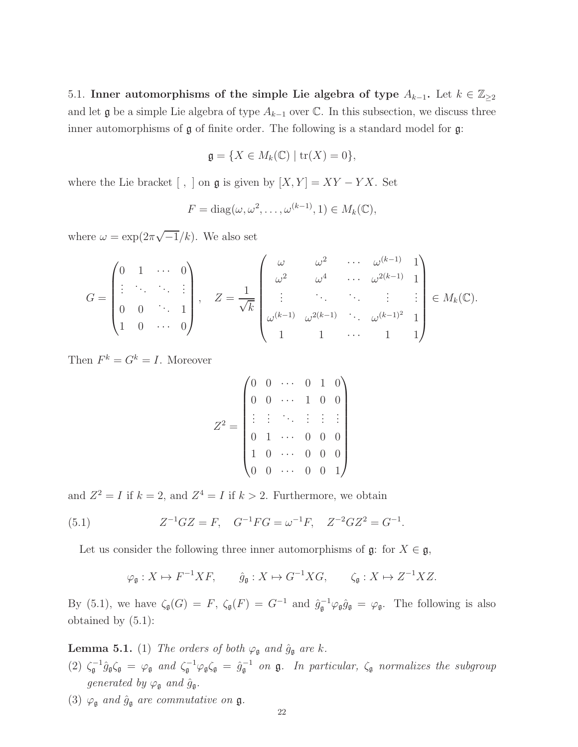5.1. **Inner automorphisms of the simple Lie algebra of type $A_{k-1}$.** Let $k \in \mathbb{Z}_{\geq 2}$ and let $\mathfrak{g}$ be a simple Lie algebra of type $A_{k-1}$ over $\mathbb{C}$. In this subsection, we discuss three inner automorphisms of $\mathfrak{g}$ of finite order. The following is a standard model for $\mathfrak{g}$:

$$\mathfrak{g} = \{X \in M_k(\mathbb{C}) \mid \operatorname{tr}(X) = 0\},$$

where the Lie bracket $[\ ,\ ]$ on $\mathfrak{g}$ is given by $[X, Y] = XY - YX$. Set

$$F = \operatorname{diag}(\omega, \omega^2, \ldots, \omega^{(k-1)}, 1) \in M_k(\mathbb{C}),$$

where $\omega = \exp(2\pi\sqrt{-1}/k)$. We also set

$$G = \begin{pmatrix} 0 & 1 & \cdots & 0 \\ \vdots & \ddots & \ddots & \vdots \\ 0 & 0 & \ddots & 1 \\ 1 & 0 & \cdots & 0 \end{pmatrix}, \quad Z = \frac{1}{\sqrt{k}} \begin{pmatrix} \omega & \omega^2 & \cdots & \omega^{(k-1)} & 1 \\ \omega^2 & \omega^4 & \cdots & \omega^{2(k-1)} & 1 \\ \vdots & \ddots & \ddots & \vdots & \vdots \\ \omega^{(k-1)} & \omega^{2(k-1)} & \ddots & \omega^{(k-1)^2} & 1 \\ 1 & 1 & \cdots & 1 & 1 \end{pmatrix} \in M_k(\mathbb{C}).$$

Then $F^k = G^k = I$. Moreover

$$Z^2 = \begin{pmatrix} 0 & 0 & \cdots & 0 & 1 & 0 \\ 0 & 0 & \cdots & 1 & 0 & 0 \\ \vdots & \vdots & \ddots & \vdots & \vdots & \vdots \\ 0 & 1 & \cdots & 0 & 0 & 0 \\ 1 & 0 & \cdots & 0 & 0 & 0 \\ 0 & 0 & \cdots & 0 & 0 & 1 \end{pmatrix}$$

and $Z^2 = I$ if $k = 2$, and $Z^4 = I$ if $k > 2$. Furthermore, we obtain

$$Z^{-1}GZ = F, \quad G^{-1}FG = \omega^{-1}F, \quad Z^{-2}GZ^2 = G^{-1}. \tag{5.1}$$

Let us consider the following three inner automorphisms of $\mathfrak{g}$: for $X \in \mathfrak{g}$,

$$\varphi_{\mathfrak{g}} : X \mapsto F^{-1}XF, \qquad \hat{g}_{\mathfrak{g}} : X \mapsto G^{-1}XG, \qquad \zeta_{\mathfrak{g}} : X \mapsto Z^{-1}XZ.$$

By (5.1), we have $\zeta_{\mathfrak{g}}(G) = F$, $\zeta_{\mathfrak{g}}(F) = G^{-1}$ and $\hat{g}_{\mathfrak{g}}^{-1}\varphi_{\mathfrak{g}}\hat{g}_{\mathfrak{g}} = \varphi_{\mathfrak{g}}$. The following is also obtained by (5.1):

**Lemma 5.1.** (1) *The orders of both $\varphi_{\mathfrak{g}}$ and $\hat{g}_{\mathfrak{g}}$ are $k$.*

(2) *$\zeta_{\mathfrak{g}}^{-1}\hat{g}_{\mathfrak{g}}\zeta_{\mathfrak{g}} = \varphi_{\mathfrak{g}}$ and $\zeta_{\mathfrak{g}}^{-1}\varphi_{\mathfrak{g}}\zeta_{\mathfrak{g}} = \hat{g}_{\mathfrak{g}}^{-1}$ on $\mathfrak{g}$. In particular, $\zeta_{\mathfrak{g}}$ normalizes the subgroup generated by $\varphi_{\mathfrak{g}}$ and $\hat{g}_{\mathfrak{g}}$.*

(3) *$\varphi_{\mathfrak{g}}$ and $\hat{g}_{\mathfrak{g}}$ are commutative on $\mathfrak{g}$.*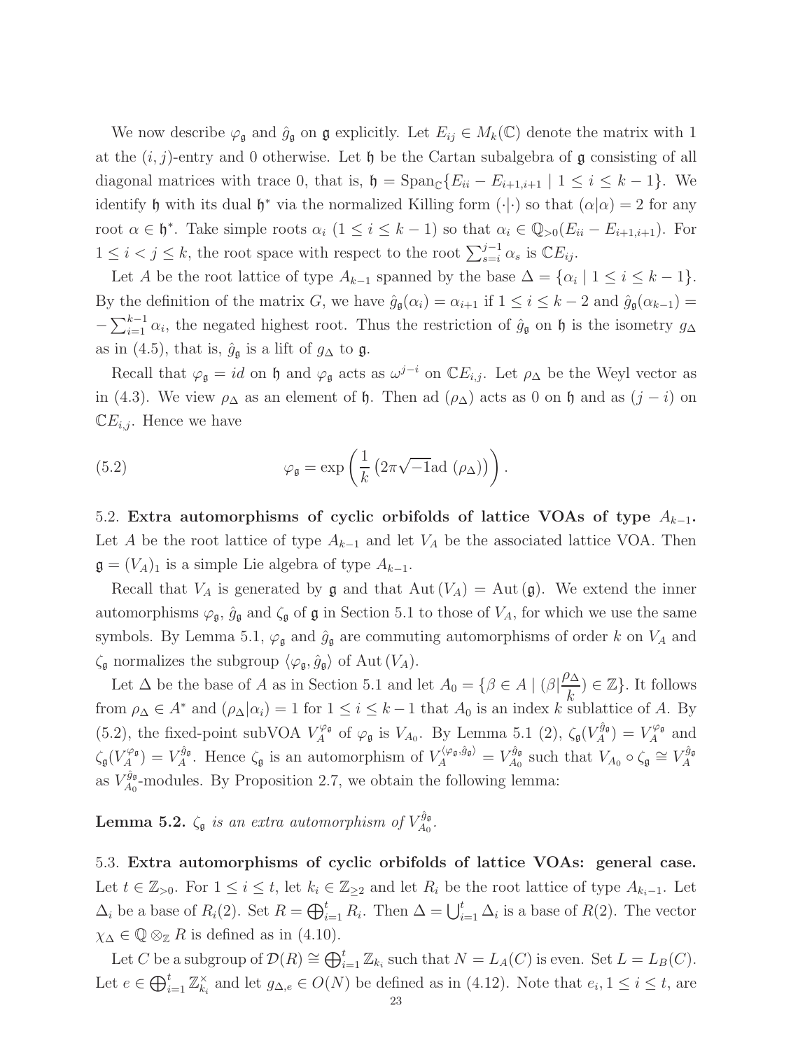We now describe $\varphi_{\mathfrak{g}}$ and $\hat{g}_{\mathfrak{g}}$ on $\mathfrak{g}$ explicitly. Let $E_{ij} \in M_k(\mathbb{C})$ denote the matrix with 1 at the $(i,j)$-entry and 0 otherwise. Let $\mathfrak{h}$ be the Cartan subalgebra of $\mathfrak{g}$ consisting of all diagonal matrices with trace 0, that is, $\mathfrak{h} = \mathrm{Span}_{\mathbb{C}}\{E_{ii} - E_{i+1,i+1} \mid 1 \le i \le k-1\}$. We identify $\mathfrak{h}$ with its dual $\mathfrak{h}^*$ via the normalized Killing form $(\cdot|\cdot)$ so that $(\alpha|\alpha) = 2$ for any root $\alpha \in \mathfrak{h}^*$. Take simple roots $\alpha_i$ $(1 \le i \le k-1)$ so that $\alpha_i \in \mathbb{Q}_{>0}(E_{ii} - E_{i+1,i+1})$. For $1 \le i < j \le k$, the root space with respect to the root $\sum_{s=i}^{j-1} \alpha_s$ is $\mathbb{C}E_{ij}$.

Let $A$ be the root lattice of type $A_{k-1}$ spanned by the base $\Delta = \{\alpha_i \mid 1 \le i \le k-1\}$. By the definition of the matrix $G$, we have $\hat{g}_{\mathfrak{g}}(\alpha_i) = \alpha_{i+1}$ if $1 \le i \le k-2$ and $\hat{g}_{\mathfrak{g}}(\alpha_{k-1}) = -\sum_{i=1}^{k-1} \alpha_i$, the negated highest root. Thus the restriction of $\hat{g}_{\mathfrak{g}}$ on $\mathfrak{h}$ is the isometry $g_\Delta$ as in (4.5), that is, $\hat{g}_{\mathfrak{g}}$ is a lift of $g_\Delta$ to $\mathfrak{g}$.

Recall that $\varphi_{\mathfrak{g}} = id$ on $\mathfrak{h}$ and $\varphi_{\mathfrak{g}}$ acts as $\omega^{j-i}$ on $\mathbb{C}E_{i,j}$. Let $\rho_\Delta$ be the Weyl vector as in (4.3). We view $\rho_\Delta$ as an element of $\mathfrak{h}$. Then ad $(\rho_\Delta)$ acts as 0 on $\mathfrak{h}$ and as $(j-i)$ on $\mathbb{C}E_{i,j}$. Hence we have

$$\varphi_{\mathfrak{g}} = \exp\left(\frac{1}{k}\left(2\pi\sqrt{-1}\mathrm{ad}\ (\rho_\Delta)\right)\right). \tag{5.2}$$

5.2. **Extra automorphisms of cyclic orbifolds of lattice VOAs of type $A_{k-1}$.** Let $A$ be the root lattice of type $A_{k-1}$ and let $V_A$ be the associated lattice VOA. Then $\mathfrak{g} = (V_A)_1$ is a simple Lie algebra of type $A_{k-1}$.

Recall that $V_A$ is generated by $\mathfrak{g}$ and that $\mathrm{Aut}\,(V_A) = \mathrm{Aut}\,(\mathfrak{g})$. We extend the inner automorphisms $\varphi_{\mathfrak{g}}$, $\hat{g}_{\mathfrak{g}}$ and $\zeta_{\mathfrak{g}}$ of $\mathfrak{g}$ in Section 5.1 to those of $V_A$, for which we use the same symbols. By Lemma 5.1, $\varphi_{\mathfrak{g}}$ and $\hat{g}_{\mathfrak{g}}$ are commuting automorphisms of order $k$ on $V_A$ and $\zeta_{\mathfrak{g}}$ normalizes the subgroup $\langle \varphi_{\mathfrak{g}}, \hat{g}_{\mathfrak{g}}\rangle$ of $\mathrm{Aut}\,(V_A)$.

Let $\Delta$ be the base of $A$ as in Section 5.1 and let $A_0 = \{\beta \in A \mid (\beta|\frac{\rho_\Delta}{k}) \in \mathbb{Z}\}$. It follows from $\rho_\Delta \in A^*$ and $(\rho_\Delta|\alpha_i) = 1$ for $1 \le i \le k-1$ that $A_0$ is an index $k$ sublattice of $A$. By (5.2), the fixed-point subVOA $V_A^{\varphi_{\mathfrak{g}}}$ of $\varphi_{\mathfrak{g}}$ is $V_{A_0}$. By Lemma 5.1 (2), $\zeta_{\mathfrak{g}}(V_A^{\hat{g}_{\mathfrak{g}}}) = V_A^{\varphi_{\mathfrak{g}}}$ and $\zeta_{\mathfrak{g}}(V_A^{\varphi_{\mathfrak{g}}}) = V_A^{\hat{g}_{\mathfrak{g}}}$. Hence $\zeta_{\mathfrak{g}}$ is an automorphism of $V_A^{\langle \varphi_{\mathfrak{g}}, \hat{g}_{\mathfrak{g}}\rangle} = V_{A_0}^{\hat{g}_{\mathfrak{g}}}$ such that $V_{A_0} \circ \zeta_{\mathfrak{g}} \cong V_A^{\hat{g}_{\mathfrak{g}}}$ as $V_{A_0}^{\hat{g}_{\mathfrak{g}}}$-modules. By Proposition 2.7, we obtain the following lemma:

**Lemma 5.2.** *$\zeta_{\mathfrak{g}}$ is an extra automorphism of $V_{A_0}^{\hat{g}_{\mathfrak{g}}}$.*

5.3. **Extra automorphisms of cyclic orbifolds of lattice VOAs: general case.** Let $t \in \mathbb{Z}_{>0}$. For $1 \le i \le t$, let $k_i \in \mathbb{Z}_{\ge 2}$ and let $R_i$ be the root lattice of type $A_{k_i-1}$. Let $\Delta_i$ be a base of $R_i(2)$. Set $R = \bigoplus_{i=1}^t R_i$. Then $\Delta = \bigcup_{i=1}^t \Delta_i$ is a base of $R(2)$. The vector $\chi_\Delta \in \mathbb{Q} \otimes_{\mathbb{Z}} R$ is defined as in (4.10).

Let $C$ be a subgroup of $\mathcal{D}(R) \cong \bigoplus_{i=1}^t \mathbb{Z}_{k_i}$ such that $N = L_A(C)$ is even. Set $L = L_B(C)$. Let $e \in \bigoplus_{i=1}^t \mathbb{Z}_{k_i}^\times$ and let $g_{\Delta,e} \in O(N)$ be defined as in (4.12). Note that $e_i, 1 \le i \le t$, are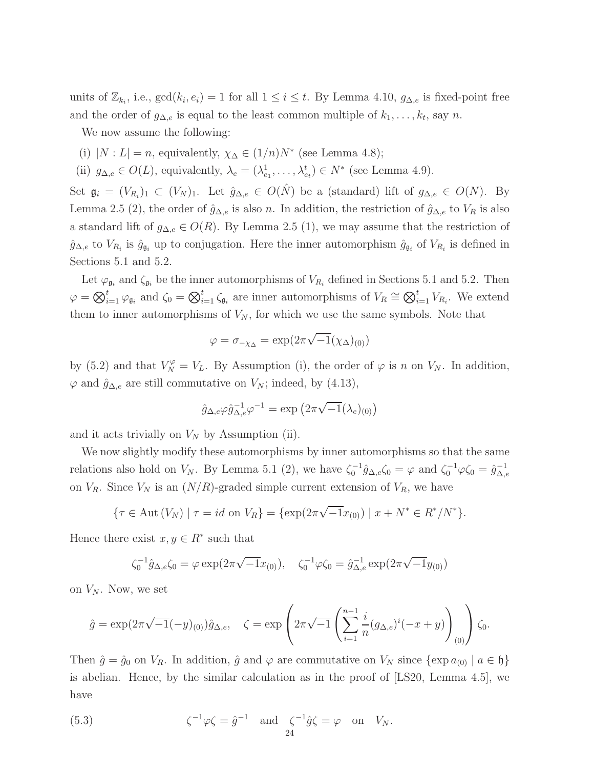units of $\mathbb{Z}_{k_i}$, i.e., $\gcd(k_i, e_i) = 1$ for all $1 \le i \le t$. By Lemma 4.10, $g_{\Delta,e}$ is fixed-point free and the order of $g_{\Delta,e}$ is equal to the least common multiple of $k_1, \dots, k_t$, say $n$.

We now assume the following:

(i) $|N : L| = n$, equivalently, $\chi_\Delta \in (1/n)N^*$ (see Lemma 4.8);

(ii) $g_{\Delta,e} \in O(L)$, equivalently, $\lambda_e = (\lambda^1_{e_1}, \dots, \lambda^t_{e_t}) \in N^*$ (see Lemma 4.9).

Set $\mathfrak{g}_i = (V_{R_i})_1 \subset (V_N)_1$. Let $\hat{g}_{\Delta,e} \in O(\hat{N})$ be a (standard) lift of $g_{\Delta,e} \in O(N)$. By Lemma 2.5 (2), the order of $\hat{g}_{\Delta,e}$ is also $n$. In addition, the restriction of $\hat{g}_{\Delta,e}$ to $V_R$ is also a standard lift of $g_{\Delta,e} \in O(R)$. By Lemma 2.5 (1), we may assume that the restriction of $\hat{g}_{\Delta,e}$ to $V_{R_i}$ is $\hat{g}_{\mathfrak{g}_i}$ up to conjugation. Here the inner automorphism $\hat{g}_{\mathfrak{g}_i}$ of $V_{R_i}$ is defined in Sections 5.1 and 5.2.

Let $\varphi_{\mathfrak{g}_i}$ and $\zeta_{\mathfrak{g}_i}$ be the inner automorphisms of $V_{R_i}$ defined in Sections 5.1 and 5.2. Then $\varphi = \bigotimes_{i=1}^t \varphi_{\mathfrak{g}_i}$ and $\zeta_0 = \bigotimes_{i=1}^t \zeta_{\mathfrak{g}_i}$ are inner automorphisms of $V_R \cong \bigotimes_{i=1}^t V_{R_i}$. We extend them to inner automorphisms of $V_N$, for which we use the same symbols. Note that

$$\varphi = \sigma_{-\chi_\Delta} = \exp(2\pi\sqrt{-1}(\chi_\Delta)_{(0)})$$

by (5.2) and that $V_N^\varphi = V_L$. By Assumption (i), the order of $\varphi$ is $n$ on $V_N$. In addition, $\varphi$ and $\hat{g}_{\Delta,e}$ are still commutative on $V_N$; indeed, by (4.13),

$$\hat{g}_{\Delta,e}\varphi\hat{g}_{\Delta,e}^{-1}\varphi^{-1} = \exp\left(2\pi\sqrt{-1}(\lambda_e)_{(0)}\right)$$

and it acts trivially on $V_N$ by Assumption (ii).

We now slightly modify these automorphisms by inner automorphisms so that the same relations also hold on $V_N$. By Lemma 5.1 (2), we have $\zeta_0^{-1}\hat{g}_{\Delta,e}\zeta_0 = \varphi$ and $\zeta_0^{-1}\varphi\zeta_0 = \hat{g}_{\Delta,e}^{-1}$ on $V_R$. Since $V_N$ is an $(N/R)$-graded simple current extension of $V_R$, we have

$$\{\tau \in \mathrm{Aut}\,(V_N) \mid \tau = id \text{ on } V_R\} = \{\exp(2\pi\sqrt{-1}x_{(0)}) \mid x + N^* \in R^*/N^*\}.$$

Hence there exist $x, y \in R^*$ such that

$$\zeta_0^{-1}\hat{g}_{\Delta,e}\zeta_0 = \varphi\exp(2\pi\sqrt{-1}x_{(0)}), \quad \zeta_0^{-1}\varphi\zeta_0 = \hat{g}_{\Delta,e}^{-1}\exp(2\pi\sqrt{-1}y_{(0)})$$

on $V_N$. Now, we set

$$\hat{g} = \exp(2\pi\sqrt{-1}(-y)_{(0)})\hat{g}_{\Delta,e}, \quad \zeta = \exp\left(2\pi\sqrt{-1}\left(\sum_{i=1}^{n-1}\frac{i}{n}(g_{\Delta,e})^i(-x+y)\right)_{(0)}\right)\zeta_0.$$

Then $\hat{g} = \hat{g}_0$ on $V_R$. In addition, $\hat{g}$ and $\varphi$ are commutative on $V_N$ since $\{\exp a_{(0)} \mid a \in \mathfrak{h}\}$ is abelian. Hence, by the similar calculation as in the proof of [LS20, Lemma 4.5], we have

$$\zeta^{-1}\varphi\zeta = \hat{g}^{-1} \quad \text{and} \quad \zeta^{-1}\hat{g}\zeta = \varphi \quad \text{on} \quad V_N. \tag{5.3}$$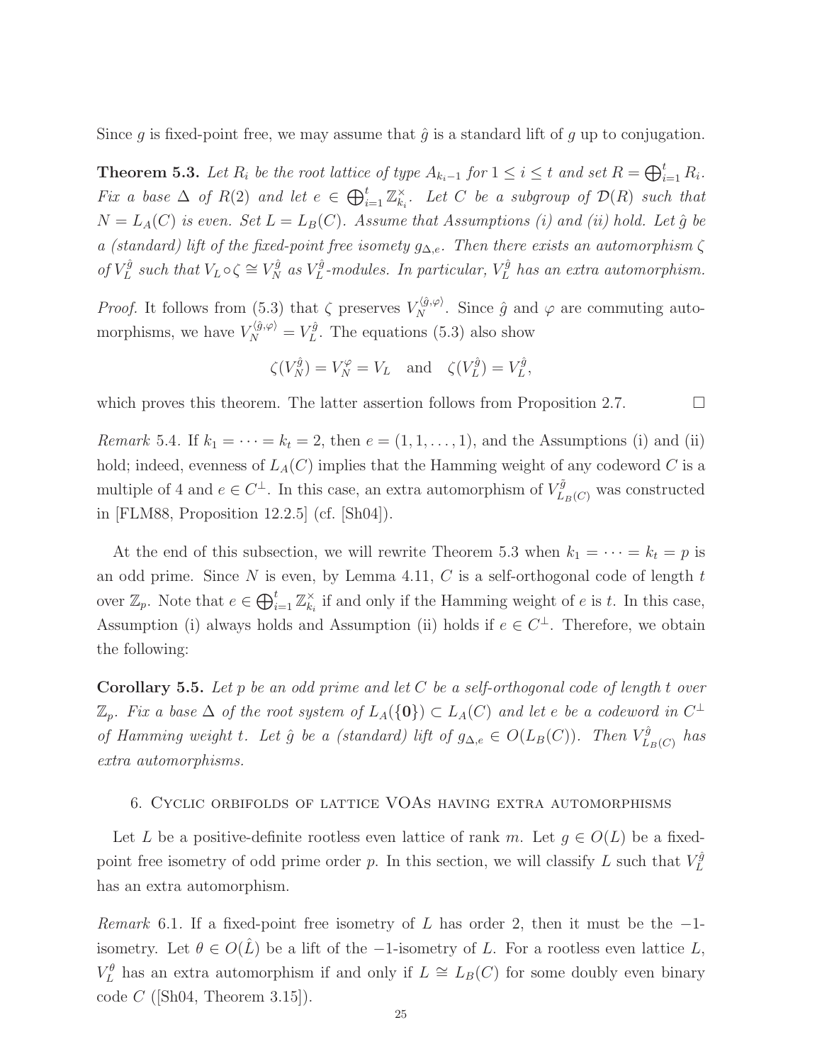Since $g$ is fixed-point free, we may assume that $\hat{g}$ is a standard lift of $g$ up to conjugation.

**Theorem 5.3.** *Let $R_i$ be the root lattice of type $A_{k_i-1}$ for $1 \le i \le t$ and set $R = \bigoplus_{i=1}^t R_i$. Fix a base $\Delta$ of $R(2)$ and let $e \in \bigoplus_{i=1}^t \mathbb{Z}_{k_i}^\times$. Let $C$ be a subgroup of $\mathcal{D}(R)$ such that $N = L_A(C)$ is even. Set $L = L_B(C)$. Assume that Assumptions (i) and (ii) hold. Let $\hat{g}$ be a (standard) lift of the fixed-point free isomety $g_{\Delta,e}$. Then there exists an automorphism $\zeta$ of $V_L^{\hat{g}}$ such that $V_L \circ \zeta \cong V_N^{\hat{g}}$ as $V_L^{\hat{g}}$-modules. In particular, $V_L^{\hat{g}}$ has an extra automorphism.*

*Proof.* It follows from (5.3) that $\zeta$ preserves $V_N^{\langle \hat{g},\varphi\rangle}$. Since $\hat{g}$ and $\varphi$ are commuting automorphisms, we have $V_N^{\langle \hat{g},\varphi\rangle} = V_L^{\hat{g}}$. The equations (5.3) also show

$$\zeta(V_N^{\hat{g}}) = V_N^{\varphi} = V_L \quad \text{and} \quad \zeta(V_L^{\hat{g}}) = V_L^{\hat{g}},$$

which proves this theorem. The latter assertion follows from Proposition 2.7. $\square$

*Remark* 5.4. If $k_1 = \cdots = k_t = 2$, then $e = (1, 1, \ldots, 1)$, and the Assumptions (i) and (ii) hold; indeed, evenness of $L_A(C)$ implies that the Hamming weight of any codeword $C$ is a multiple of 4 and $e \in C^\perp$. In this case, an extra automorphism of $V_{L_B(C)}^{\tilde{g}}$ was constructed in [FLM88, Proposition 12.2.5] (cf. [Sh04]).

At the end of this subsection, we will rewrite Theorem 5.3 when $k_1 = \cdots = k_t = p$ is an odd prime. Since $N$ is even, by Lemma 4.11, $C$ is a self-orthogonal code of length $t$ over $\mathbb{Z}_p$. Note that $e \in \bigoplus_{i=1}^t \mathbb{Z}_{k_i}^\times$ if and only if the Hamming weight of $e$ is $t$. In this case, Assumption (i) always holds and Assumption (ii) holds if $e \in C^\perp$. Therefore, we obtain the following:

**Corollary 5.5.** *Let $p$ be an odd prime and let $C$ be a self-orthogonal code of length $t$ over $\mathbb{Z}_p$. Fix a base $\Delta$ of the root system of $L_A(\{\mathbf{0}\}) \subset L_A(C)$ and let $e$ be a codeword in $C^\perp$ of Hamming weight $t$. Let $\hat{g}$ be a (standard) lift of $g_{\Delta,e} \in O(L_B(C))$. Then $V_{L_B(C)}^{\hat{g}}$ has extra automorphisms.*

## 6. Cyclic orbifolds of lattice VOAs having extra automorphisms

Let $L$ be a positive-definite rootless even lattice of rank $m$. Let $g \in O(L)$ be a fixed-point free isometry of odd prime order $p$. In this section, we will classify $L$ such that $V_L^{\hat{g}}$ has an extra automorphism.

*Remark* 6.1. If a fixed-point free isometry of $L$ has order 2, then it must be the $-1$-isometry. Let $\theta \in O(\hat{L})$ be a lift of the $-1$-isometry of $L$. For a rootless even lattice $L$, $V_L^\theta$ has an extra automorphism if and only if $L \cong L_B(C)$ for some doubly even binary code $C$ ([Sh04, Theorem 3.15]).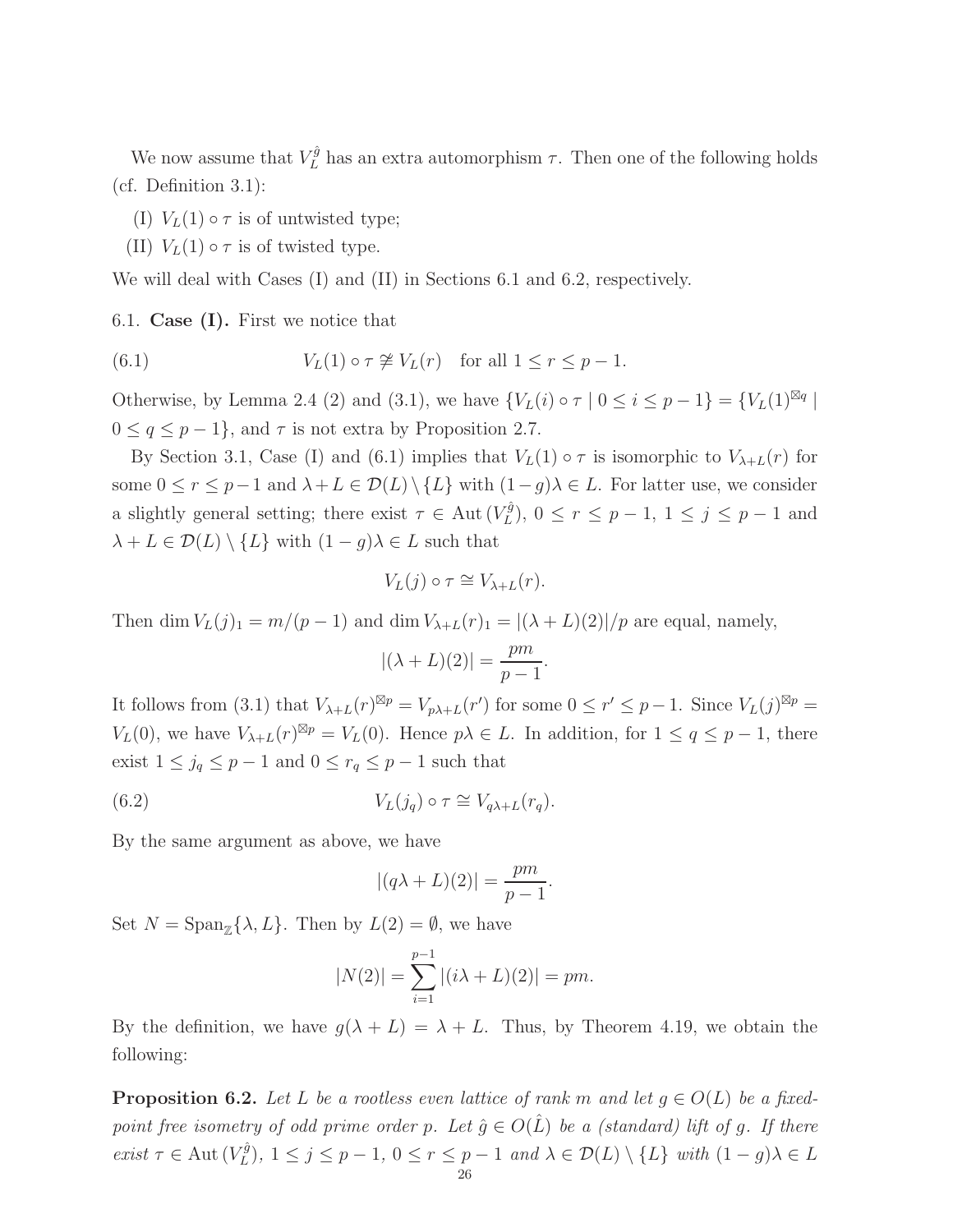We now assume that $V_L^{\hat{g}}$ has an extra automorphism $\tau$. Then one of the following holds (cf. Definition 3.1):

(I) $V_L(1) \circ \tau$ is of untwisted type;

(II) $V_L(1) \circ \tau$ is of twisted type.

We will deal with Cases (I) and (II) in Sections 6.1 and 6.2, respectively.

6.1. **Case (I).** First we notice that

$$V_L(1) \circ \tau \not\cong V_L(r) \quad \text{for all } 1 \le r \le p-1. \tag{6.1}$$

Otherwise, by Lemma 2.4 (2) and (3.1), we have $\{V_L(i) \circ \tau \mid 0 \le i \le p-1\} = \{V_L(1)^{\boxtimes q} \mid 0 \le q \le p-1\}$, and $\tau$ is not extra by Proposition 2.7.

By Section 3.1, Case (I) and (6.1) implies that $V_L(1) \circ \tau$ is isomorphic to $V_{\lambda+L}(r)$ for some $0 \le r \le p-1$ and $\lambda + L \in \mathcal{D}(L) \setminus \{L\}$ with $(1-g)\lambda \in L$. For latter use, we consider a slightly general setting; there exist $\tau \in \mathrm{Aut}\,(V_L^{\hat{g}})$, $0 \le r \le p-1$, $1 \le j \le p-1$ and $\lambda + L \in \mathcal{D}(L) \setminus \{L\}$ with $(1-g)\lambda \in L$ such that

$$V_L(j) \circ \tau \cong V_{\lambda+L}(r).$$

Then $\dim V_L(j)_1 = m/(p-1)$ and $\dim V_{\lambda+L}(r)_1 = |(\lambda+L)(2)|/p$ are equal, namely,

$$|(\lambda + L)(2)| = \frac{pm}{p-1}.$$

It follows from (3.1) that $V_{\lambda+L}(r)^{\boxtimes p} = V_{p\lambda+L}(r')$ for some $0 \le r' \le p-1$. Since $V_L(j)^{\boxtimes p} = V_L(0)$, we have $V_{\lambda+L}(r)^{\boxtimes p} = V_L(0)$. Hence $p\lambda \in L$. In addition, for $1 \le q \le p-1$, there exist $1 \le j_q \le p-1$ and $0 \le r_q \le p-1$ such that

$$V_L(j_q) \circ \tau \cong V_{q\lambda+L}(r_q). \tag{6.2}$$

By the same argument as above, we have

$$|(q\lambda + L)(2)| = \frac{pm}{p-1}.$$

Set $N = \mathrm{Span}_{\mathbb{Z}}\{\lambda, L\}$. Then by $L(2) = \emptyset$, we have

$$|N(2)| = \sum_{i=1}^{p-1} |(i\lambda + L)(2)| = pm.$$

By the definition, we have $g(\lambda + L) = \lambda + L$. Thus, by Theorem 4.19, we obtain the following:

**Proposition 6.2.** *Let $L$ be a rootless even lattice of rank $m$ and let $g \in O(L)$ be a fixed-point free isometry of odd prime order $p$. Let $\hat{g} \in O(\hat{L})$ be a (standard) lift of $g$. If there exist $\tau \in \mathrm{Aut}\,(V_L^{\hat{g}})$, $1 \le j \le p-1$, $0 \le r \le p-1$ and $\lambda \in \mathcal{D}(L) \setminus \{L\}$ with $(1-g)\lambda \in L$*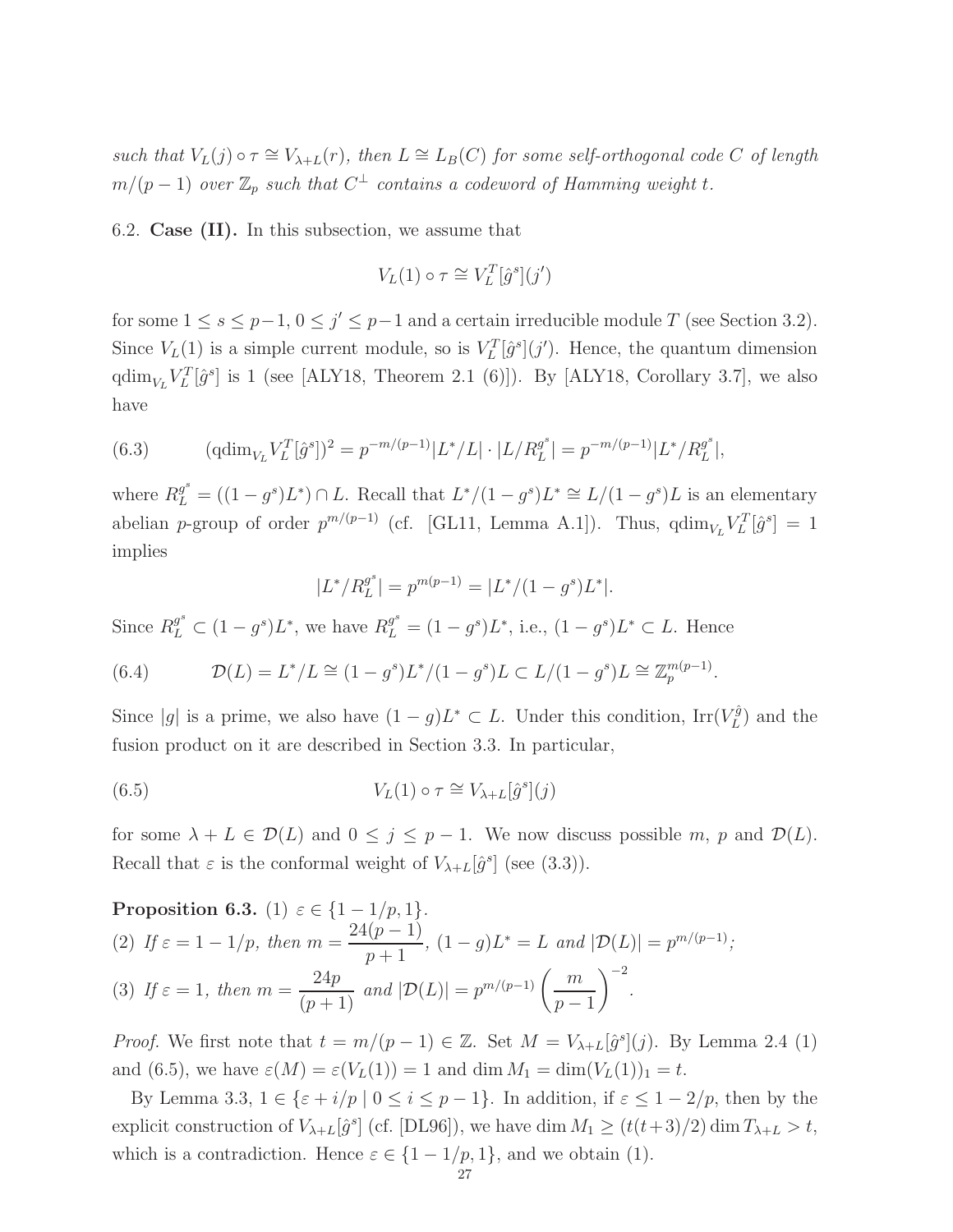*such that* $V_L(j) \circ \tau \cong V_{\lambda+L}(r)$*, then* $L \cong L_B(C)$ *for some self-orthogonal code* $C$ *of length* $m/(p-1)$ *over* $\mathbb{Z}_p$ *such that* $C^\perp$ *contains a codeword of Hamming weight* $t$*.*

6.2. **Case (II).** In this subsection, we assume that

$$V_L(1) \circ \tau \cong V_L^T[\hat{g}^s](j')$$

for some $1 \le s \le p-1$, $0 \le j' \le p-1$ and a certain irreducible module $T$ (see Section 3.2). Since $V_L(1)$ is a simple current module, so is $V_L^T[\hat{g}^s](j')$. Hence, the quantum dimension $\mathrm{qdim}_{V_L} V_L^T[\hat{g}^s]$ is 1 (see [ALY18, Theorem 2.1 (6)]). By [ALY18, Corollary 3.7], we also have

$$(\mathrm{qdim}_{V_L} V_L^T[\hat{g}^s])^2 = p^{-m/(p-1)}|L^*/L| \cdot |L/R_L^{g^s}| = p^{-m/(p-1)}|L^*/R_L^{g^s}|, \tag{6.3}$$

where $R_L^{g^s} = ((1-g^s)L^*) \cap L$. Recall that $L^*/(1-g^s)L^* \cong L/(1-g^s)L$ is an elementary abelian $p$-group of order $p^{m/(p-1)}$ (cf. [GL11, Lemma A.1]). Thus, $\mathrm{qdim}_{V_L} V_L^T[\hat{g}^s] = 1$ implies

$$|L^*/R_L^{g^s}| = p^{m(p-1)} = |L^*/(1-g^s)L^*|.$$

Since $R_L^{g^s} \subset (1-g^s)L^*$, we have $R_L^{g^s} = (1-g^s)L^*$, i.e., $(1-g^s)L^* \subset L$. Hence

$$\mathcal{D}(L) = L^*/L \cong (1-g^s)L^*/(1-g^s)L \subset L/(1-g^s)L \cong \mathbb{Z}_p^{m(p-1)}. \tag{6.4}$$

Since $|g|$ is a prime, we also have $(1-g)L^* \subset L$. Under this condition, $\mathrm{Irr}(V_L^{\hat{g}})$ and the fusion product on it are described in Section 3.3. In particular,

$$V_L(1) \circ \tau \cong V_{\lambda+L}[\hat{g}^s](j) \tag{6.5}$$

for some $\lambda + L \in \mathcal{D}(L)$ and $0 \le j \le p-1$. We now discuss possible $m$, $p$ and $\mathcal{D}(L)$. Recall that $\varepsilon$ is the conformal weight of $V_{\lambda+L}[\hat{g}^s]$ (see (3.3)).

**Proposition 6.3.** (1) $\varepsilon \in \{1 - 1/p, 1\}$.
(2) *If* $\varepsilon = 1 - 1/p$*, then* $m = \dfrac{24(p-1)}{p+1}$*,* $(1-g)L^* = L$ *and* $|\mathcal{D}(L)| = p^{m/(p-1)}$*;*
(3) *If* $\varepsilon = 1$*, then* $m = \dfrac{24p}{(p+1)}$ *and* $|\mathcal{D}(L)| = p^{m/(p-1)}\left(\dfrac{m}{p-1}\right)^{-2}$*.*

*Proof.* We first note that $t = m/(p-1) \in \mathbb{Z}$. Set $M = V_{\lambda+L}[\hat{g}^s](j)$. By Lemma 2.4 (1) and (6.5), we have $\varepsilon(M) = \varepsilon(V_L(1)) = 1$ and $\dim M_1 = \dim(V_L(1))_1 = t$.

By Lemma 3.3, $1 \in \{\varepsilon + i/p \mid 0 \le i \le p-1\}$. In addition, if $\varepsilon \le 1 - 2/p$, then by the explicit construction of $V_{\lambda+L}[\hat{g}^s]$ (cf. [DL96]), we have $\dim M_1 \ge (t(t+3)/2) \dim T_{\lambda+L} > t$, which is a contradiction. Hence $\varepsilon \in \{1 - 1/p, 1\}$, and we obtain (1).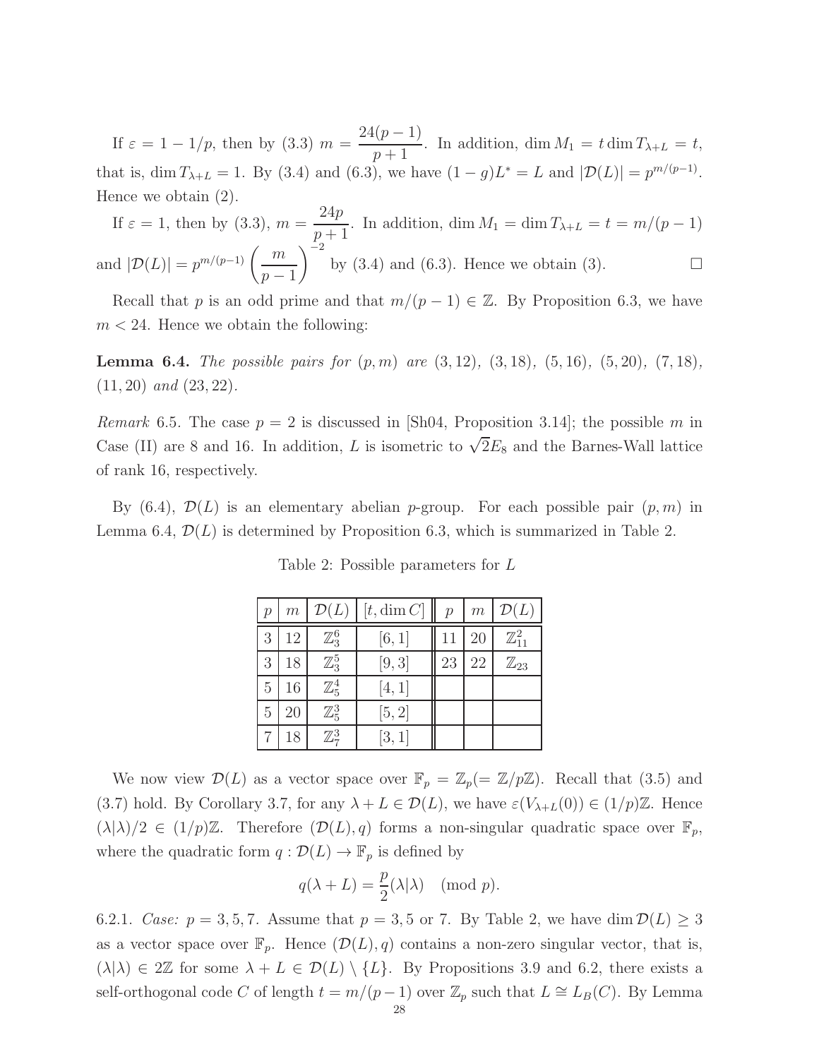If $\varepsilon = 1 - 1/p$, then by (3.3) $m = \dfrac{24(p-1)}{p+1}$. In addition, $\dim M_1 = t \dim T_{\lambda+L} = t$, that is, $\dim T_{\lambda+L} = 1$. By (3.4) and (6.3), we have $(1-g)L^* = L$ and $|\mathcal{D}(L)| = p^{m/(p-1)}$. Hence we obtain (2).

If $\varepsilon = 1$, then by (3.3), $m = \dfrac{24p}{p+1}$. In addition, $\dim M_1 = \dim T_{\lambda+L} = t = m/(p-1)$ and $|\mathcal{D}(L)| = p^{m/(p-1)} \left(\dfrac{m}{p-1}\right)^{-2}$ by (3.4) and (6.3). Hence we obtain (3). □

Recall that $p$ is an odd prime and that $m/(p-1) \in \mathbb{Z}$. By Proposition 6.3, we have $m < 24$. Hence we obtain the following:

**Lemma 6.4.** *The possible pairs for* $(p, m)$ *are* $(3, 12)$*,* $(3, 18)$*,* $(5, 16)$*,* $(5, 20)$*,* $(7, 18)$*,* $(11, 20)$ *and* $(23, 22)$*.*

*Remark* 6.5. The case $p = 2$ is discussed in [Sh04, Proposition 3.14]; the possible $m$ in Case (II) are 8 and 16. In addition, $L$ is isometric to $\sqrt{2}E_8$ and the Barnes-Wall lattice of rank 16, respectively.

By (6.4), $\mathcal{D}(L)$ is an elementary abelian $p$-group. For each possible pair $(p, m)$ in Lemma 6.4, $\mathcal{D}(L)$ is determined by Proposition 6.3, which is summarized in Table 2.

Table 2: Possible parameters for $L$

| $p$ | $m$ | $\mathcal{D}(L)$ | $[t, \dim C]$ | $p$ | $m$ | $\mathcal{D}(L)$ |
|---|---|---|---|---|---|---|
| 3 | 12 | $\mathbb{Z}_3^6$ | $[6, 1]$ | 11 | 20 | $\mathbb{Z}_{11}^2$ |
| 3 | 18 | $\mathbb{Z}_3^5$ | $[9, 3]$ | 23 | 22 | $\mathbb{Z}_{23}$ |
| 5 | 16 | $\mathbb{Z}_5^4$ | $[4, 1]$ | | | |
| 5 | 20 | $\mathbb{Z}_5^3$ | $[5, 2]$ | | | |
| 7 | 18 | $\mathbb{Z}_7^3$ | $[3, 1]$ | | | |

We now view $\mathcal{D}(L)$ as a vector space over $\mathbb{F}_p = \mathbb{Z}_p (= \mathbb{Z}/p\mathbb{Z})$. Recall that (3.5) and (3.7) hold. By Corollary 3.7, for any $\lambda + L \in \mathcal{D}(L)$, we have $\varepsilon(V_{\lambda+L}(0)) \in (1/p)\mathbb{Z}$. Hence $(\lambda|\lambda)/2 \in (1/p)\mathbb{Z}$. Therefore $(\mathcal{D}(L), q)$ forms a non-singular quadratic space over $\mathbb{F}_p$, where the quadratic form $q : \mathcal{D}(L) \to \mathbb{F}_p$ is defined by

$$q(\lambda + L) = \frac{p}{2}(\lambda|\lambda) \pmod{p}.$$

6.2.1. *Case:* $p = 3, 5, 7$. Assume that $p = 3, 5$ or $7$. By Table 2, we have $\dim \mathcal{D}(L) \geq 3$ as a vector space over $\mathbb{F}_p$. Hence $(\mathcal{D}(L), q)$ contains a non-zero singular vector, that is, $(\lambda|\lambda) \in 2\mathbb{Z}$ for some $\lambda + L \in \mathcal{D}(L) \setminus \{L\}$. By Propositions 3.9 and 6.2, there exists a self-orthogonal code $C$ of length $t = m/(p-1)$ over $\mathbb{Z}_p$ such that $L \cong L_B(C)$. By Lemma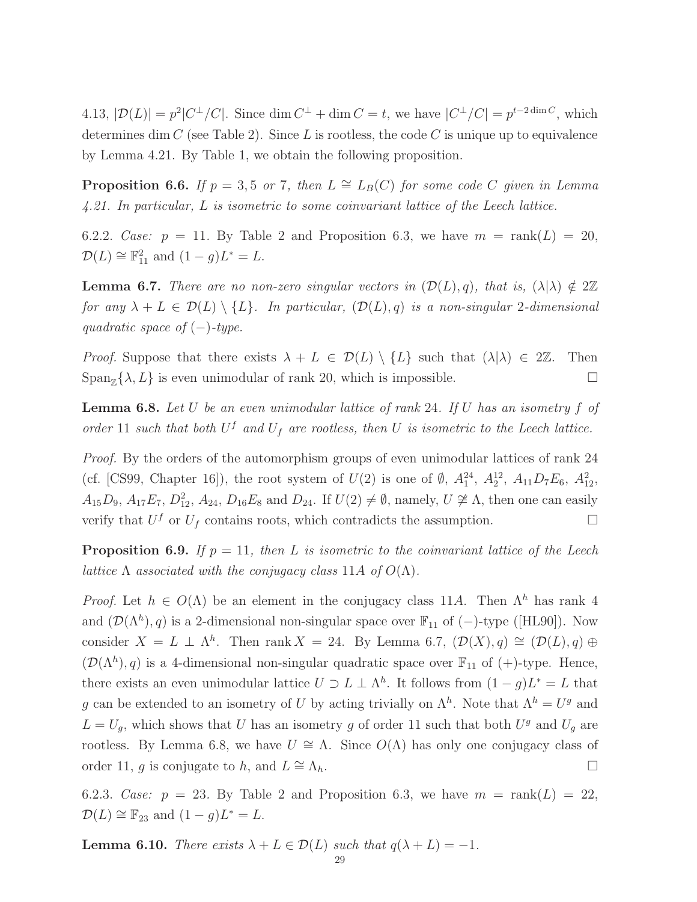4.13, $|\mathcal{D}(L)| = p^2|C^\perp/C|$. Since $\dim C^\perp + \dim C = t$, we have $|C^\perp/C| = p^{t-2\dim C}$, which determines $\dim C$ (see Table 2). Since $L$ is rootless, the code $C$ is unique up to equivalence by Lemma 4.21. By Table 1, we obtain the following proposition.

**Proposition 6.6.** *If $p = 3, 5$ or $7$, then $L \cong L_B(C)$ for some code $C$ given in Lemma 4.21. In particular, $L$ is isometric to some coinvariant lattice of the Leech lattice.*

6.2.2. *Case:* $p = 11$. By Table 2 and Proposition 6.3, we have $m = \mathrm{rank}(L) = 20$, $\mathcal{D}(L) \cong \mathbb{F}_{11}^2$ and $(1-g)L^* = L$.

**Lemma 6.7.** *There are no non-zero singular vectors in $(\mathcal{D}(L), q)$, that is, $(\lambda|\lambda) \notin 2\mathbb{Z}$ for any $\lambda + L \in \mathcal{D}(L) \setminus \{L\}$. In particular, $(\mathcal{D}(L), q)$ is a non-singular 2-dimensional quadratic space of $(-)$-type.*

*Proof.* Suppose that there exists $\lambda + L \in \mathcal{D}(L) \setminus \{L\}$ such that $(\lambda|\lambda) \in 2\mathbb{Z}$. Then $\mathrm{Span}_\mathbb{Z}\{\lambda, L\}$ is even unimodular of rank 20, which is impossible. □

**Lemma 6.8.** *Let $U$ be an even unimodular lattice of rank 24. If $U$ has an isometry $f$ of order 11 such that both $U^f$ and $U_f$ are rootless, then $U$ is isometric to the Leech lattice.*

*Proof.* By the orders of the automorphism groups of even unimodular lattices of rank 24 (cf. [CS99, Chapter 16]), the root system of $U(2)$ is one of $\emptyset$, $A_1^{24}$, $A_2^{12}$, $A_{11}D_7E_6$, $A_{12}^2$, $A_{15}D_9$, $A_{17}E_7$, $D_{12}^2$, $A_{24}$, $D_{16}E_8$ and $D_{24}$. If $U(2) \neq \emptyset$, namely, $U \not\cong \Lambda$, then one can easily verify that $U^f$ or $U_f$ contains roots, which contradicts the assumption. □

**Proposition 6.9.** *If $p = 11$, then $L$ is isometric to the coinvariant lattice of the Leech lattice $\Lambda$ associated with the conjugacy class $11A$ of $O(\Lambda)$.*

*Proof.* Let $h \in O(\Lambda)$ be an element in the conjugacy class $11A$. Then $\Lambda^h$ has rank 4 and $(\mathcal{D}(\Lambda^h), q)$ is a 2-dimensional non-singular space over $\mathbb{F}_{11}$ of $(-)$-type ([HL90]). Now consider $X = L \perp \Lambda^h$. Then $\mathrm{rank}\, X = 24$. By Lemma 6.7, $(\mathcal{D}(X), q) \cong (\mathcal{D}(L), q) \oplus (\mathcal{D}(\Lambda^h), q)$ is a 4-dimensional non-singular quadratic space over $\mathbb{F}_{11}$ of $(+)$-type. Hence, there exists an even unimodular lattice $U \supset L \perp \Lambda^h$. It follows from $(1-g)L^* = L$ that $g$ can be extended to an isometry of $U$ by acting trivially on $\Lambda^h$. Note that $\Lambda^h = U^g$ and $L = U_g$, which shows that $U$ has an isometry $g$ of order 11 such that both $U^g$ and $U_g$ are rootless. By Lemma 6.8, we have $U \cong \Lambda$. Since $O(\Lambda)$ has only one conjugacy class of order 11, $g$ is conjugate to $h$, and $L \cong \Lambda_h$. □

6.2.3. *Case:* $p = 23$. By Table 2 and Proposition 6.3, we have $m = \mathrm{rank}(L) = 22$, $\mathcal{D}(L) \cong \mathbb{F}_{23}$ and $(1-g)L^* = L$.

**Lemma 6.10.** *There exists $\lambda + L \in \mathcal{D}(L)$ such that $q(\lambda + L) = -1$.*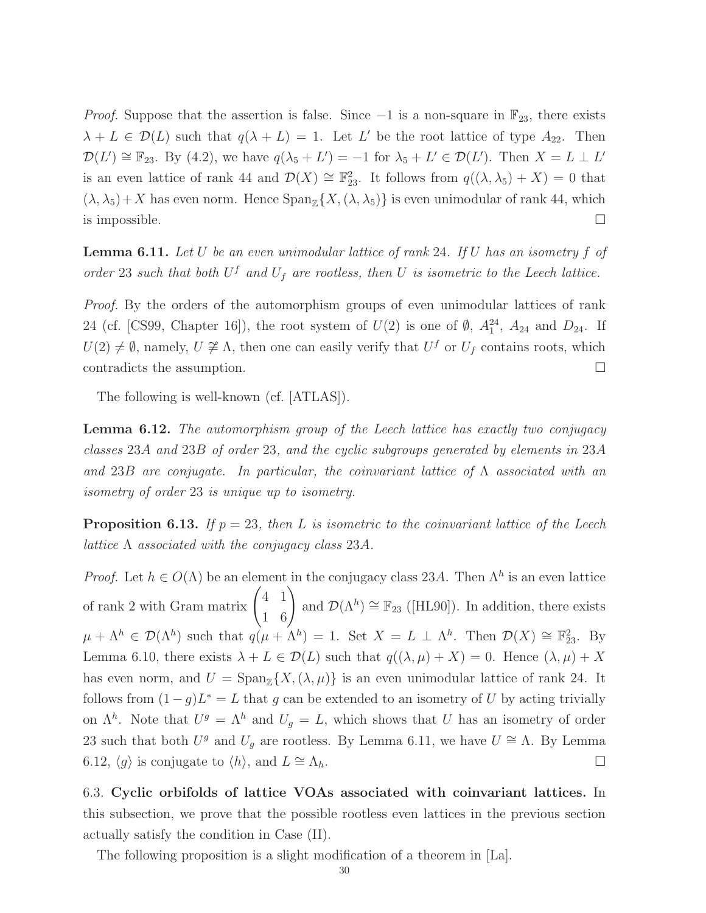*Proof.* Suppose that the assertion is false. Since $-1$ is a non-square in $\mathbb{F}_{23}$, there exists $\lambda + L \in \mathcal{D}(L)$ such that $q(\lambda + L) = 1$. Let $L'$ be the root lattice of type $A_{22}$. Then $\mathcal{D}(L') \cong \mathbb{F}_{23}$. By (4.2), we have $q(\lambda_5 + L') = -1$ for $\lambda_5 + L' \in \mathcal{D}(L')$. Then $X = L \perp L'$ is an even lattice of rank 44 and $\mathcal{D}(X) \cong \mathbb{F}_{23}^2$. It follows from $q((\lambda, \lambda_5) + X) = 0$ that $(\lambda, \lambda_5) + X$ has even norm. Hence $\mathrm{Span}_{\mathbb{Z}}\{X, (\lambda, \lambda_5)\}$ is even unimodular of rank 44, which is impossible. □

**Lemma 6.11.** *Let $U$ be an even unimodular lattice of rank 24. If $U$ has an isometry $f$ of order 23 such that both $U^f$ and $U_f$ are rootless, then $U$ is isometric to the Leech lattice.*

*Proof.* By the orders of the automorphism groups of even unimodular lattices of rank 24 (cf. [CS99, Chapter 16]), the root system of $U(2)$ is one of $\emptyset$, $A_1^{24}$, $A_{24}$ and $D_{24}$. If $U(2) \neq \emptyset$, namely, $U \not\cong \Lambda$, then one can easily verify that $U^f$ or $U_f$ contains roots, which contradicts the assumption. □

The following is well-known (cf. [ATLAS]).

**Lemma 6.12.** *The automorphism group of the Leech lattice has exactly two conjugacy classes 23A and 23B of order 23, and the cyclic subgroups generated by elements in 23A and 23B are conjugate. In particular, the coinvariant lattice of $\Lambda$ associated with an isometry of order 23 is unique up to isometry.*

**Proposition 6.13.** *If $p = 23$, then $L$ is isometric to the coinvariant lattice of the Leech lattice $\Lambda$ associated with the conjugacy class 23A.*

*Proof.* Let $h \in O(\Lambda)$ be an element in the conjugacy class 23A. Then $\Lambda^h$ is an even lattice of rank 2 with Gram matrix $\begin{pmatrix} 4 & 1 \\ 1 & 6 \end{pmatrix}$ and $\mathcal{D}(\Lambda^h) \cong \mathbb{F}_{23}$ ([HL90]). In addition, there exists $\mu + \Lambda^h \in \mathcal{D}(\Lambda^h)$ such that $q(\mu + \Lambda^h) = 1$. Set $X = L \perp \Lambda^h$. Then $\mathcal{D}(X) \cong \mathbb{F}_{23}^2$. By Lemma 6.10, there exists $\lambda + L \in \mathcal{D}(L)$ such that $q((\lambda, \mu) + X) = 0$. Hence $(\lambda, \mu) + X$ has even norm, and $U = \mathrm{Span}_{\mathbb{Z}}\{X, (\lambda, \mu)\}$ is an even unimodular lattice of rank 24. It follows from $(1 - g)L^* = L$ that $g$ can be extended to an isometry of $U$ by acting trivially on $\Lambda^h$. Note that $U^g = \Lambda^h$ and $U_g = L$, which shows that $U$ has an isometry of order 23 such that both $U^g$ and $U_g$ are rootless. By Lemma 6.11, we have $U \cong \Lambda$. By Lemma 6.12, $\langle g \rangle$ is conjugate to $\langle h \rangle$, and $L \cong \Lambda_h$. □

6.3. **Cyclic orbifolds of lattice VOAs associated with coinvariant lattices.** In this subsection, we prove that the possible rootless even lattices in the previous section actually satisfy the condition in Case (II).

The following proposition is a slight modification of a theorem in [La].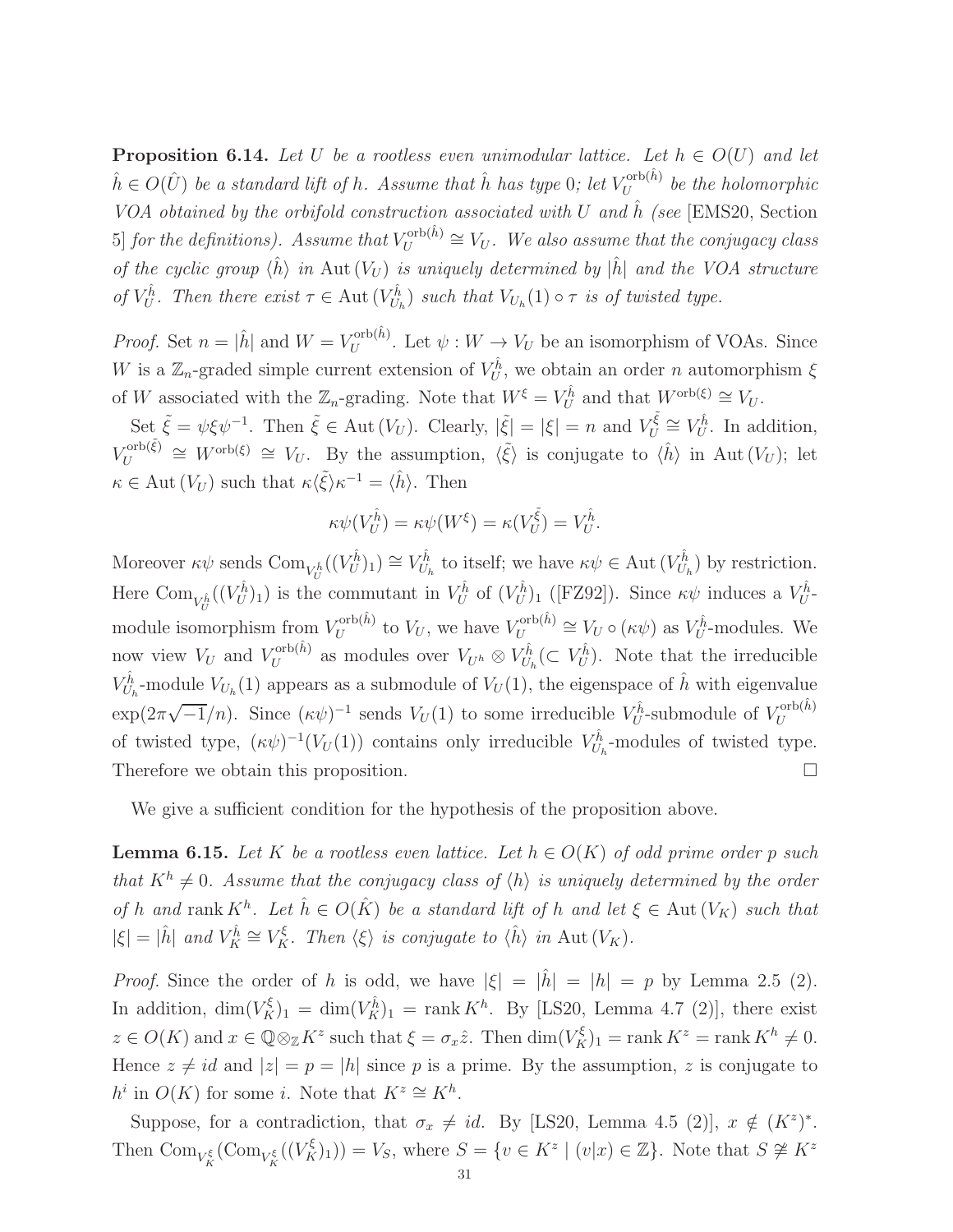**Proposition 6.14.** *Let $U$ be a rootless even unimodular lattice. Let $h \in O(U)$ and let $\hat{h} \in O(\hat{U})$ be a standard lift of $h$. Assume that $\hat{h}$ has type $0$; let $V_U^{\mathrm{orb}(\hat{h})}$ be the holomorphic VOA obtained by the orbifold construction associated with $U$ and $\hat{h}$ (see* [EMS20, Section 5] *for the definitions). Assume that $V_U^{\mathrm{orb}(\hat{h})} \cong V_U$. We also assume that the conjugacy class of the cyclic group $\langle \hat{h} \rangle$ in $\mathrm{Aut}\,(V_U)$ is uniquely determined by $|\hat{h}|$ and the VOA structure of $V_U^{\hat{h}}$. Then there exist $\tau \in \mathrm{Aut}\,(V_{U_h}^{\hat{h}})$ such that $V_{U_h}(1) \circ \tau$ is of twisted type.*

*Proof.* Set $n = |\hat{h}|$ and $W = V_U^{\mathrm{orb}(\hat{h})}$. Let $\psi : W \to V_U$ be an isomorphism of VOAs. Since $W$ is a $\mathbb{Z}_n$-graded simple current extension of $V_U^{\hat{h}}$, we obtain an order $n$ automorphism $\xi$ of $W$ associated with the $\mathbb{Z}_n$-grading. Note that $W^\xi = V_U^{\hat{h}}$ and that $W^{\mathrm{orb}(\xi)} \cong V_U$.

Set $\tilde{\xi} = \psi \xi \psi^{-1}$. Then $\tilde{\xi} \in \mathrm{Aut}\,(V_U)$. Clearly, $|\tilde{\xi}| = |\xi| = n$ and $V_U^{\tilde{\xi}} \cong V_U^{\hat{h}}$. In addition, $V_U^{\mathrm{orb}(\tilde{\xi})} \cong W^{\mathrm{orb}(\xi)} \cong V_U$. By the assumption, $\langle \tilde{\xi} \rangle$ is conjugate to $\langle \hat{h} \rangle$ in $\mathrm{Aut}\,(V_U)$; let $\kappa \in \mathrm{Aut}\,(V_U)$ such that $\kappa \langle \tilde{\xi} \rangle \kappa^{-1} = \langle \hat{h} \rangle$. Then

$$\kappa\psi(V_U^{\hat{h}}) = \kappa\psi(W^\xi) = \kappa(V_U^{\tilde{\xi}}) = V_U^{\hat{h}}.$$

Moreover $\kappa\psi$ sends $\mathrm{Com}_{V_U^{\hat{h}}}((V_U^{\hat{h}})_1) \cong V_{U_h}^{\hat{h}}$ to itself; we have $\kappa\psi \in \mathrm{Aut}\,(V_{U_h}^{\hat{h}})$ by restriction. Here $\mathrm{Com}_{V_U^{\hat{h}}}((V_U^{\hat{h}})_1)$ is the commutant in $V_U^{\hat{h}}$ of $(V_U^{\hat{h}})_1$ ([FZ92]). Since $\kappa\psi$ induces a $V_U^{\hat{h}}$-module isomorphism from $V_U^{\mathrm{orb}(\hat{h})}$ to $V_U$, we have $V_U^{\mathrm{orb}(\hat{h})} \cong V_U \circ (\kappa\psi)$ as $V_U^{\hat{h}}$-modules. We now view $V_U$ and $V_U^{\mathrm{orb}(\hat{h})}$ as modules over $V_{U^h} \otimes V_{U_h}^{\hat{h}} (\subset V_U^{\hat{h}})$. Note that the irreducible $V_{U_h}^{\hat{h}}$-module $V_{U_h}(1)$ appears as a submodule of $V_U(1)$, the eigenspace of $\hat{h}$ with eigenvalue $\exp(2\pi\sqrt{-1}/n)$. Since $(\kappa\psi)^{-1}$ sends $V_U(1)$ to some irreducible $V_U^{\hat{h}}$-submodule of $V_U^{\mathrm{orb}(\hat{h})}$ of twisted type, $(\kappa\psi)^{-1}(V_U(1))$ contains only irreducible $V_{U_h}^{\hat{h}}$-modules of twisted type. Therefore we obtain this proposition. $\square$

We give a sufficient condition for the hypothesis of the proposition above.

**Lemma 6.15.** *Let $K$ be a rootless even lattice. Let $h \in O(K)$ of odd prime order $p$ such that $K^h \neq 0$. Assume that the conjugacy class of $\langle h \rangle$ is uniquely determined by the order of $h$ and $\mathrm{rank}\, K^h$. Let $\hat{h} \in O(\hat{K})$ be a standard lift of $h$ and let $\xi \in \mathrm{Aut}\,(V_K)$ such that $|\xi| = |\hat{h}|$ and $V_K^{\hat{h}} \cong V_K^\xi$. Then $\langle \xi \rangle$ is conjugate to $\langle \hat{h} \rangle$ in $\mathrm{Aut}\,(V_K)$.*

*Proof.* Since the order of $h$ is odd, we have $|\xi| = |\hat{h}| = |h| = p$ by Lemma 2.5 (2). In addition, $\dim(V_K^\xi)_1 = \dim(V_K^{\hat{h}})_1 = \mathrm{rank}\, K^h$. By [LS20, Lemma 4.7 (2)], there exist $z \in O(K)$ and $x \in \mathbb{Q} \otimes_\mathbb{Z} K^z$ such that $\xi = \sigma_x \hat{z}$. Then $\dim(V_K^\xi)_1 = \mathrm{rank}\, K^z = \mathrm{rank}\, K^h \neq 0$. Hence $z \neq id$ and $|z| = p = |h|$ since $p$ is a prime. By the assumption, $z$ is conjugate to $h^i$ in $O(K)$ for some $i$. Note that $K^z \cong K^h$.

Suppose, for a contradiction, that $\sigma_x \neq id$. By [LS20, Lemma 4.5 (2)], $x \notin (K^z)^*$. Then $\mathrm{Com}_{V_K^\xi}(\mathrm{Com}_{V_K^\xi}((V_K^\xi)_1)) = V_S$, where $S = \{v \in K^z \mid (v|x) \in \mathbb{Z}\}$. Note that $S \subsetneq K^z$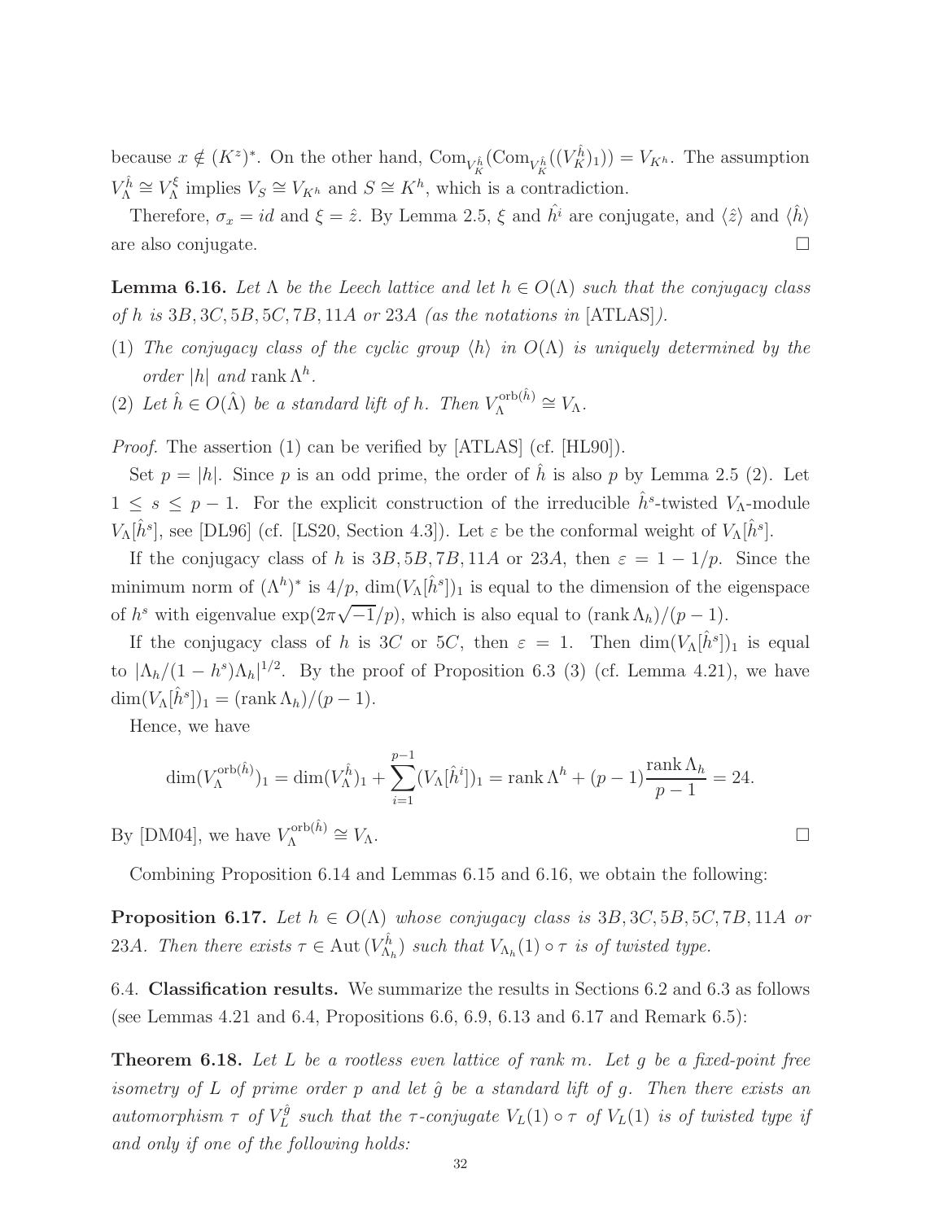because $x \notin (K^z)^*$. On the other hand, $\mathrm{Com}_{V_K^{\hat{h}}}(\mathrm{Com}_{V_K^{\hat{h}}}((V_K^{\hat{h}})_1)) = V_{K^h}$. The assumption $V_\Lambda^{\hat{h}} \cong V_\Lambda^{\xi}$ implies $V_S \cong V_{K^h}$ and $S \cong K^h$, which is a contradiction.

Therefore, $\sigma_x = id$ and $\xi = \hat{z}$. By Lemma 2.5, $\xi$ and $\hat{h}^i$ are conjugate, and $\langle \hat{z} \rangle$ and $\langle \hat{h} \rangle$ are also conjugate. □

**Lemma 6.16.** *Let $\Lambda$ be the Leech lattice and let $h \in O(\Lambda)$ such that the conjugacy class of $h$ is $3B, 3C, 5B, 5C, 7B, 11A$ or $23A$ (as the notations in [ATLAS]).*

1. *The conjugacy class of the cyclic group $\langle h \rangle$ in $O(\Lambda)$ is uniquely determined by the order $|h|$ and $\mathrm{rank}\, \Lambda^h$.*
2. *Let $\hat{h} \in O(\hat{\Lambda})$ be a standard lift of $h$. Then $V_\Lambda^{\mathrm{orb}(\hat{h})} \cong V_\Lambda$.*

*Proof.* The assertion (1) can be verified by [ATLAS] (cf. [HL90]).

Set $p = |h|$. Since $p$ is an odd prime, the order of $\hat{h}$ is also $p$ by Lemma 2.5 (2). Let $1 \le s \le p-1$. For the explicit construction of the irreducible $\hat{h}^s$-twisted $V_\Lambda$-module $V_\Lambda[\hat{h}^s]$, see [DL96] (cf. [LS20, Section 4.3]). Let $\varepsilon$ be the conformal weight of $V_\Lambda[\hat{h}^s]$.

If the conjugacy class of $h$ is $3B, 5B, 7B, 11A$ or $23A$, then $\varepsilon = 1 - 1/p$. Since the minimum norm of $(\Lambda^h)^*$ is $4/p$, $\dim(V_\Lambda[\hat{h}^s])_1$ is equal to the dimension of the eigenspace of $h^s$ with eigenvalue $\exp(2\pi\sqrt{-1}/p)$, which is also equal to $(\mathrm{rank}\, \Lambda_h)/(p-1)$.

If the conjugacy class of $h$ is $3C$ or $5C$, then $\varepsilon = 1$. Then $\dim(V_\Lambda[\hat{h}^s])_1$ is equal to $|\Lambda_h/(1-h^s)\Lambda_h|^{1/2}$. By the proof of Proposition 6.3 (3) (cf. Lemma 4.21), we have $\dim(V_\Lambda[\hat{h}^s])_1 = (\mathrm{rank}\, \Lambda_h)/(p-1)$.

Hence, we have

$$\dim(V_\Lambda^{\mathrm{orb}(\hat{h})})_1 = \dim(V_\Lambda^{\hat{h}})_1 + \sum_{i=1}^{p-1} (V_\Lambda[\hat{h}^i])_1 = \mathrm{rank}\, \Lambda^h + (p-1)\frac{\mathrm{rank}\, \Lambda_h}{p-1} = 24.$$

By [DM04], we have $V_\Lambda^{\mathrm{orb}(\hat{h})} \cong V_\Lambda$. □

Combining Proposition 6.14 and Lemmas 6.15 and 6.16, we obtain the following:

**Proposition 6.17.** *Let $h \in O(\Lambda)$ whose conjugacy class is $3B, 3C, 5B, 5C, 7B, 11A$ or $23A$. Then there exists $\tau \in \mathrm{Aut}\,(V_{\Lambda_h}^{\hat{h}})$ such that $V_{\Lambda_h}(1) \circ \tau$ is of twisted type.*

## 6.4. Classification results.

We summarize the results in Sections 6.2 and 6.3 as follows (see Lemmas 4.21 and 6.4, Propositions 6.6, 6.9, 6.13 and 6.17 and Remark 6.5):

**Theorem 6.18.** *Let $L$ be a rootless even lattice of rank $m$. Let $g$ be a fixed-point free isometry of $L$ of prime order $p$ and let $\hat{g}$ be a standard lift of $g$. Then there exists an automorphism $\tau$ of $V_L^{\hat{g}}$ such that the $\tau$-conjugate $V_L(1) \circ \tau$ of $V_L(1)$ is of twisted type if and only if one of the following holds:*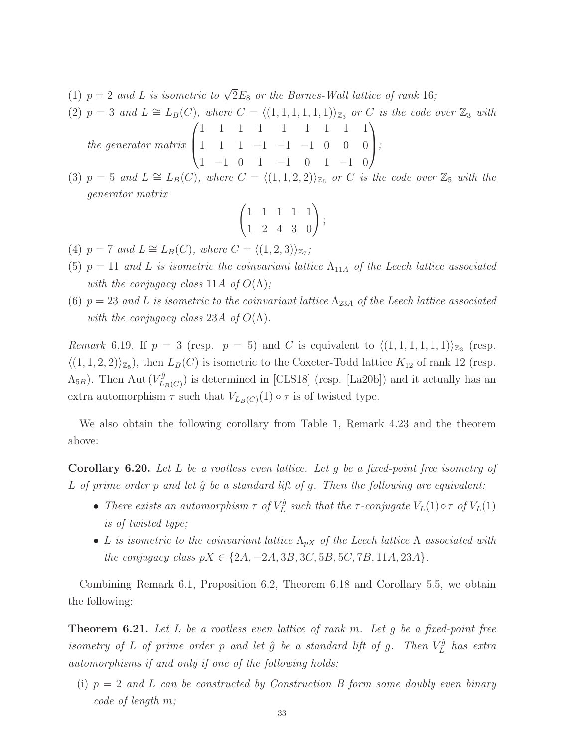(1) $p = 2$ and $L$ is isometric to $\sqrt{2}E_8$ or the Barnes-Wall lattice of rank 16;

(2) $p = 3$ and $L \cong L_B(C)$, where $C = \langle(1,1,1,1,1,1)\rangle_{\mathbb{Z}_3}$ or $C$ is the code over $\mathbb{Z}_3$ with the generator matrix $\begin{pmatrix} 1 & 1 & 1 & 1 & 1 & 1 & 1 & 1 & 1 \\ 1 & 1 & 1 & -1 & -1 & -1 & 0 & 0 & 0 \\ 1 & -1 & 0 & 1 & -1 & 0 & 1 & -1 & 0 \end{pmatrix}$;

(3) $p = 5$ and $L \cong L_B(C)$, where $C = \langle(1,1,2,2)\rangle_{\mathbb{Z}_5}$ or $C$ is the code over $\mathbb{Z}_5$ with the generator matrix

$$\begin{pmatrix} 1 & 1 & 1 & 1 & 1 \\ 1 & 2 & 4 & 3 & 0 \end{pmatrix};$$

(4) $p = 7$ and $L \cong L_B(C)$, where $C = \langle(1,2,3)\rangle_{\mathbb{Z}_7}$;

(5) $p = 11$ and $L$ is isometric the coinvariant lattice $\Lambda_{11A}$ of the Leech lattice associated with the conjugacy class $11A$ of $O(\Lambda)$;

(6) $p = 23$ and $L$ is isometric to the coinvariant lattice $\Lambda_{23A}$ of the Leech lattice associated with the conjugacy class $23A$ of $O(\Lambda)$.

*Remark* 6.19. If $p = 3$ (resp. $p = 5$) and $C$ is equivalent to $\langle(1,1,1,1,1,1)\rangle_{\mathbb{Z}_3}$ (resp. $\langle(1,1,2,2)\rangle_{\mathbb{Z}_5}$), then $L_B(C)$ is isometric to the Coxeter-Todd lattice $K_{12}$ of rank 12 (resp. $\Lambda_{5B}$). Then $\mathrm{Aut}\,(V_{L_B(C)}^{\hat{g}})$ is determined in [CLS18] (resp. [La20b]) and it actually has an extra automorphism $\tau$ such that $V_{L_B(C)}(1) \circ \tau$ is of twisted type.

We also obtain the following corollary from Table 1, Remark 4.23 and the theorem above:

**Corollary 6.20.** *Let $L$ be a rootless even lattice. Let $g$ be a fixed-point free isometry of $L$ of prime order $p$ and let $\hat{g}$ be a standard lift of $g$. Then the following are equivalent:*

- *There exists an automorphism $\tau$ of $V_L^{\hat{g}}$ such that the $\tau$-conjugate $V_L(1) \circ \tau$ of $V_L(1)$ is of twisted type;*
- *$L$ is isometric to the coinvariant lattice $\Lambda_{pX}$ of the Leech lattice $\Lambda$ associated with the conjugacy class $pX \in \{2A, -2A, 3B, 3C, 5B, 5C, 7B, 11A, 23A\}$.*

Combining Remark 6.1, Proposition 6.2, Theorem 6.18 and Corollary 5.5, we obtain the following:

**Theorem 6.21.** *Let $L$ be a rootless even lattice of rank $m$. Let $g$ be a fixed-point free isometry of $L$ of prime order $p$ and let $\hat{g}$ be a standard lift of $g$. Then $V_L^{\hat{g}}$ has extra automorphisms if and only if one of the following holds:*

(i) *$p = 2$ and $L$ can be constructed by Construction B form some doubly even binary code of length $m$;*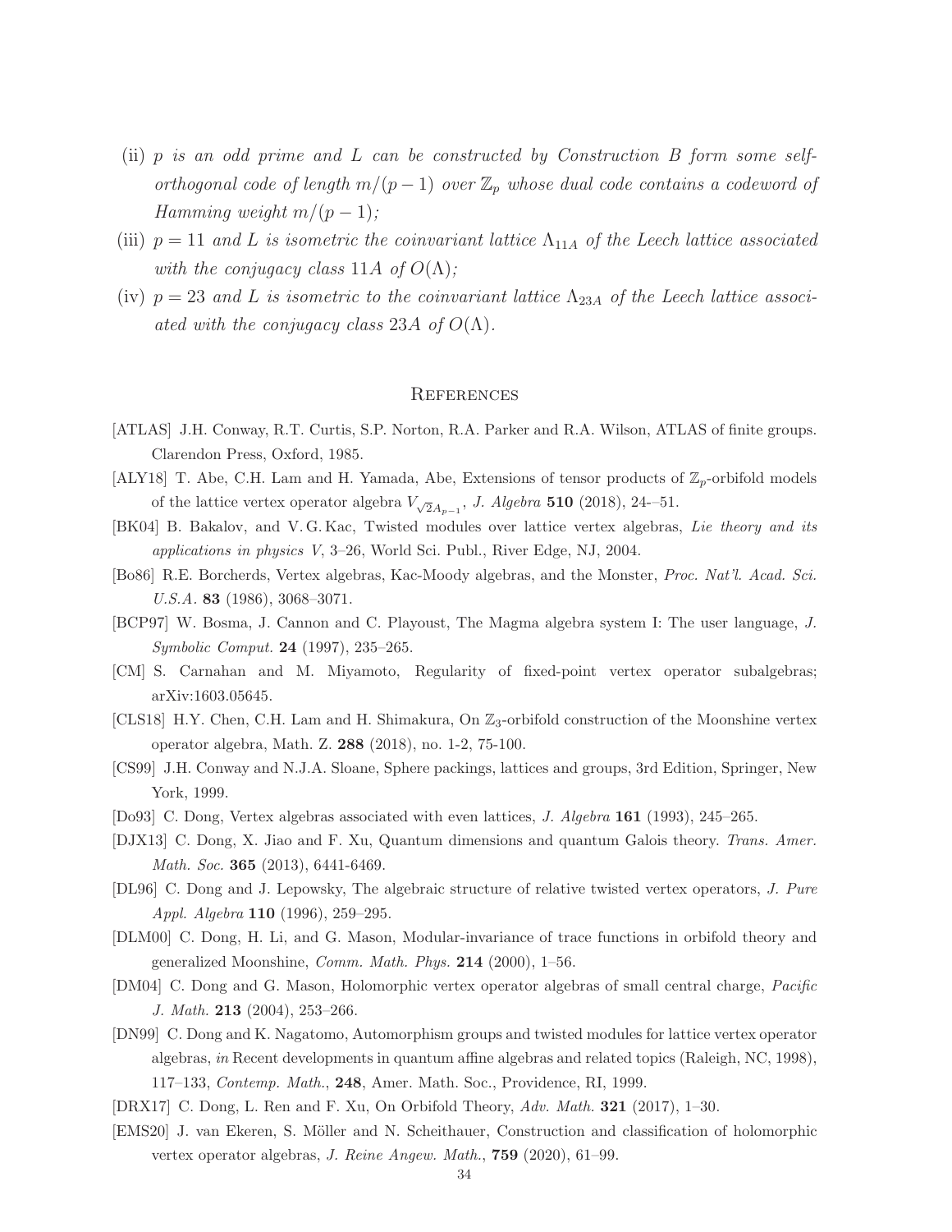(ii) *$p$ is an odd prime and $L$ can be constructed by Construction B form some self-orthogonal code of length $m/(p-1)$ over $\mathbb{Z}_p$ whose dual code contains a codeword of Hamming weight $m/(p-1)$;*

(iii) *$p = 11$ and $L$ is isometric the coinvariant lattice $\Lambda_{11A}$ of the Leech lattice associated with the conjugacy class $11A$ of $O(\Lambda)$;*

(iv) *$p = 23$ and $L$ is isometric to the coinvariant lattice $\Lambda_{23A}$ of the Leech lattice associated with the conjugacy class $23A$ of $O(\Lambda)$.*

## References

[ATLAS] J.H. Conway, R.T. Curtis, S.P. Norton, R.A. Parker and R.A. Wilson, ATLAS of finite groups. Clarendon Press, Oxford, 1985.

[ALY18] T. Abe, C.H. Lam and H. Yamada, Abe, Extensions of tensor products of $\mathbb{Z}_p$-orbifold models of the lattice vertex operator algebra $V_{\sqrt{2}A_{p-1}}$, *J. Algebra* **510** (2018), 24-–51.

[BK04] B. Bakalov, and V. G. Kac, Twisted modules over lattice vertex algebras, *Lie theory and its applications in physics V*, 3–26, World Sci. Publ., River Edge, NJ, 2004.

[Bo86] R.E. Borcherds, Vertex algebras, Kac-Moody algebras, and the Monster, *Proc. Nat'l. Acad. Sci. U.S.A.* **83** (1986), 3068–3071.

[BCP97] W. Bosma, J. Cannon and C. Playoust, The Magma algebra system I: The user language, *J. Symbolic Comput.* **24** (1997), 235–265.

[CM] S. Carnahan and M. Miyamoto, Regularity of fixed-point vertex operator subalgebras; arXiv:1603.05645.

[CLS18] H.Y. Chen, C.H. Lam and H. Shimakura, On $\mathbb{Z}_3$-orbifold construction of the Moonshine vertex operator algebra, Math. Z. **288** (2018), no. 1-2, 75-100.

[CS99] J.H. Conway and N.J.A. Sloane, Sphere packings, lattices and groups, 3rd Edition, Springer, New York, 1999.

[Do93] C. Dong, Vertex algebras associated with even lattices, *J. Algebra* **161** (1993), 245–265.

[DJX13] C. Dong, X. Jiao and F. Xu, Quantum dimensions and quantum Galois theory. *Trans. Amer. Math. Soc.* **365** (2013), 6441-6469.

[DL96] C. Dong and J. Lepowsky, The algebraic structure of relative twisted vertex operators, *J. Pure Appl. Algebra* **110** (1996), 259–295.

[DLM00] C. Dong, H. Li, and G. Mason, Modular-invariance of trace functions in orbifold theory and generalized Moonshine, *Comm. Math. Phys.* **214** (2000), 1–56.

[DM04] C. Dong and G. Mason, Holomorphic vertex operator algebras of small central charge, *Pacific J. Math.* **213** (2004), 253–266.

[DN99] C. Dong and K. Nagatomo, Automorphism groups and twisted modules for lattice vertex operator algebras, *in* Recent developments in quantum affine algebras and related topics (Raleigh, NC, 1998), 117–133, *Contemp. Math.*, **248**, Amer. Math. Soc., Providence, RI, 1999.

[DRX17] C. Dong, L. Ren and F. Xu, On Orbifold Theory, *Adv. Math.* **321** (2017), 1–30.

[EMS20] J. van Ekeren, S. Möller and N. Scheithauer, Construction and classification of holomorphic vertex operator algebras, *J. Reine Angew. Math.*, **759** (2020), 61–99.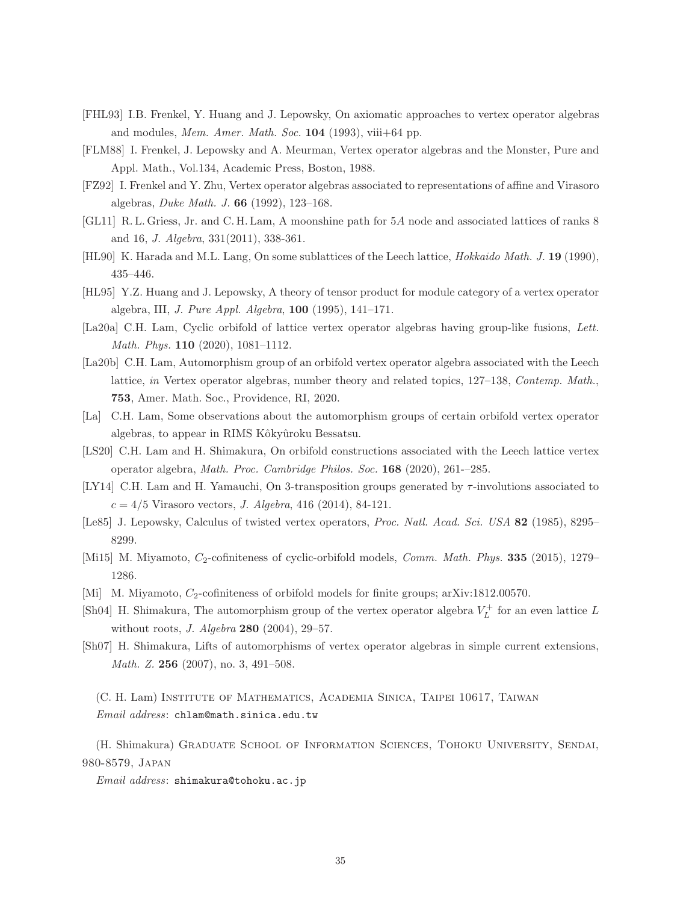[FHL93] I.B. Frenkel, Y. Huang and J. Lepowsky, On axiomatic approaches to vertex operator algebras and modules, *Mem. Amer. Math. Soc.* **104** (1993), viii+64 pp.

[FLM88] I. Frenkel, J. Lepowsky and A. Meurman, Vertex operator algebras and the Monster, Pure and Appl. Math., Vol.134, Academic Press, Boston, 1988.

[FZ92] I. Frenkel and Y. Zhu, Vertex operator algebras associated to representations of affine and Virasoro algebras, *Duke Math. J.* **66** (1992), 123–168.

[GL11] R. L. Griess, Jr. and C. H. Lam, A moonshine path for $5A$ node and associated lattices of ranks 8 and 16, *J. Algebra*, 331(2011), 338-361.

[HL90] K. Harada and M.L. Lang, On some sublattices of the Leech lattice, *Hokkaido Math. J.* **19** (1990), 435–446.

[HL95] Y.Z. Huang and J. Lepowsky, A theory of tensor product for module category of a vertex operator algebra, III, *J. Pure Appl. Algebra*, **100** (1995), 141–171.

[La20a] C.H. Lam, Cyclic orbifold of lattice vertex operator algebras having group-like fusions, *Lett. Math. Phys.* **110** (2020), 1081–1112.

[La20b] C.H. Lam, Automorphism group of an orbifold vertex operator algebra associated with the Leech lattice, *in* Vertex operator algebras, number theory and related topics, 127–138, *Contemp. Math.*, **753**, Amer. Math. Soc., Providence, RI, 2020.

[La] C.H. Lam, Some observations about the automorphism groups of certain orbifold vertex operator algebras, to appear in RIMS Kôkyûroku Bessatsu.

[LS20] C.H. Lam and H. Shimakura, On orbifold constructions associated with the Leech lattice vertex operator algebra, *Math. Proc. Cambridge Philos. Soc.* **168** (2020), 261-–285.

[LY14] C.H. Lam and H. Yamauchi, On 3-transposition groups generated by $\tau$-involutions associated to $c = 4/5$ Virasoro vectors, *J. Algebra*, 416 (2014), 84-121.

[Le85] J. Lepowsky, Calculus of twisted vertex operators, *Proc. Natl. Acad. Sci. USA* **82** (1985), 8295–8299.

[Mi15] M. Miyamoto, $C_2$-cofiniteness of cyclic-orbifold models, *Comm. Math. Phys.* **335** (2015), 1279–1286.

[Mi] M. Miyamoto, $C_2$-cofiniteness of orbifold models for finite groups; arXiv:1812.00570.

[Sh04] H. Shimakura, The automorphism group of the vertex operator algebra $V_L^+$ for an even lattice $L$ without roots, *J. Algebra* **280** (2004), 29–57.

[Sh07] H. Shimakura, Lifts of automorphisms of vertex operator algebras in simple current extensions, *Math. Z.* **256** (2007), no. 3, 491–508.

(C. H. Lam) Institute of Mathematics, Academia Sinica, Taipei 10617, Taiwan
*Email address*: chlam@math.sinica.edu.tw

(H. Shimakura) Graduate School of Information Sciences, Tohoku University, Sendai, 980-8579, Japan
*Email address*: shimakura@tohoku.ac.jp